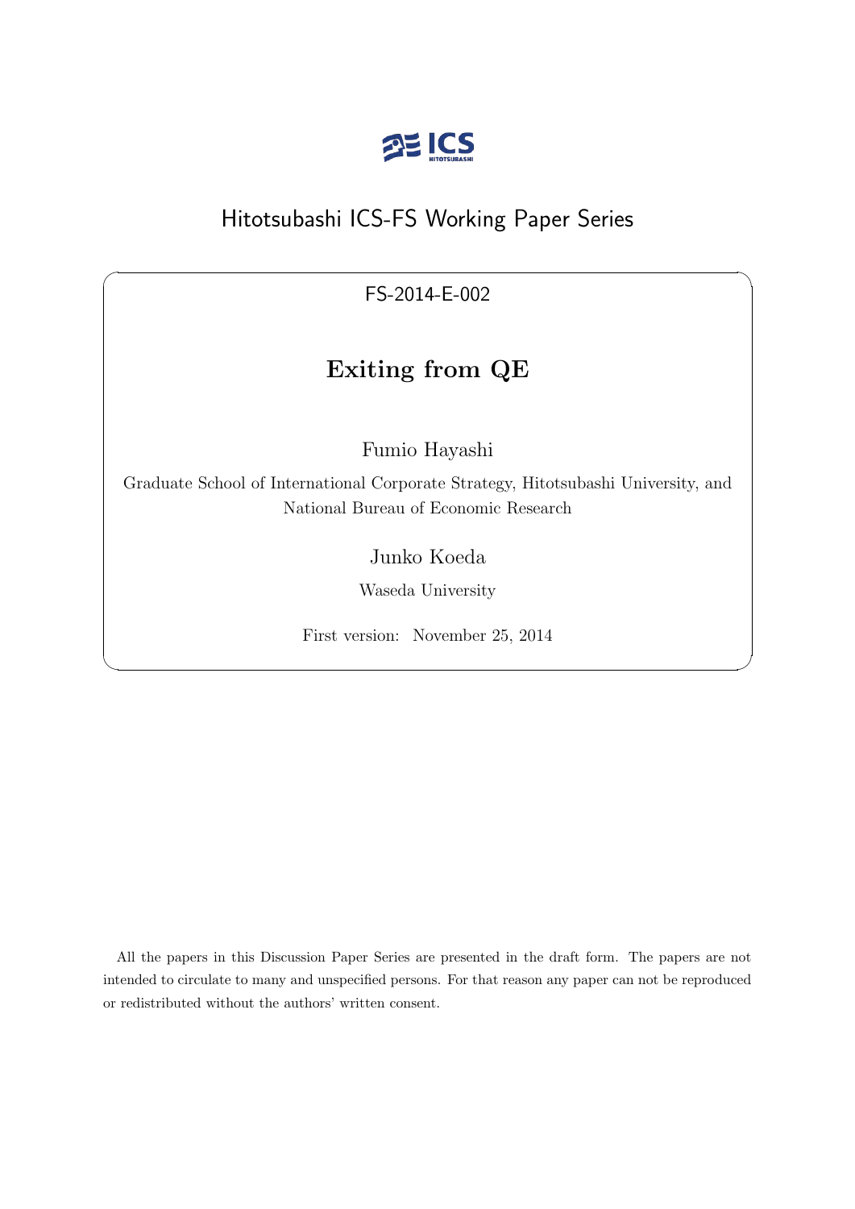Hitotsubashi ICS-FS Working Paper Series

FS-2014-E-002

# Exiting from QE

Fumio Hayashi

Graduate School of International Corporate Strategy, Hitotsubashi University, and National Bureau of Economic Research

Junko Koeda

Waseda University

First version: November 25, 2014

All the papers in this Discussion Paper Series are presented in the draft form. The papers are not intended to circulate to many and unspecified persons. For that reason any paper can not be reproduced or redistributed without the authors' written consent.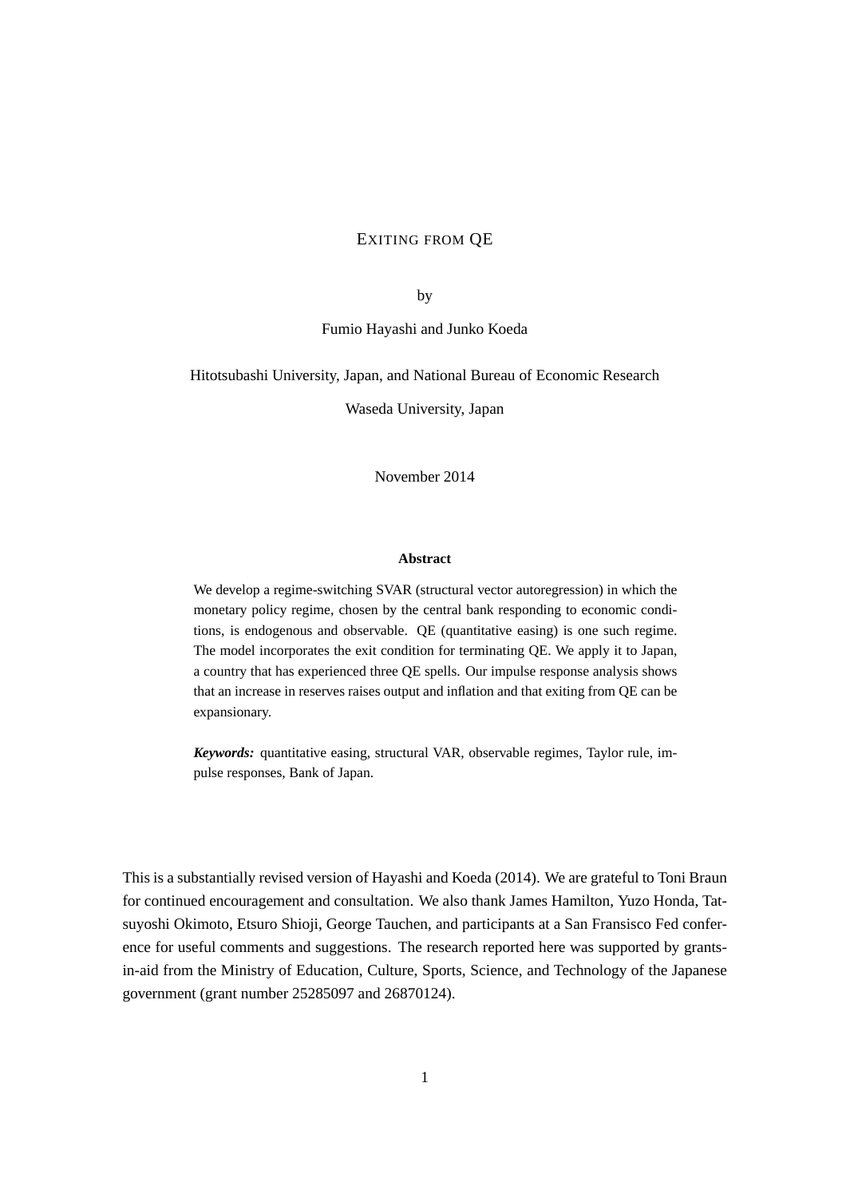# EXITING FROM QE

by

Fumio Hayashi and Junko Koeda

Hitotsubashi University, Japan, and National Bureau of Economic Research

Waseda University, Japan

November 2014

**Abstract**

We develop a regime-switching SVAR (structural vector autoregression) in which the monetary policy regime, chosen by the central bank responding to economic conditions, is endogenous and observable. QE (quantitative easing) is one such regime. The model incorporates the exit condition for terminating QE. We apply it to Japan, a country that has experienced three QE spells. Our impulse response analysis shows that an increase in reserves raises output and inflation and that exiting from QE can be expansionary.

***Keywords:*** quantitative easing, structural VAR, observable regimes, Taylor rule, impulse responses, Bank of Japan.

This is a substantially revised version of Hayashi and Koeda (2014). We are grateful to Toni Braun for continued encouragement and consultation. We also thank James Hamilton, Yuzo Honda, Tatsuyoshi Okimoto, Etsuro Shioji, George Tauchen, and participants at a San Fransisco Fed conference for useful comments and suggestions. The research reported here was supported by grants-in-aid from the Ministry of Education, Culture, Sports, Science, and Technology of the Japanese government (grant number 25285097 and 26870124).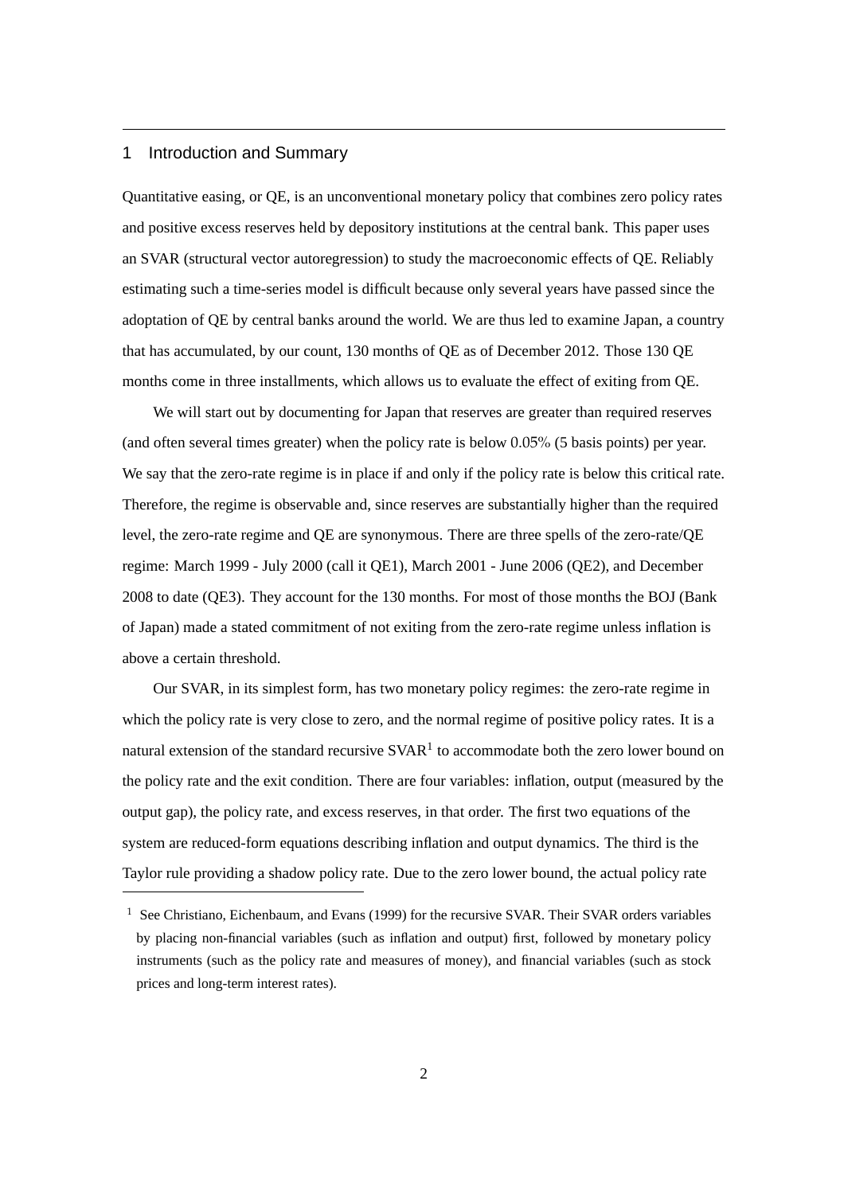## 1 Introduction and Summary

Quantitative easing, or QE, is an unconventional monetary policy that combines zero policy rates and positive excess reserves held by depository institutions at the central bank. This paper uses an SVAR (structural vector autoregression) to study the macroeconomic effects of QE. Reliably estimating such a time-series model is difficult because only several years have passed since the adoption of QE by central banks around the world. We are thus led to examine Japan, a country that has accumulated, by our count, 130 months of QE as of December 2012. Those 130 QE months come in three installments, which allows us to evaluate the effect of exiting from QE.

We will start out by documenting for Japan that reserves are greater than required reserves (and often several times greater) when the policy rate is below 0.05% (5 basis points) per year. We say that the zero-rate regime is in place if and only if the policy rate is below this critical rate. Therefore, the regime is observable and, since reserves are substantially higher than the required level, the zero-rate regime and QE are synonymous. There are three spells of the zero-rate/QE regime: March 1999 - July 2000 (call it QE1), March 2001 - June 2006 (QE2), and December 2008 to date (QE3). They account for the 130 months. For most of those months the BOJ (Bank of Japan) made a stated commitment of not exiting from the zero-rate regime unless inflation is above a certain threshold.

Our SVAR, in its simplest form, has two monetary policy regimes: the zero-rate regime in which the policy rate is very close to zero, and the normal regime of positive policy rates. It is a natural extension of the standard recursive SVAR[1] to accommodate both the zero lower bound on the policy rate and the exit condition. There are four variables: inflation, output (measured by the output gap), the policy rate, and excess reserves, in that order. The first two equations of the system are reduced-form equations describing inflation and output dynamics. The third is the Taylor rule providing a shadow policy rate. Due to the zero lower bound, the actual policy rate

[1] See Christiano, Eichenbaum, and Evans (1999) for the recursive SVAR. Their SVAR orders variables by placing non-financial variables (such as inflation and output) first, followed by monetary policy instruments (such as the policy rate and measures of money), and financial variables (such as stock prices and long-term interest rates).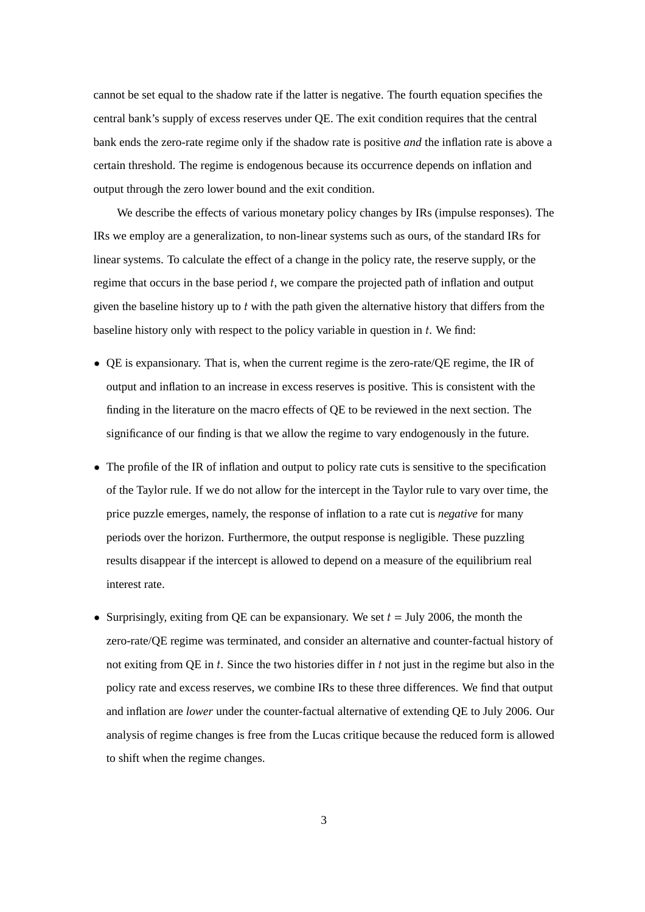cannot be set equal to the shadow rate if the latter is negative. The fourth equation specifies the central bank's supply of excess reserves under QE. The exit condition requires that the central bank ends the zero-rate regime only if the shadow rate is positive *and* the inflation rate is above a certain threshold. The regime is endogenous because its occurrence depends on inflation and output through the zero lower bound and the exit condition.

We describe the effects of various monetary policy changes by IRs (impulse responses). The IRs we employ are a generalization, to non-linear systems such as ours, of the standard IRs for linear systems. To calculate the effect of a change in the policy rate, the reserve supply, or the regime that occurs in the base period $t$, we compare the projected path of inflation and output given the baseline history up to $t$ with the path given the alternative history that differs from the baseline history only with respect to the policy variable in question in $t$. We find:

- QE is expansionary. That is, when the current regime is the zero-rate/QE regime, the IR of output and inflation to an increase in excess reserves is positive. This is consistent with the finding in the literature on the macro effects of QE to be reviewed in the next section. The significance of our finding is that we allow the regime to vary endogenously in the future.

- The profile of the IR of inflation and output to policy rate cuts is sensitive to the specification of the Taylor rule. If we do not allow for the intercept in the Taylor rule to vary over time, the price puzzle emerges, namely, the response of inflation to a rate cut is *negative* for many periods over the horizon. Furthermore, the output response is negligible. These puzzling results disappear if the intercept is allowed to depend on a measure of the equilibrium real interest rate.

- Surprisingly, exiting from QE can be expansionary. We set $t$ = July 2006, the month the zero-rate/QE regime was terminated, and consider an alternative and counter-factual history of not exiting from QE in $t$. Since the two histories differ in $t$ not just in the regime but also in the policy rate and excess reserves, we combine IRs to these three differences. We find that output and inflation are *lower* under the counter-factual alternative of extending QE to July 2006. Our analysis of regime changes is free from the Lucas critique because the reduced form is allowed to shift when the regime changes.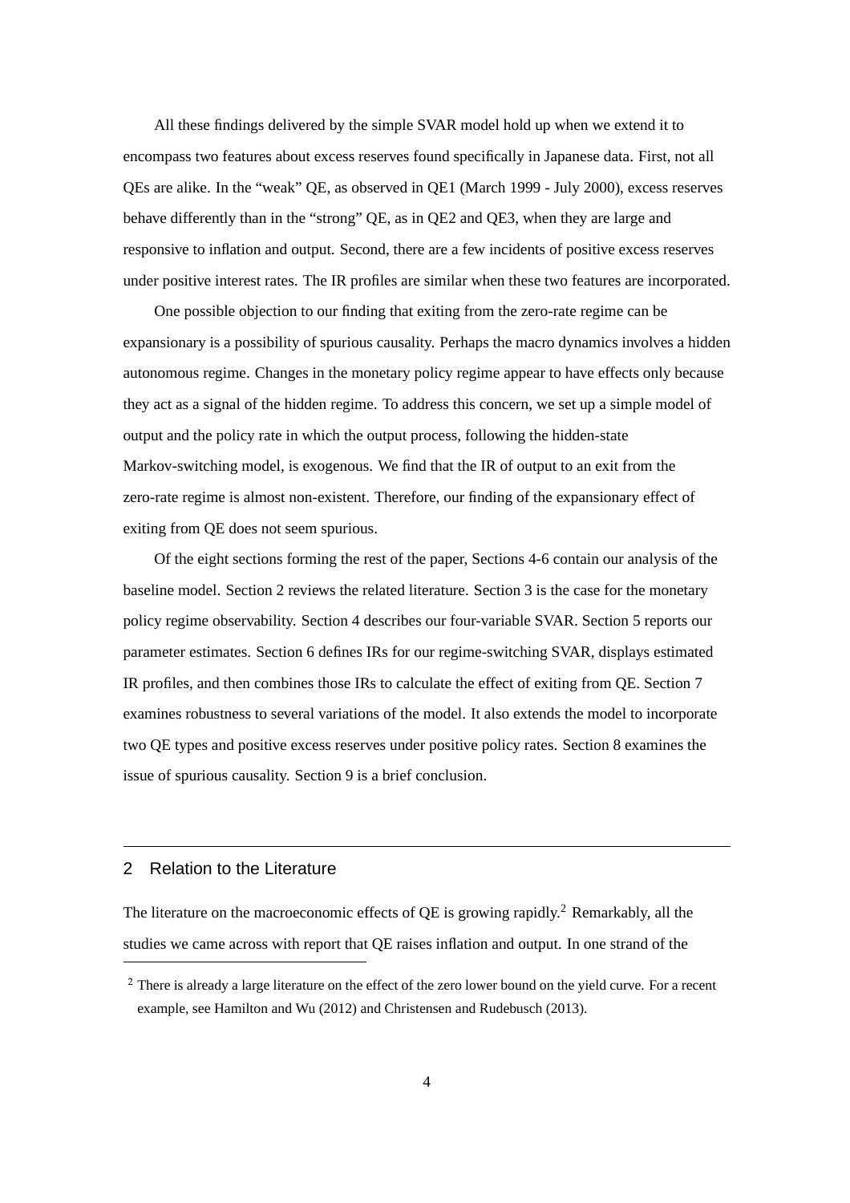All these findings delivered by the simple SVAR model hold up when we extend it to encompass two features about excess reserves found specifically in Japanese data. First, not all QEs are alike. In the "weak" QE, as observed in QE1 (March 1999 - July 2000), excess reserves behave differently than in the "strong" QE, as in QE2 and QE3, when they are large and responsive to inflation and output. Second, there are a few incidents of positive excess reserves under positive interest rates. The IR profiles are similar when these two features are incorporated.

One possible objection to our finding that exiting from the zero-rate regime can be expansionary is a possibility of spurious causality. Perhaps the macro dynamics involves a hidden autonomous regime. Changes in the monetary policy regime appear to have effects only because they act as a signal of the hidden regime. To address this concern, we set up a simple model of output and the policy rate in which the output process, following the hidden-state Markov-switching model, is exogenous. We find that the IR of output to an exit from the zero-rate regime is almost non-existent. Therefore, our finding of the expansionary effect of exiting from QE does not seem spurious.

Of the eight sections forming the rest of the paper, Sections 4-6 contain our analysis of the baseline model. Section 2 reviews the related literature. Section 3 is the case for the monetary policy regime observability. Section 4 describes our four-variable SVAR. Section 5 reports our parameter estimates. Section 6 defines IRs for our regime-switching SVAR, displays estimated IR profiles, and then combines those IRs to calculate the effect of exiting from QE. Section 7 examines robustness to several variations of the model. It also extends the model to incorporate two QE types and positive excess reserves under positive policy rates. Section 8 examines the issue of spurious causality. Section 9 is a brief conclusion.

## 2 Relation to the Literature

The literature on the macroeconomic effects of QE is growing rapidly.[2] Remarkably, all the studies we came across with report that QE raises inflation and output. In one strand of the

[2] There is already a large literature on the effect of the zero lower bound on the yield curve. For a recent example, see Hamilton and Wu (2012) and Christensen and Rudebusch (2013).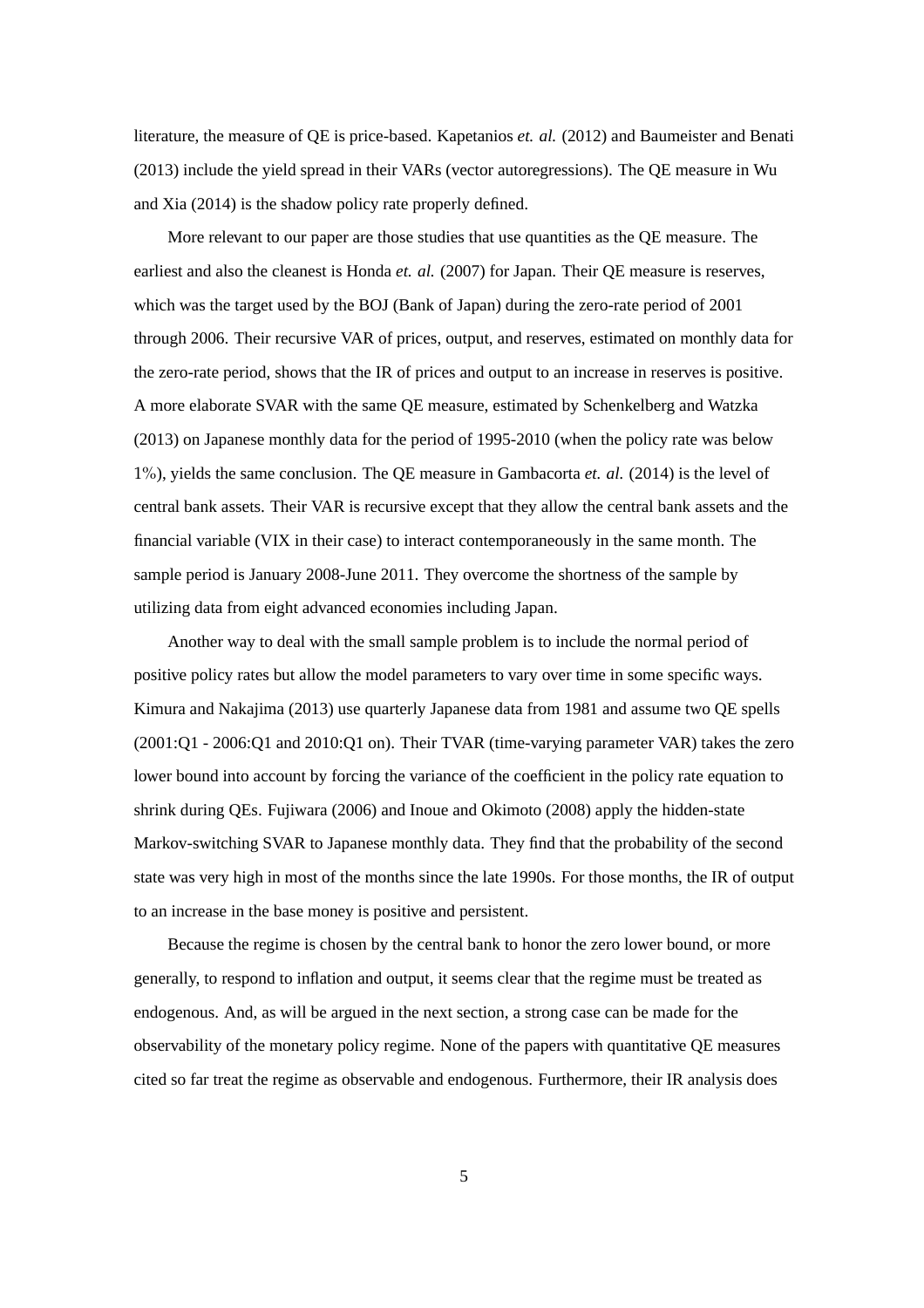literature, the measure of QE is price-based. Kapetanios *et. al.* (2012) and Baumeister and Benati (2013) include the yield spread in their VARs (vector autoregressions). The QE measure in Wu and Xia (2014) is the shadow policy rate properly defined.

More relevant to our paper are those studies that use quantities as the QE measure. The earliest and also the cleanest is Honda *et. al.* (2007) for Japan. Their QE measure is reserves, which was the target used by the BOJ (Bank of Japan) during the zero-rate period of 2001 through 2006. Their recursive VAR of prices, output, and reserves, estimated on monthly data for the zero-rate period, shows that the IR of prices and output to an increase in reserves is positive. A more elaborate SVAR with the same QE measure, estimated by Schenkelberg and Watzka (2013) on Japanese monthly data for the period of 1995-2010 (when the policy rate was below 1%), yields the same conclusion. The QE measure in Gambacorta *et. al.* (2014) is the level of central bank assets. Their VAR is recursive except that they allow the central bank assets and the financial variable (VIX in their case) to interact contemporaneously in the same month. The sample period is January 2008-June 2011. They overcome the shortness of the sample by utilizing data from eight advanced economies including Japan.

Another way to deal with the small sample problem is to include the normal period of positive policy rates but allow the model parameters to vary over time in some specific ways. Kimura and Nakajima (2013) use quarterly Japanese data from 1981 and assume two QE spells (2001:Q1 - 2006:Q1 and 2010:Q1 on). Their TVAR (time-varying parameter VAR) takes the zero lower bound into account by forcing the variance of the coefficient in the policy rate equation to shrink during QEs. Fujiwara (2006) and Inoue and Okimoto (2008) apply the hidden-state Markov-switching SVAR to Japanese monthly data. They find that the probability of the second state was very high in most of the months since the late 1990s. For those months, the IR of output to an increase in the base money is positive and persistent.

Because the regime is chosen by the central bank to honor the zero lower bound, or more generally, to respond to inflation and output, it seems clear that the regime must be treated as endogenous. And, as will be argued in the next section, a strong case can be made for the observability of the monetary policy regime. None of the papers with quantitative QE measures cited so far treat the regime as observable and endogenous. Furthermore, their IR analysis does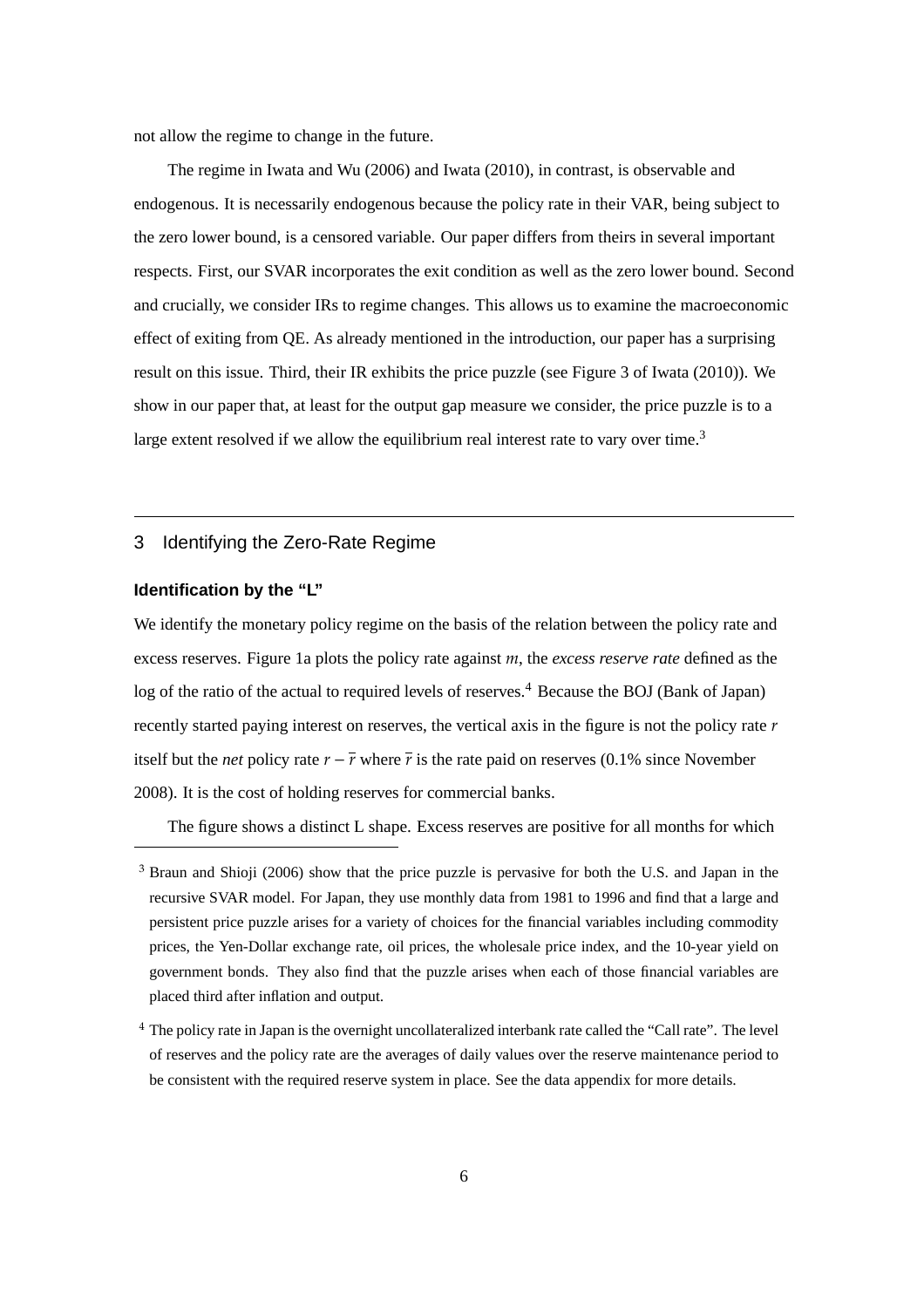not allow the regime to change in the future.

The regime in Iwata and Wu (2006) and Iwata (2010), in contrast, is observable and endogenous. It is necessarily endogenous because the policy rate in their VAR, being subject to the zero lower bound, is a censored variable. Our paper differs from theirs in several important respects. First, our SVAR incorporates the exit condition as well as the zero lower bound. Second and crucially, we consider IRs to regime changes. This allows us to examine the macroeconomic effect of exiting from QE. As already mentioned in the introduction, our paper has a surprising result on this issue. Third, their IR exhibits the price puzzle (see Figure 3 of Iwata (2010)). We show in our paper that, at least for the output gap measure we consider, the price puzzle is to a large extent resolved if we allow the equilibrium real interest rate to vary over time.[3]

## 3 Identifying the Zero-Rate Regime

### Identification by the "L"

We identify the monetary policy regime on the basis of the relation between the policy rate and excess reserves. Figure 1a plots the policy rate against $m$, the *excess reserve rate* defined as the log of the ratio of the actual to required levels of reserves.[4] Because the BOJ (Bank of Japan) recently started paying interest on reserves, the vertical axis in the figure is not the policy rate $r$ itself but the *net* policy rate $r - \overline{r}$ where $\overline{r}$ is the rate paid on reserves (0.1% since November 2008). It is the cost of holding reserves for commercial banks.

The figure shows a distinct L shape. Excess reserves are positive for all months for which

---

[3] Braun and Shioji (2006) show that the price puzzle is pervasive for both the U.S. and Japan in the recursive SVAR model. For Japan, they use monthly data from 1981 to 1996 and find that a large and persistent price puzzle arises for a variety of choices for the financial variables including commodity prices, the Yen-Dollar exchange rate, oil prices, the wholesale price index, and the 10-year yield on government bonds. They also find that the puzzle arises when each of those financial variables are placed third after inflation and output.

[4] The policy rate in Japan is the overnight uncollateralized interbank rate called the "Call rate". The level of reserves and the policy rate are the averages of daily values over the reserve maintenance period to be consistent with the required reserve system in place. See the data appendix for more details.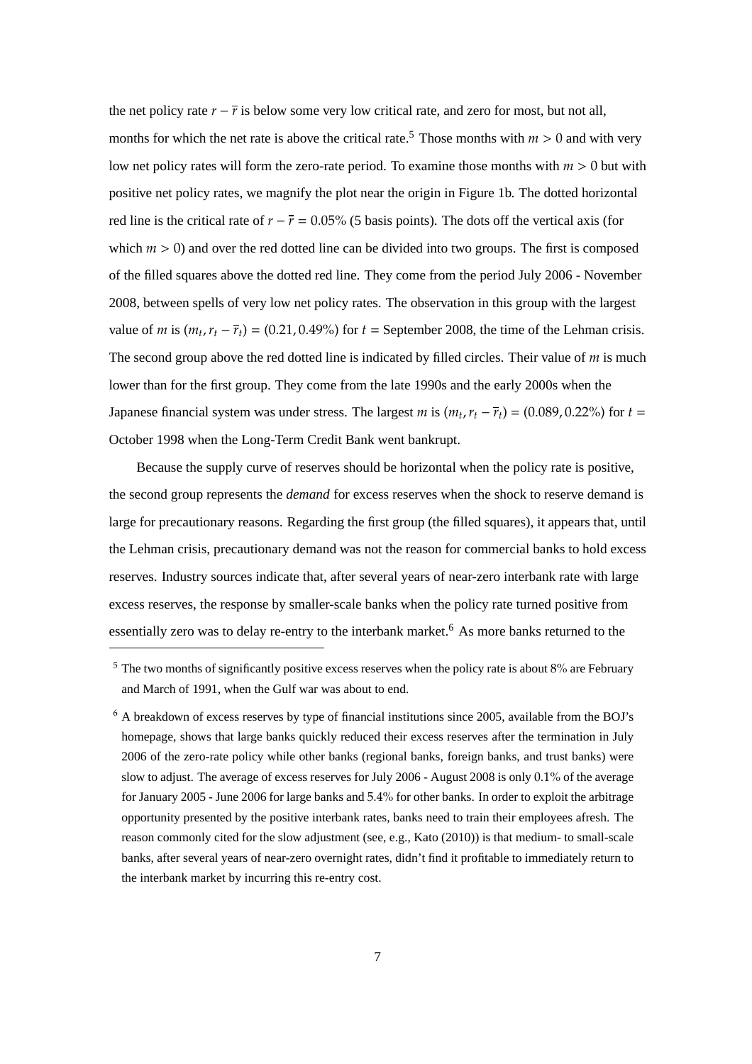the net policy rate $r - \overline{r}$ is below some very low critical rate, and zero for most, but not all, months for which the net rate is above the critical rate.[5] Those months with $m > 0$ and with very low net policy rates will form the zero-rate period. To examine those months with $m > 0$ but with positive net policy rates, we magnify the plot near the origin in Figure 1b. The dotted horizontal red line is the critical rate of $r - \overline{r} = 0.05\%$ (5 basis points). The dots off the vertical axis (for which $m > 0$) and over the red dotted line can be divided into two groups. The first is composed of the filled squares above the dotted red line. They come from the period July 2006 - November 2008, between spells of very low net policy rates. The observation in this group with the largest value of $m$ is $(m_t, r_t - \overline{r}_t) = (0.21, 0.49\%)$ for $t =$ September 2008, the time of the Lehman crisis. The second group above the red dotted line is indicated by filled circles. Their value of $m$ is much lower than for the first group. They come from the late 1990s and the early 2000s when the Japanese financial system was under stress. The largest $m$ is $(m_t, r_t - \overline{r}_t) = (0.089, 0.22\%)$ for $t =$ October 1998 when the Long-Term Credit Bank went bankrupt.

Because the supply curve of reserves should be horizontal when the policy rate is positive, the second group represents the *demand* for excess reserves when the shock to reserve demand is large for precautionary reasons. Regarding the first group (the filled squares), it appears that, until the Lehman crisis, precautionary demand was not the reason for commercial banks to hold excess reserves. Industry sources indicate that, after several years of near-zero interbank rate with large excess reserves, the response by smaller-scale banks when the policy rate turned positive from essentially zero was to delay re-entry to the interbank market.[6] As more banks returned to the

[5] The two months of significantly positive excess reserves when the policy rate is about 8% are February and March of 1991, when the Gulf war was about to end.

[6] A breakdown of excess reserves by type of financial institutions since 2005, available from the BOJ's homepage, shows that large banks quickly reduced their excess reserves after the termination in July 2006 of the zero-rate policy while other banks (regional banks, foreign banks, and trust banks) were slow to adjust. The average of excess reserves for July 2006 - August 2008 is only 0.1% of the average for January 2005 - June 2006 for large banks and 5.4% for other banks. In order to exploit the arbitrage opportunity presented by the positive interbank rates, banks need to train their employees afresh. The reason commonly cited for the slow adjustment (see, e.g., Kato (2010)) is that medium- to small-scale banks, after several years of near-zero overnight rates, didn't find it profitable to immediately return to the interbank market by incurring this re-entry cost.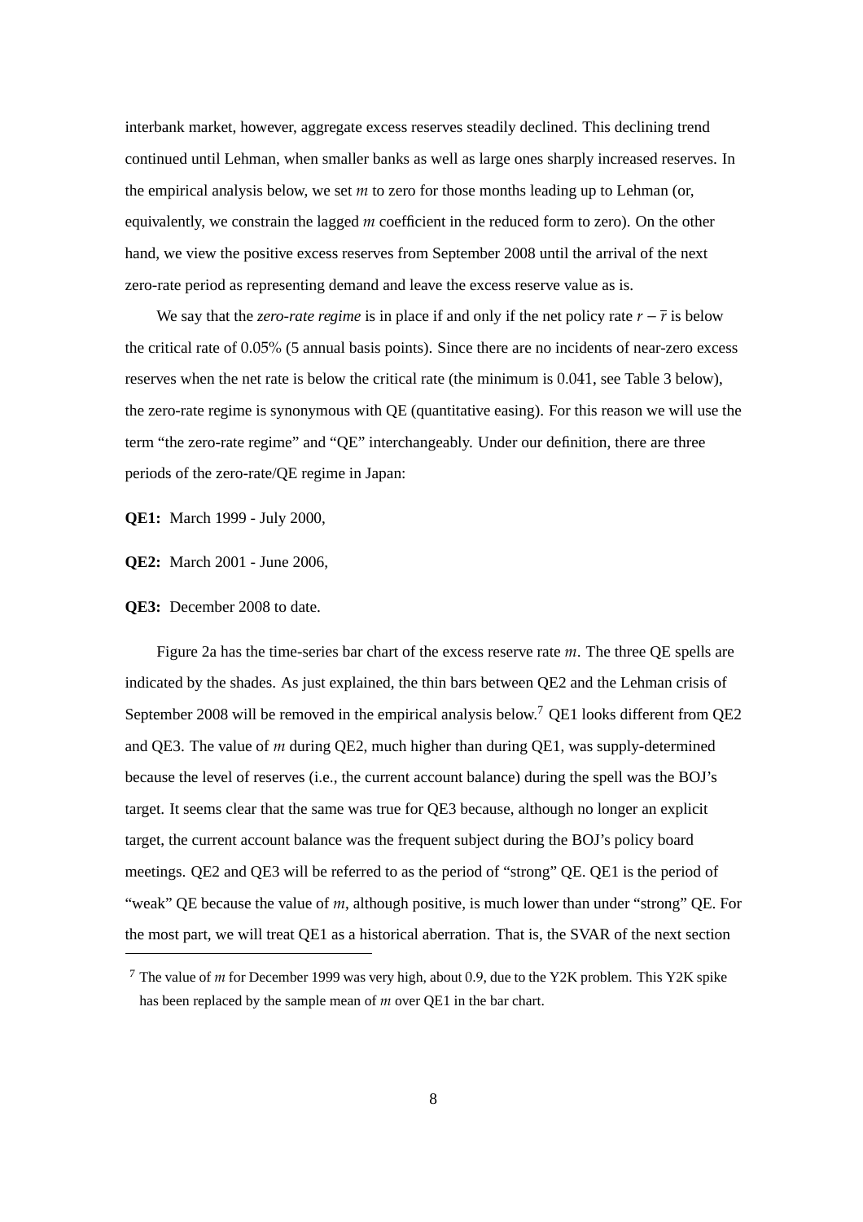interbank market, however, aggregate excess reserves steadily declined. This declining trend continued until Lehman, when smaller banks as well as large ones sharply increased reserves. In the empirical analysis below, we set $m$ to zero for those months leading up to Lehman (or, equivalently, we constrain the lagged $m$ coefficient in the reduced form to zero). On the other hand, we view the positive excess reserves from September 2008 until the arrival of the next zero-rate period as representing demand and leave the excess reserve value as is.

We say that the *zero-rate regime* is in place if and only if the net policy rate $r - \overline{r}$ is below the critical rate of 0.05% (5 annual basis points). Since there are no incidents of near-zero excess reserves when the net rate is below the critical rate (the minimum is 0.041, see Table 3 below), the zero-rate regime is synonymous with QE (quantitative easing). For this reason we will use the term "the zero-rate regime" and "QE" interchangeably. Under our definition, there are three periods of the zero-rate/QE regime in Japan:

**QE1:** March 1999 - July 2000,

**QE2:** March 2001 - June 2006,

**QE3:** December 2008 to date.

Figure 2a has the time-series bar chart of the excess reserve rate $m$. The three QE spells are indicated by the shades. As just explained, the thin bars between QE2 and the Lehman crisis of September 2008 will be removed in the empirical analysis below.[7] QE1 looks different from QE2 and QE3. The value of $m$ during QE2, much higher than during QE1, was supply-determined because the level of reserves (i.e., the current account balance) during the spell was the BOJ's target. It seems clear that the same was true for QE3 because, although no longer an explicit target, the current account balance was the frequent subject during the BOJ's policy board meetings. QE2 and QE3 will be referred to as the period of "strong" QE. QE1 is the period of "weak" QE because the value of $m$, although positive, is much lower than under "strong" QE. For the most part, we will treat QE1 as a historical aberration. That is, the SVAR of the next section

[7] The value of $m$ for December 1999 was very high, about 0.9, due to the Y2K problem. This Y2K spike has been replaced by the sample mean of $m$ over QE1 in the bar chart.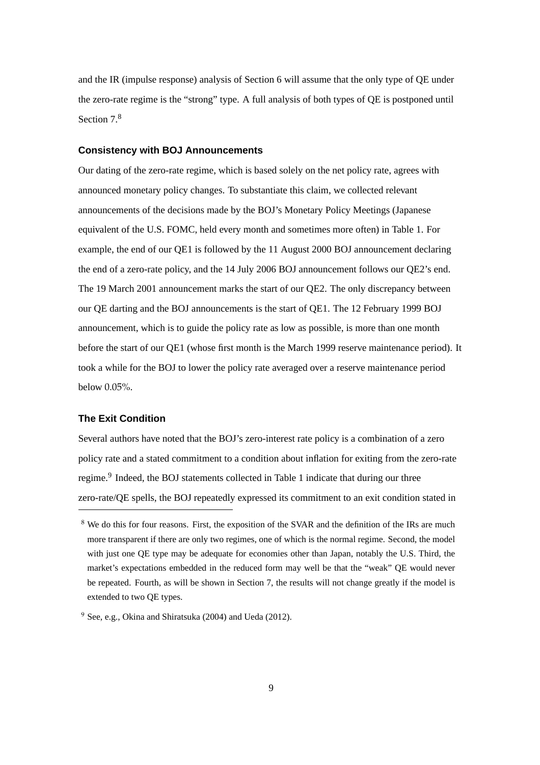and the IR (impulse response) analysis of Section 6 will assume that the only type of QE under the zero-rate regime is the "strong" type. A full analysis of both types of QE is postponed until Section 7.[8]

### Consistency with BOJ Announcements

Our dating of the zero-rate regime, which is based solely on the net policy rate, agrees with announced monetary policy changes. To substantiate this claim, we collected relevant announcements of the decisions made by the BOJ's Monetary Policy Meetings (Japanese equivalent of the U.S. FOMC, held every month and sometimes more often) in Table 1. For example, the end of our QE1 is followed by the 11 August 2000 BOJ announcement declaring the end of a zero-rate policy, and the 14 July 2006 BOJ announcement follows our QE2's end. The 19 March 2001 announcement marks the start of our QE2. The only discrepancy between our QE darting and the BOJ announcements is the start of QE1. The 12 February 1999 BOJ announcement, which is to guide the policy rate as low as possible, is more than one month before the start of our QE1 (whose first month is the March 1999 reserve maintenance period). It took a while for the BOJ to lower the policy rate averaged over a reserve maintenance period below 0.05%.

### The Exit Condition

Several authors have noted that the BOJ's zero-interest rate policy is a combination of a zero policy rate and a stated commitment to a condition about inflation for exiting from the zero-rate regime.[9] Indeed, the BOJ statements collected in Table 1 indicate that during our three zero-rate/QE spells, the BOJ repeatedly expressed its commitment to an exit condition stated in

---

[8] We do this for four reasons. First, the exposition of the SVAR and the definition of the IRs are much more transparent if there are only two regimes, one of which is the normal regime. Second, the model with just one QE type may be adequate for economies other than Japan, notably the U.S. Third, the market's expectations embedded in the reduced form may well be that the "weak" QE would never be repeated. Fourth, as will be shown in Section 7, the results will not change greatly if the model is extended to two QE types.

[9] See, e.g., Okina and Shiratsuka (2004) and Ueda (2012).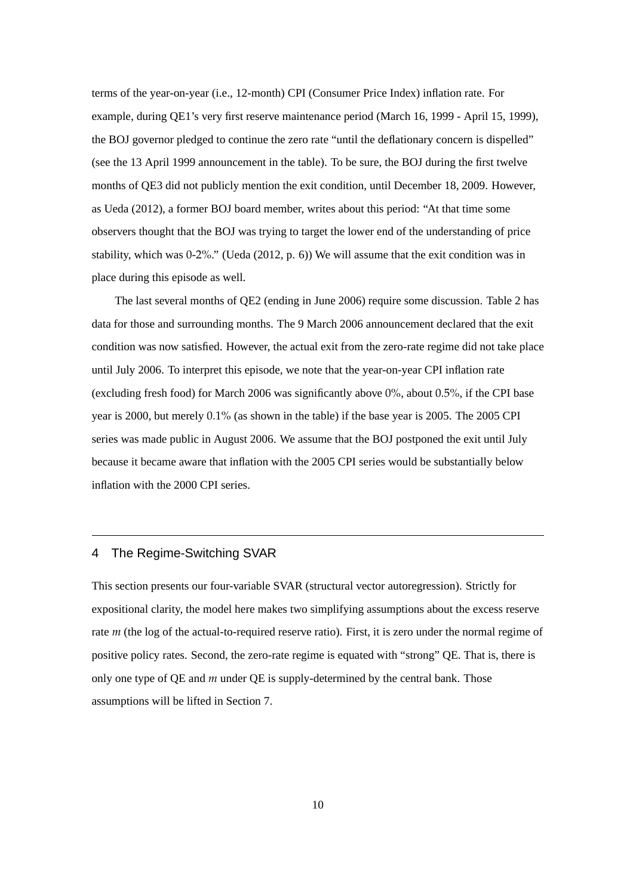terms of the year-on-year (i.e., 12-month) CPI (Consumer Price Index) inflation rate. For example, during QE1's very first reserve maintenance period (March 16, 1999 - April 15, 1999), the BOJ governor pledged to continue the zero rate "until the deflationary concern is dispelled" (see the 13 April 1999 announcement in the table). To be sure, the BOJ during the first twelve months of QE3 did not publicly mention the exit condition, until December 18, 2009. However, as Ueda (2012), a former BOJ board member, writes about this period: "At that time some observers thought that the BOJ was trying to target the lower end of the understanding of price stability, which was 0-2%." (Ueda (2012, p. 6)) We will assume that the exit condition was in place during this episode as well.

The last several months of QE2 (ending in June 2006) require some discussion. Table 2 has data for those and surrounding months. The 9 March 2006 announcement declared that the exit condition was now satisfied. However, the actual exit from the zero-rate regime did not take place until July 2006. To interpret this episode, we note that the year-on-year CPI inflation rate (excluding fresh food) for March 2006 was significantly above 0%, about 0.5%, if the CPI base year is 2000, but merely 0.1% (as shown in the table) if the base year is 2005. The 2005 CPI series was made public in August 2006. We assume that the BOJ postponed the exit until July because it became aware that inflation with the 2005 CPI series would be substantially below inflation with the 2000 CPI series.

## 4 The Regime-Switching SVAR

This section presents our four-variable SVAR (structural vector autoregression). Strictly for expositional clarity, the model here makes two simplifying assumptions about the excess reserve rate $m$ (the log of the actual-to-required reserve ratio). First, it is zero under the normal regime of positive policy rates. Second, the zero-rate regime is equated with "strong" QE. That is, there is only one type of QE and $m$ under QE is supply-determined by the central bank. Those assumptions will be lifted in Section 7.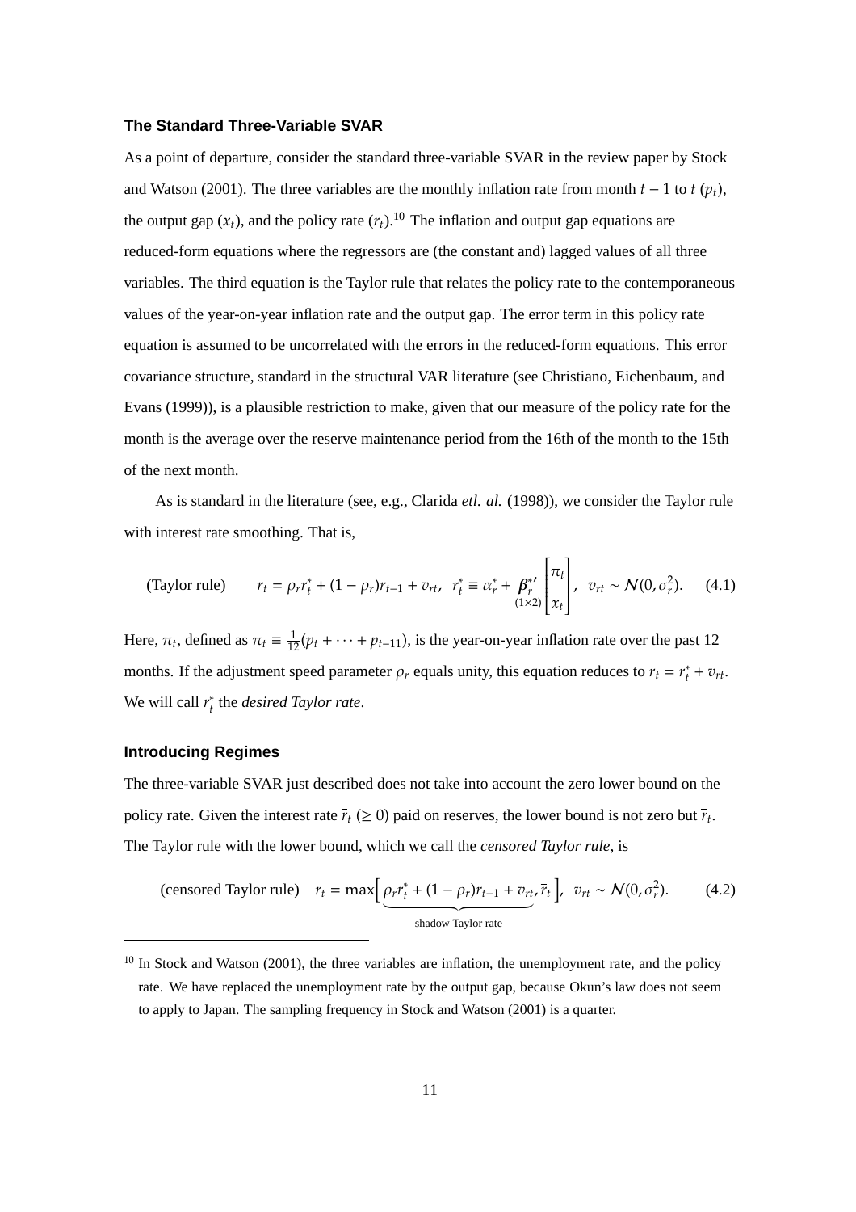### The Standard Three-Variable SVAR

As a point of departure, consider the standard three-variable SVAR in the review paper by Stock and Watson (2001). The three variables are the monthly inflation rate from month $t-1$ to $t$ ($p_t$), the output gap ($x_t$), and the policy rate ($r_t$).[10] The inflation and output gap equations are reduced-form equations where the regressors are (the constant and) lagged values of all three variables. The third equation is the Taylor rule that relates the policy rate to the contemporaneous values of the year-on-year inflation rate and the output gap. The error term in this policy rate equation is assumed to be uncorrelated with the errors in the reduced-form equations. This error covariance structure, standard in the structural VAR literature (see Christiano, Eichenbaum, and Evans (1999)), is a plausible restriction to make, given that our measure of the policy rate for the month is the average over the reserve maintenance period from the 16th of the month to the 15th of the next month.

As is standard in the literature (see, e.g., Clarida *etl. al.* (1998)), we consider the Taylor rule with interest rate smoothing. That is,

$$\text{(Taylor rule)} \qquad r_t = \rho_r r_t^* + (1-\rho_r) r_{t-1} + v_{rt}, \;\; r_t^* \equiv \alpha_r^* + \underset{(1\times 2)}{\boldsymbol{\beta}_r^{*\prime}} \begin{bmatrix} \pi_t \\ x_t \end{bmatrix}, \;\; v_{rt} \sim \mathcal{N}(0, \sigma_r^2). \qquad (4.1)$$

Here, $\pi_t$, defined as $\pi_t \equiv \frac{1}{12}(p_t + \cdots + p_{t-11})$, is the year-on-year inflation rate over the past 12 months. If the adjustment speed parameter $\rho_r$ equals unity, this equation reduces to $r_t = r_t^* + v_{rt}$. We will call $r_t^*$ the *desired Taylor rate*.

### Introducing Regimes

The three-variable SVAR just described does not take into account the zero lower bound on the policy rate. Given the interest rate $\overline{r}_t$ ($\geq 0$) paid on reserves, the lower bound is not zero but $\overline{r}_t$. The Taylor rule with the lower bound, which we call the *censored Taylor rule*, is

$$\text{(censored Taylor rule)} \quad r_t = \max\Big[\underbrace{\rho_r r_t^* + (1-\rho_r) r_{t-1} + v_{rt}}_{\text{shadow Taylor rate}}, \overline{r}_t\Big], \;\; v_{rt} \sim \mathcal{N}(0, \sigma_r^2). \qquad (4.2)$$

[10] In Stock and Watson (2001), the three variables are inflation, the unemployment rate, and the policy rate. We have replaced the unemployment rate by the output gap, because Okun's law does not seem to apply to Japan. The sampling frequency in Stock and Watson (2001) is a quarter.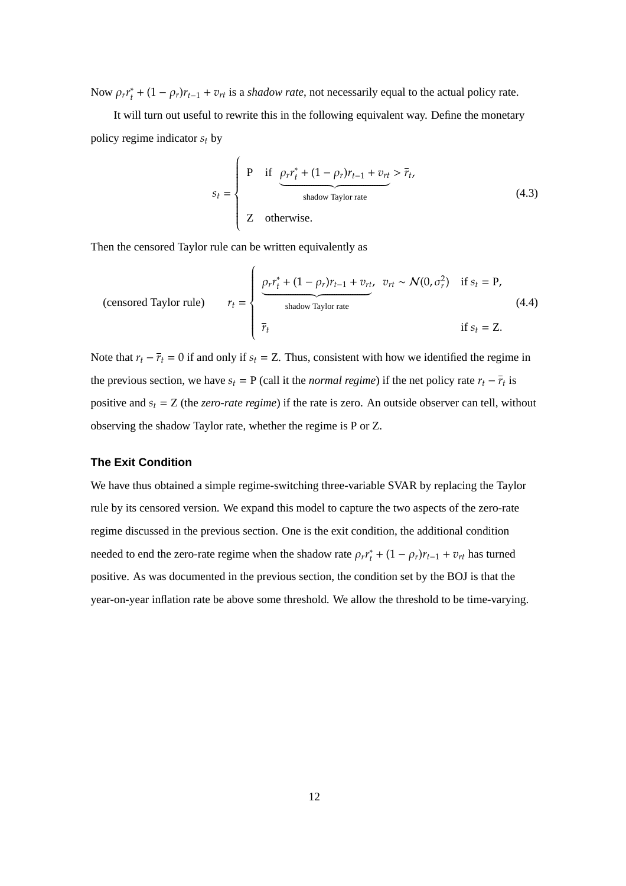Now $\rho_r r_t^* + (1 - \rho_r)r_{t-1} + v_{rt}$ is a *shadow rate*, not necessarily equal to the actual policy rate.

It will turn out useful to rewrite this in the following equivalent way. Define the monetary policy regime indicator $s_t$ by

$$s_t = \begin{cases} \text{P} & \text{if } \underbrace{\rho_r r_t^* + (1 - \rho_r)r_{t-1} + v_{rt}}_{\text{shadow Taylor rate}} > \overline{r}_t, \\ \text{Z} & \text{otherwise.} \end{cases} \tag{4.3}$$

Then the censored Taylor rule can be written equivalently as

$$\text{(censored Taylor rule)} \qquad r_t = \begin{cases} \underbrace{\rho_r r_t^* + (1 - \rho_r)r_{t-1} + v_{rt}}_{\text{shadow Taylor rate}}, \;\; v_{rt} \sim \mathcal{N}(0, \sigma_r^2) & \text{if } s_t = \text{P}, \\ \overline{r}_t & \text{if } s_t = \text{Z}. \end{cases} \tag{4.4}$$

Note that $r_t - \overline{r}_t = 0$ if and only if $s_t = \text{Z}$. Thus, consistent with how we identified the regime in the previous section, we have $s_t = \text{P}$ (call it the *normal regime*) if the net policy rate $r_t - \overline{r}_t$ is positive and $s_t = \text{Z}$ (the *zero-rate regime*) if the rate is zero. An outside observer can tell, without observing the shadow Taylor rate, whether the regime is P or Z.

### The Exit Condition

We have thus obtained a simple regime-switching three-variable SVAR by replacing the Taylor rule by its censored version. We expand this model to capture the two aspects of the zero-rate regime discussed in the previous section. One is the exit condition, the additional condition needed to end the zero-rate regime when the shadow rate $\rho_r r_t^* + (1 - \rho_r)r_{t-1} + v_{rt}$ has turned positive. As was documented in the previous section, the condition set by the BOJ is that the year-on-year inflation rate be above some threshold. We allow the threshold to be time-varying.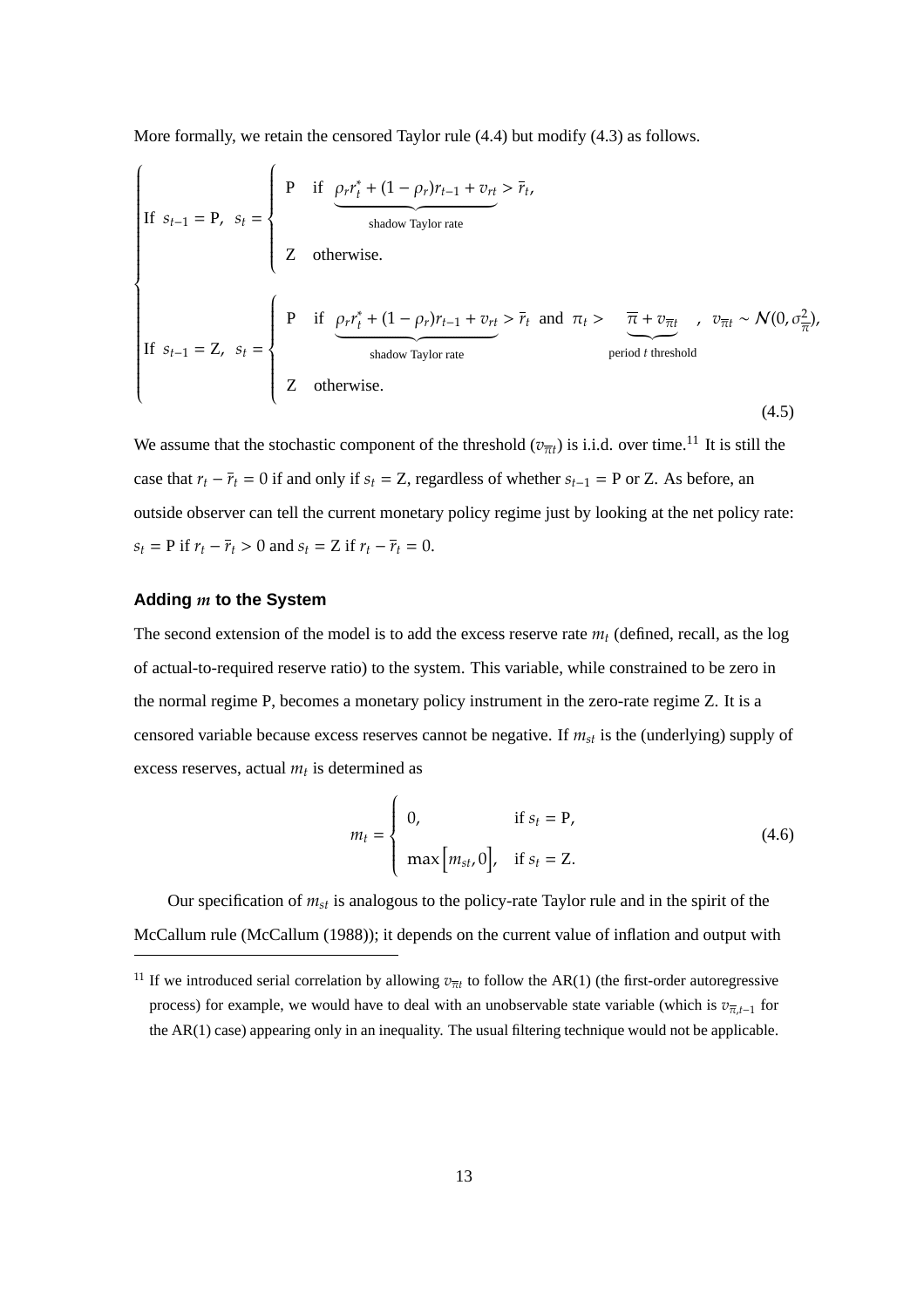More formally, we retain the censored Taylor rule (4.4) but modify (4.3) as follows.

$$
\begin{cases}
\text{If } s_{t-1} = \text{P}, \;\; s_t = \begin{cases} \text{P} & \text{if } \underbrace{\rho_r r_t^* + (1-\rho_r) r_{t-1} + v_{rt}}_{\text{shadow Taylor rate}} > \bar{r}_t, \\ \text{Z} & \text{otherwise.} \end{cases} \\
\text{If } s_{t-1} = \text{Z}, \;\; s_t = \begin{cases} \text{P} & \text{if } \underbrace{\rho_r r_t^* + (1-\rho_r) r_{t-1} + v_{rt}}_{\text{shadow Taylor rate}} > \bar{r}_t \text{ and } \pi_t > \underbrace{\overline{\pi} + v_{\overline{\pi}t}}_{\text{period } t \text{ threshold}}, \;\; v_{\overline{\pi}t} \sim \mathcal{N}(0, \sigma^2_{\overline{\pi}}), \\ \text{Z} & \text{otherwise.} \end{cases}
\end{cases}
\tag{4.5}
$$

We assume that the stochastic component of the threshold ($v_{\overline{\pi}t}$) is i.i.d. over time.[11] It is still the case that $r_t - \bar{r}_t = 0$ if and only if $s_t = \text{Z}$, regardless of whether $s_{t-1} = \text{P}$ or Z. As before, an outside observer can tell the current monetary policy regime just by looking at the net policy rate: $s_t = \text{P}$ if $r_t - \bar{r}_t > 0$ and $s_t = \text{Z}$ if $r_t - \bar{r}_t = 0$.

### Adding $m$ to the System

The second extension of the model is to add the excess reserve rate $m_t$ (defined, recall, as the log of actual-to-required reserve ratio) to the system. This variable, while constrained to be zero in the normal regime P, becomes a monetary policy instrument in the zero-rate regime Z. It is a censored variable because excess reserves cannot be negative. If $m_{st}$ is the (underlying) supply of excess reserves, actual $m_t$ is determined as

$$
m_t = \begin{cases} 0, & \text{if } s_t = \text{P}, \\ \max\left[m_{st}, 0\right], & \text{if } s_t = \text{Z}. \end{cases}
\tag{4.6}
$$

Our specification of $m_{st}$ is analogous to the policy-rate Taylor rule and in the spirit of the McCallum rule (McCallum (1988)); it depends on the current value of inflation and output with

[11] If we introduced serial correlation by allowing $v_{\overline{\pi}t}$ to follow the AR(1) (the first-order autoregressive process) for example, we would have to deal with an unobservable state variable (which is $v_{\overline{\pi},t-1}$ for the AR(1) case) appearing only in an inequality. The usual filtering technique would not be applicable.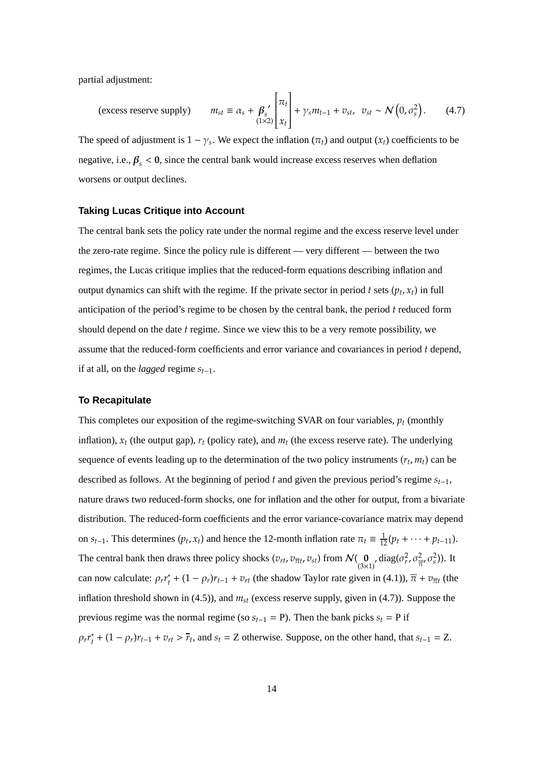partial adjustment:

$$\text{(excess reserve supply)} \qquad m_{st} \equiv \alpha_s + \underset{(1\times 2)}{\boldsymbol{\beta}_s'} \begin{bmatrix} \pi_t \\ x_t \end{bmatrix} + \gamma_s m_{t-1} + v_{st}, \;\; v_{st} \sim \mathcal{N}\left(0, \sigma_s^2\right). \qquad (4.7)$$

The speed of adjustment is $1 - \gamma_s$. We expect the inflation ($\pi_t$) and output ($x_t$) coefficients to be negative, i.e., $\boldsymbol{\beta}_s < \mathbf{0}$, since the central bank would increase excess reserves when deflation worsens or output declines.

### Taking Lucas Critique into Account

The central bank sets the policy rate under the normal regime and the excess reserve level under the zero-rate regime. Since the policy rule is different — very different — between the two regimes, the Lucas critique implies that the reduced-form equations describing inflation and output dynamics can shift with the regime. If the private sector in period $t$ sets $(p_t, x_t)$ in full anticipation of the period's regime to be chosen by the central bank, the period $t$ reduced form should depend on the date $t$ regime. Since we view this to be a very remote possibility, we assume that the reduced-form coefficients and error variance and covariances in period $t$ depend, if at all, on the *lagged* regime $s_{t-1}$.

### To Recapitulate

This completes our exposition of the regime-switching SVAR on four variables, $p_t$ (monthly inflation), $x_t$ (the output gap), $r_t$ (policy rate), and $m_t$ (the excess reserve rate). The underlying sequence of events leading up to the determination of the two policy instruments $(r_t, m_t)$ can be described as follows. At the beginning of period $t$ and given the previous period's regime $s_{t-1}$, nature draws two reduced-form shocks, one for inflation and the other for output, from a bivariate distribution. The reduced-form coefficients and the error variance-covariance matrix may depend on $s_{t-1}$. This determines $(p_t, x_t)$ and hence the 12-month inflation rate $\pi_t \equiv \frac{1}{12}(p_t + \cdots + p_{t-11})$. The central bank then draws three policy shocks $(v_{rt}, v_{\overline{\pi}t}, v_{st})$ from $\mathcal{N}(\underset{(3\times 1)}{\mathbf{0}}, \text{diag}(\sigma_r^2, \sigma_{\overline{\pi}}^2, \sigma_s^2))$. It can now calculate: $\rho_r r_t^* + (1 - \rho_r) r_{t-1} + v_{rt}$ (the shadow Taylor rate given in (4.1)), $\overline{\pi} + v_{\overline{\pi}t}$ (the inflation threshold shown in (4.5)), and $m_{st}$ (excess reserve supply, given in (4.7)). Suppose the previous regime was the normal regime (so $s_{t-1} = \text{P}$). Then the bank picks $s_t = \text{P}$ if $\rho_r r_t^* + (1 - \rho_r) r_{t-1} + v_{rt} > \overline{r}_t$, and $s_t = \text{Z}$ otherwise. Suppose, on the other hand, that $s_{t-1} = \text{Z}$.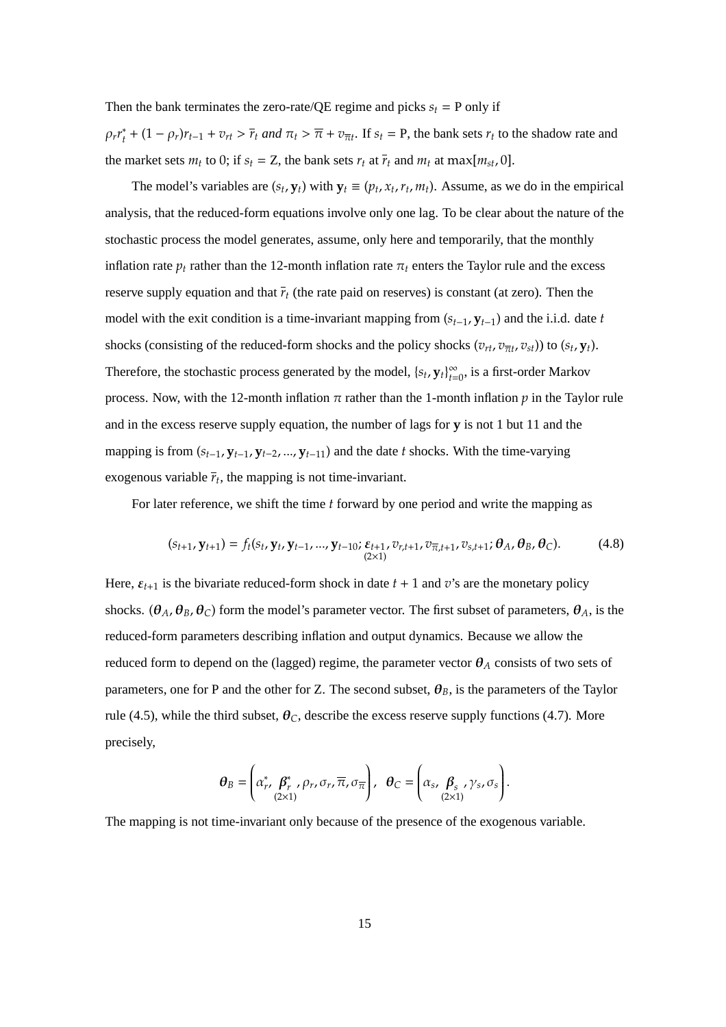Then the bank terminates the zero-rate/QE regime and picks $s_t = \text{P}$ only if

$\rho_r r_t^* + (1 - \rho_r) r_{t-1} + v_{rt} > \bar{r}_t$ *and* $\pi_t > \overline{\pi} + v_{\overline{\pi}t}$. If $s_t = \text{P}$, the bank sets $r_t$ to the shadow rate and the market sets $m_t$ to 0; if $s_t = \text{Z}$, the bank sets $r_t$ at $\bar{r}_t$ and $m_t$ at $\max[m_{st}, 0]$.

The model's variables are $(s_t, \mathbf{y}_t)$ with $\mathbf{y}_t \equiv (p_t, x_t, r_t, m_t)$. Assume, as we do in the empirical analysis, that the reduced-form equations involve only one lag. To be clear about the nature of the stochastic process the model generates, assume, only here and temporarily, that the monthly inflation rate $p_t$ rather than the 12-month inflation rate $\pi_t$ enters the Taylor rule and the excess reserve supply equation and that $\bar{r}_t$ (the rate paid on reserves) is constant (at zero). Then the model with the exit condition is a time-invariant mapping from $(s_{t-1}, \mathbf{y}_{t-1})$ and the i.i.d. date $t$ shocks (consisting of the reduced-form shocks and the policy shocks $(v_{rt}, v_{\overline{\pi}t}, v_{st})$) to $(s_t, \mathbf{y}_t)$. Therefore, the stochastic process generated by the model, $\{s_t, \mathbf{y}_t\}_{t=0}^{\infty}$, is a first-order Markov process. Now, with the 12-month inflation $\pi$ rather than the 1-month inflation $p$ in the Taylor rule and in the excess reserve supply equation, the number of lags for $\mathbf{y}$ is not 1 but 11 and the mapping is from $(s_{t-1}, \mathbf{y}_{t-1}, \mathbf{y}_{t-2}, ..., \mathbf{y}_{t-11})$ and the date $t$ shocks. With the time-varying exogenous variable $\bar{r}_t$, the mapping is not time-invariant.

For later reference, we shift the time $t$ forward by one period and write the mapping as

$$(s_{t+1}, \mathbf{y}_{t+1}) = f_t(s_t, \mathbf{y}_t, \mathbf{y}_{t-1}, ..., \mathbf{y}_{t-10}; \underset{(2\times 1)}{\boldsymbol{\varepsilon}_{t+1}}, v_{r,t+1}, v_{\overline{\pi},t+1}, v_{s,t+1}; \boldsymbol{\theta}_A, \boldsymbol{\theta}_B, \boldsymbol{\theta}_C). \tag{4.8}$$

Here, $\boldsymbol{\varepsilon}_{t+1}$ is the bivariate reduced-form shock in date $t + 1$ and $v$'s are the monetary policy shocks. $(\boldsymbol{\theta}_A, \boldsymbol{\theta}_B, \boldsymbol{\theta}_C)$ form the model's parameter vector. The first subset of parameters, $\boldsymbol{\theta}_A$, is the reduced-form parameters describing inflation and output dynamics. Because we allow the reduced form to depend on the (lagged) regime, the parameter vector $\boldsymbol{\theta}_A$ consists of two sets of parameters, one for P and the other for Z. The second subset, $\boldsymbol{\theta}_B$, is the parameters of the Taylor rule (4.5), while the third subset, $\boldsymbol{\theta}_C$, describe the excess reserve supply functions (4.7). More precisely,

$$\boldsymbol{\theta}_B = \left( \alpha_r^*, \underset{(2\times 1)}{\boldsymbol{\beta}_r^*}, \rho_r, \sigma_r, \overline{\pi}, \sigma_{\overline{\pi}} \right), \quad \boldsymbol{\theta}_C = \left( \alpha_s, \underset{(2\times 1)}{\boldsymbol{\beta}_s}, \gamma_s, \sigma_s \right).$$

The mapping is not time-invariant only because of the presence of the exogenous variable.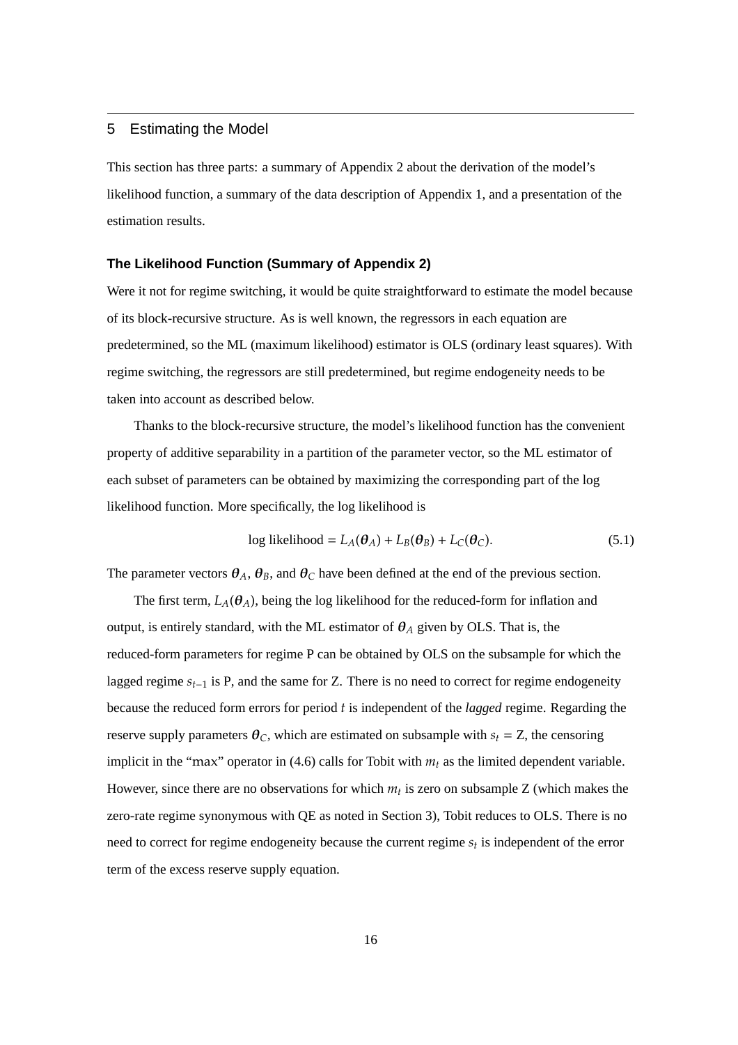## 5 Estimating the Model

This section has three parts: a summary of Appendix 2 about the derivation of the model's likelihood function, a summary of the data description of Appendix 1, and a presentation of the estimation results.

### The Likelihood Function (Summary of Appendix 2)

Were it not for regime switching, it would be quite straightforward to estimate the model because of its block-recursive structure. As is well known, the regressors in each equation are predetermined, so the ML (maximum likelihood) estimator is OLS (ordinary least squares). With regime switching, the regressors are still predetermined, but regime endogeneity needs to be taken into account as described below.

Thanks to the block-recursive structure, the model's likelihood function has the convenient property of additive separability in a partition of the parameter vector, so the ML estimator of each subset of parameters can be obtained by maximizing the corresponding part of the log likelihood function. More specifically, the log likelihood is

$$\text{log likelihood} = L_A(\boldsymbol{\theta}_A) + L_B(\boldsymbol{\theta}_B) + L_C(\boldsymbol{\theta}_C). \tag{5.1}$$

The parameter vectors $\boldsymbol{\theta}_A$, $\boldsymbol{\theta}_B$, and $\boldsymbol{\theta}_C$ have been defined at the end of the previous section.

The first term, $L_A(\boldsymbol{\theta}_A)$, being the log likelihood for the reduced-form for inflation and output, is entirely standard, with the ML estimator of $\boldsymbol{\theta}_A$ given by OLS. That is, the reduced-form parameters for regime P can be obtained by OLS on the subsample for which the lagged regime $s_{t-1}$ is P, and the same for Z. There is no need to correct for regime endogeneity because the reduced form errors for period $t$ is independent of the *lagged* regime. Regarding the reserve supply parameters $\boldsymbol{\theta}_C$, which are estimated on subsample with $s_t = \text{Z}$, the censoring implicit in the "max" operator in (4.6) calls for Tobit with $m_t$ as the limited dependent variable. However, since there are no observations for which $m_t$ is zero on subsample Z (which makes the zero-rate regime synonymous with QE as noted in Section 3), Tobit reduces to OLS. There is no need to correct for regime endogeneity because the current regime $s_t$ is independent of the error term of the excess reserve supply equation.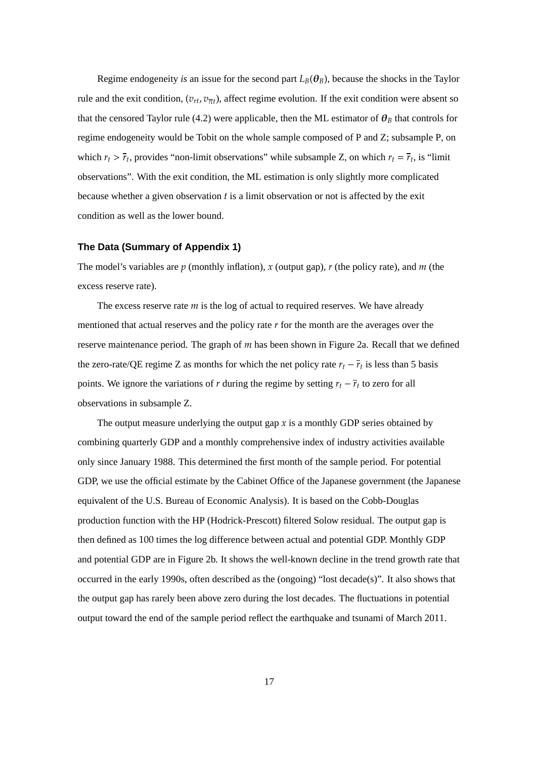Regime endogeneity *is* an issue for the second part $L_B(\boldsymbol{\theta}_B)$, because the shocks in the Taylor rule and the exit condition, $(v_{rt}, v_{\overline{\pi}t})$, affect regime evolution. If the exit condition were absent so that the censored Taylor rule (4.2) were applicable, then the ML estimator of $\boldsymbol{\theta}_B$ that controls for regime endogeneity would be Tobit on the whole sample composed of P and Z; subsample P, on which $r_t > \overline{r}_t$, provides "non-limit observations" while subsample Z, on which $r_t = \overline{r}_t$, is "limit observations". With the exit condition, the ML estimation is only slightly more complicated because whether a given observation $t$ is a limit observation or not is affected by the exit condition as well as the lower bound.

### The Data (Summary of Appendix 1)

The model's variables are $p$ (monthly inflation), $x$ (output gap), $r$ (the policy rate), and $m$ (the excess reserve rate).

The excess reserve rate $m$ is the log of actual to required reserves. We have already mentioned that actual reserves and the policy rate $r$ for the month are the averages over the reserve maintenance period. The graph of $m$ has been shown in Figure 2a. Recall that we defined the zero-rate/QE regime Z as months for which the net policy rate $r_t - \overline{r}_t$ is less than 5 basis points. We ignore the variations of $r$ during the regime by setting $r_t - \overline{r}_t$ to zero for all observations in subsample Z.

The output measure underlying the output gap $x$ is a monthly GDP series obtained by combining quarterly GDP and a monthly comprehensive index of industry activities available only since January 1988. This determined the first month of the sample period. For potential GDP, we use the official estimate by the Cabinet Office of the Japanese government (the Japanese equivalent of the U.S. Bureau of Economic Analysis). It is based on the Cobb-Douglas production function with the HP (Hodrick-Prescott) filtered Solow residual. The output gap is then defined as 100 times the log difference between actual and potential GDP. Monthly GDP and potential GDP are in Figure 2b. It shows the well-known decline in the trend growth rate that occurred in the early 1990s, often described as the (ongoing) "lost decade(s)". It also shows that the output gap has rarely been above zero during the lost decades. The fluctuations in potential output toward the end of the sample period reflect the earthquake and tsunami of March 2011.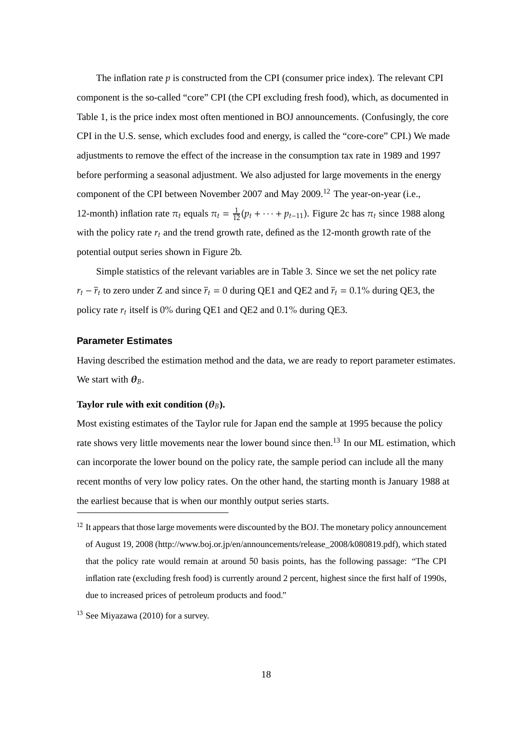The inflation rate $p$ is constructed from the CPI (consumer price index). The relevant CPI component is the so-called "core" CPI (the CPI excluding fresh food), which, as documented in Table 1, is the price index most often mentioned in BOJ announcements. (Confusingly, the core CPI in the U.S. sense, which excludes food and energy, is called the "core-core" CPI.) We made adjustments to remove the effect of the increase in the consumption tax rate in 1989 and 1997 before performing a seasonal adjustment. We also adjusted for large movements in the energy component of the CPI between November 2007 and May 2009.[12] The year-on-year (i.e., 12-month) inflation rate $\pi_t$ equals $\pi_t = \frac{1}{12}(p_t + \cdots + p_{t-11})$. Figure 2c has $\pi_t$ since 1988 along with the policy rate $r_t$ and the trend growth rate, defined as the 12-month growth rate of the potential output series shown in Figure 2b.

Simple statistics of the relevant variables are in Table 3. Since we set the net policy rate $r_t - \bar{r}_t$ to zero under Z and since $\bar{r}_t = 0$ during QE1 and QE2 and $\bar{r}_t = 0.1\%$ during QE3, the policy rate $r_t$ itself is 0% during QE1 and QE2 and 0.1% during QE3.

### Parameter Estimates

Having described the estimation method and the data, we are ready to report parameter estimates. We start with $\boldsymbol{\theta}_B$.

**Taylor rule with exit condition ($\theta_B$).**

Most existing estimates of the Taylor rule for Japan end the sample at 1995 because the policy rate shows very little movements near the lower bound since then.[13] In our ML estimation, which can incorporate the lower bound on the policy rate, the sample period can include all the many recent months of very low policy rates. On the other hand, the starting month is January 1988 at the earliest because that is when our monthly output series starts.

---

[12] It appears that those large movements were discounted by the BOJ. The monetary policy announcement of August 19, 2008 (http://www.boj.or.jp/en/announcements/release_2008/k080819.pdf), which stated that the policy rate would remain at around 50 basis points, has the following passage: "The CPI inflation rate (excluding fresh food) is currently around 2 percent, highest since the first half of 1990s, due to increased prices of petroleum products and food."

[13] See Miyazawa (2010) for a survey.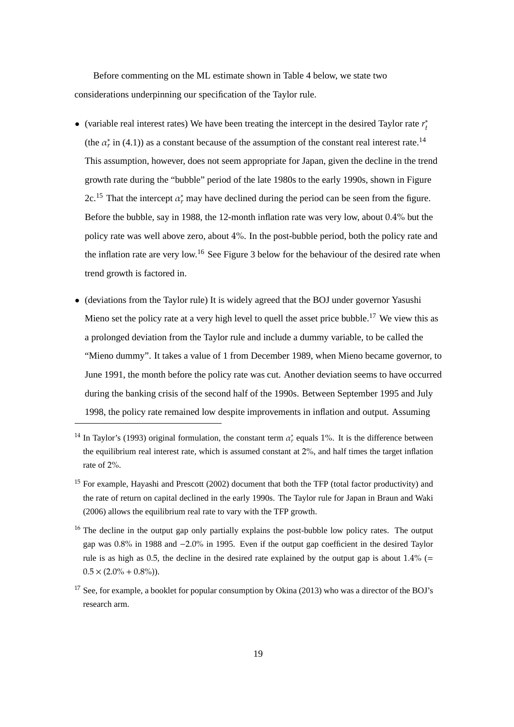Before commenting on the ML estimate shown in Table 4 below, we state two considerations underpinning our specification of the Taylor rule.

- (variable real interest rates) We have been treating the intercept in the desired Taylor rate $r_t^*$ (the $\alpha_r^*$ in (4.1)) as a constant because of the assumption of the constant real interest rate.[14] This assumption, however, does not seem appropriate for Japan, given the decline in the trend growth rate during the "bubble" period of the late 1980s to the early 1990s, shown in Figure 2c.[15] That the intercept $\alpha_r^*$ may have declined during the period can be seen from the figure. Before the bubble, say in 1988, the 12-month inflation rate was very low, about 0.4% but the policy rate was well above zero, about 4%. In the post-bubble period, both the policy rate and the inflation rate are very low.[16] See Figure 3 below for the behaviour of the desired rate when trend growth is factored in.

- (deviations from the Taylor rule) It is widely agreed that the BOJ under governor Yasushi Mieno set the policy rate at a very high level to quell the asset price bubble.[17] We view this as a prolonged deviation from the Taylor rule and include a dummy variable, to be called the "Mieno dummy". It takes a value of 1 from December 1989, when Mieno became governor, to June 1991, the month before the policy rate was cut. Another deviation seems to have occurred during the banking crisis of the second half of the 1990s. Between September 1995 and July 1998, the policy rate remained low despite improvements in inflation and output. Assuming

---

[14] In Taylor's (1993) original formulation, the constant term $\alpha_r^*$ equals 1%. It is the difference between the equilibrium real interest rate, which is assumed constant at 2%, and half times the target inflation rate of 2%.

[15] For example, Hayashi and Prescott (2002) document that both the TFP (total factor productivity) and the rate of return on capital declined in the early 1990s. The Taylor rule for Japan in Braun and Waki (2006) allows the equilibrium real rate to vary with the TFP growth.

[16] The decline in the output gap only partially explains the post-bubble low policy rates. The output gap was 0.8% in 1988 and −2.0% in 1995. Even if the output gap coefficient in the desired Taylor rule is as high as 0.5, the decline in the desired rate explained by the output gap is about 1.4% (= $0.5 \times (2.0\% + 0.8\%)$).

[17] See, for example, a booklet for popular consumption by Okina (2013) who was a director of the BOJ's research arm.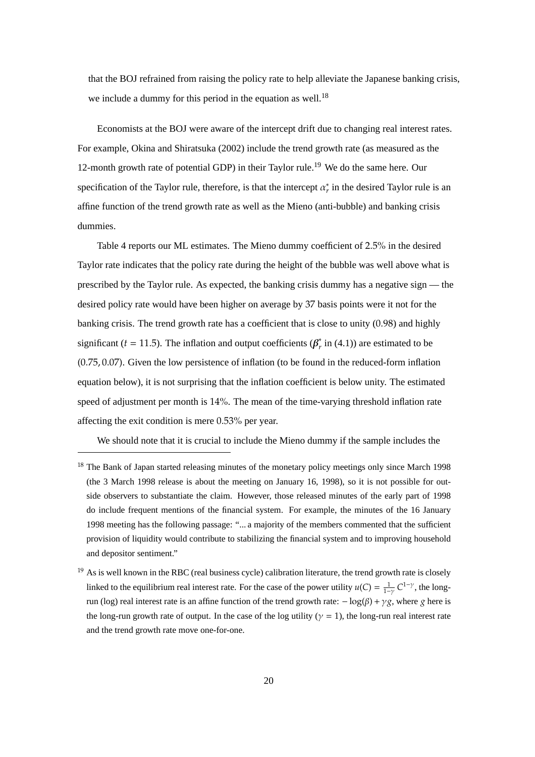that the BOJ refrained from raising the policy rate to help alleviate the Japanese banking crisis, we include a dummy for this period in the equation as well.[18]

Economists at the BOJ were aware of the intercept drift due to changing real interest rates. For example, Okina and Shiratsuka (2002) include the trend growth rate (as measured as the 12-month growth rate of potential GDP) in their Taylor rule.[19] We do the same here. Our specification of the Taylor rule, therefore, is that the intercept $\alpha_r^*$ in the desired Taylor rule is an affine function of the trend growth rate as well as the Mieno (anti-bubble) and banking crisis dummies.

Table 4 reports our ML estimates. The Mieno dummy coefficient of 2.5% in the desired Taylor rate indicates that the policy rate during the height of the bubble was well above what is prescribed by the Taylor rule. As expected, the banking crisis dummy has a negative sign — the desired policy rate would have been higher on average by 37 basis points were it not for the banking crisis. The trend growth rate has a coefficient that is close to unity (0.98) and highly significant ($t = 11.5$). The inflation and output coefficients ($\boldsymbol{\beta}_r^*$ in (4.1)) are estimated to be $(0.75, 0.07)$. Given the low persistence of inflation (to be found in the reduced-form inflation equation below), it is not surprising that the inflation coefficient is below unity. The estimated speed of adjustment per month is 14%. The mean of the time-varying threshold inflation rate affecting the exit condition is mere 0.53% per year.

We should note that it is crucial to include the Mieno dummy if the sample includes the

---

[18] The Bank of Japan started releasing minutes of the monetary policy meetings only since March 1998 (the 3 March 1998 release is about the meeting on January 16, 1998), so it is not possible for outside observers to substantiate the claim. However, those released minutes of the early part of 1998 do include frequent mentions of the financial system. For example, the minutes of the 16 January 1998 meeting has the following passage: "... a majority of the members commented that the sufficient provision of liquidity would contribute to stabilizing the financial system and to improving household and depositor sentiment."

[19] As is well known in the RBC (real business cycle) calibration literature, the trend growth rate is closely linked to the equilibrium real interest rate. For the case of the power utility $u(C) = \frac{1}{1-\gamma} C^{1-\gamma}$, the long-run (log) real interest rate is an affine function of the trend growth rate: $-\log(\beta) + \gamma g$, where $g$ here is the long-run growth rate of output. In the case of the log utility ($\gamma = 1$), the long-run real interest rate and the trend growth rate move one-for-one.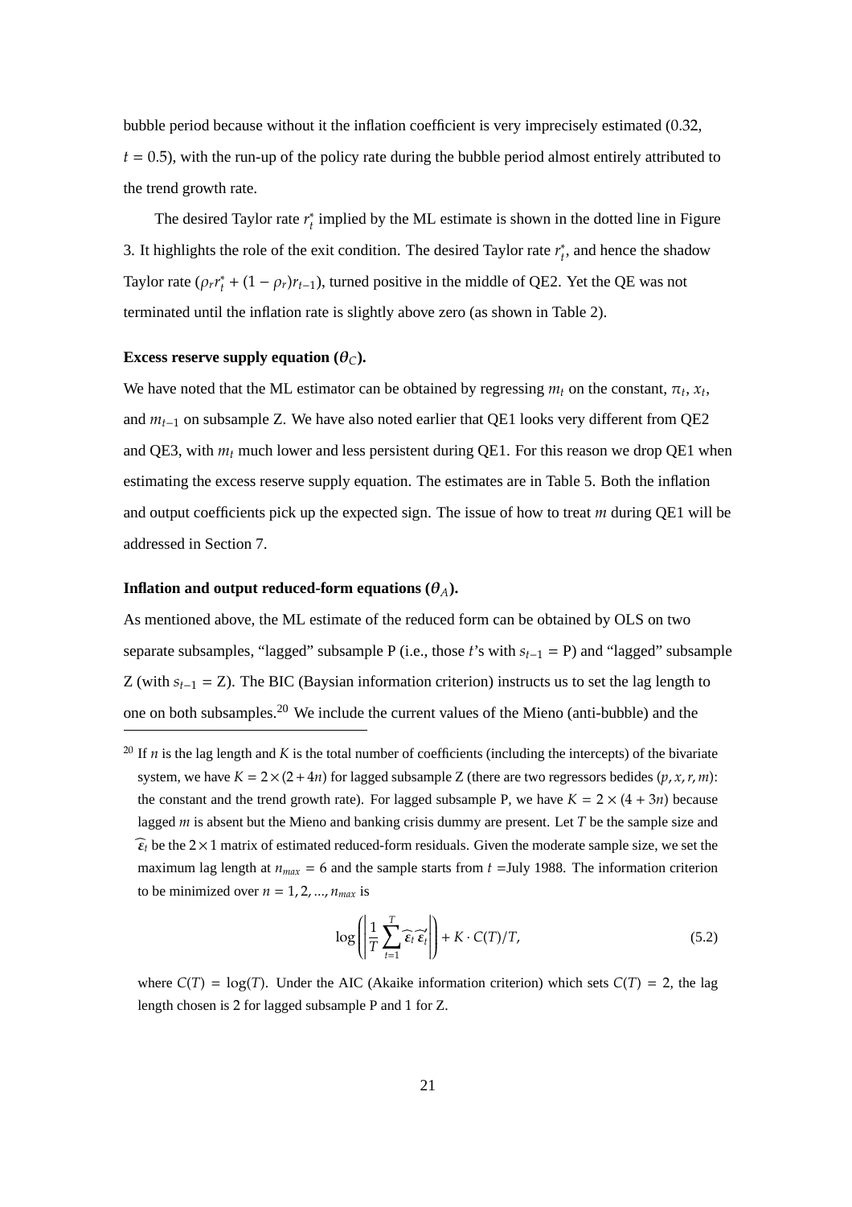bubble period because without it the inflation coefficient is very imprecisely estimated (0.32, $t = 0.5$), with the run-up of the policy rate during the bubble period almost entirely attributed to the trend growth rate.

The desired Taylor rate $r_t^*$ implied by the ML estimate is shown in the dotted line in Figure 3. It highlights the role of the exit condition. The desired Taylor rate $r_t^*$, and hence the shadow Taylor rate ($\rho_r r_t^* + (1 - \rho_r) r_{t-1}$), turned positive in the middle of QE2. Yet the QE was not terminated until the inflation rate is slightly above zero (as shown in Table 2).

**Excess reserve supply equation ($\theta_C$).**

We have noted that the ML estimator can be obtained by regressing $m_t$ on the constant, $\pi_t$, $x_t$, and $m_{t-1}$ on subsample Z. We have also noted earlier that QE1 looks very different from QE2 and QE3, with $m_t$ much lower and less persistent during QE1. For this reason we drop QE1 when estimating the excess reserve supply equation. The estimates are in Table 5. Both the inflation and output coefficients pick up the expected sign. The issue of how to treat $m$ during QE1 will be addressed in Section 7.

**Inflation and output reduced-form equations ($\theta_A$).**

As mentioned above, the ML estimate of the reduced form can be obtained by OLS on two separate subsamples, "lagged" subsample P (i.e., those $t$'s with $s_{t-1} = \text{P}$) and "lagged" subsample Z (with $s_{t-1} = \text{Z}$). The BIC (Baysian information criterion) instructs us to set the lag length to one on both subsamples.[20] We include the current values of the Mieno (anti-bubble) and the

---

[20] If $n$ is the lag length and $K$ is the total number of coefficients (including the intercepts) of the bivariate system, we have $K = 2 \times (2 + 4n)$ for lagged subsample Z (there are two regressors bedides $(p, x, r, m)$: the constant and the trend growth rate). For lagged subsample P, we have $K = 2 \times (4 + 3n)$ because lagged $m$ is absent but the Mieno and banking crisis dummy are present. Let $T$ be the sample size and $\widehat{\varepsilon}_t$ be the $2 \times 1$ matrix of estimated reduced-form residuals. Given the moderate sample size, we set the maximum lag length at $n_{max} = 6$ and the sample starts from $t$ =July 1988. The information criterion to be minimized over $n = 1, 2, ..., n_{max}$ is

$$\log\left(\left|\frac{1}{T}\sum_{t=1}^{T}\widehat{\varepsilon}_t\widehat{\varepsilon}_t'\right|\right) + K \cdot C(T)/T, \tag{5.2}$$

where $C(T) = \log(T)$. Under the AIC (Akaike information criterion) which sets $C(T) = 2$, the lag length chosen is 2 for lagged subsample P and 1 for Z.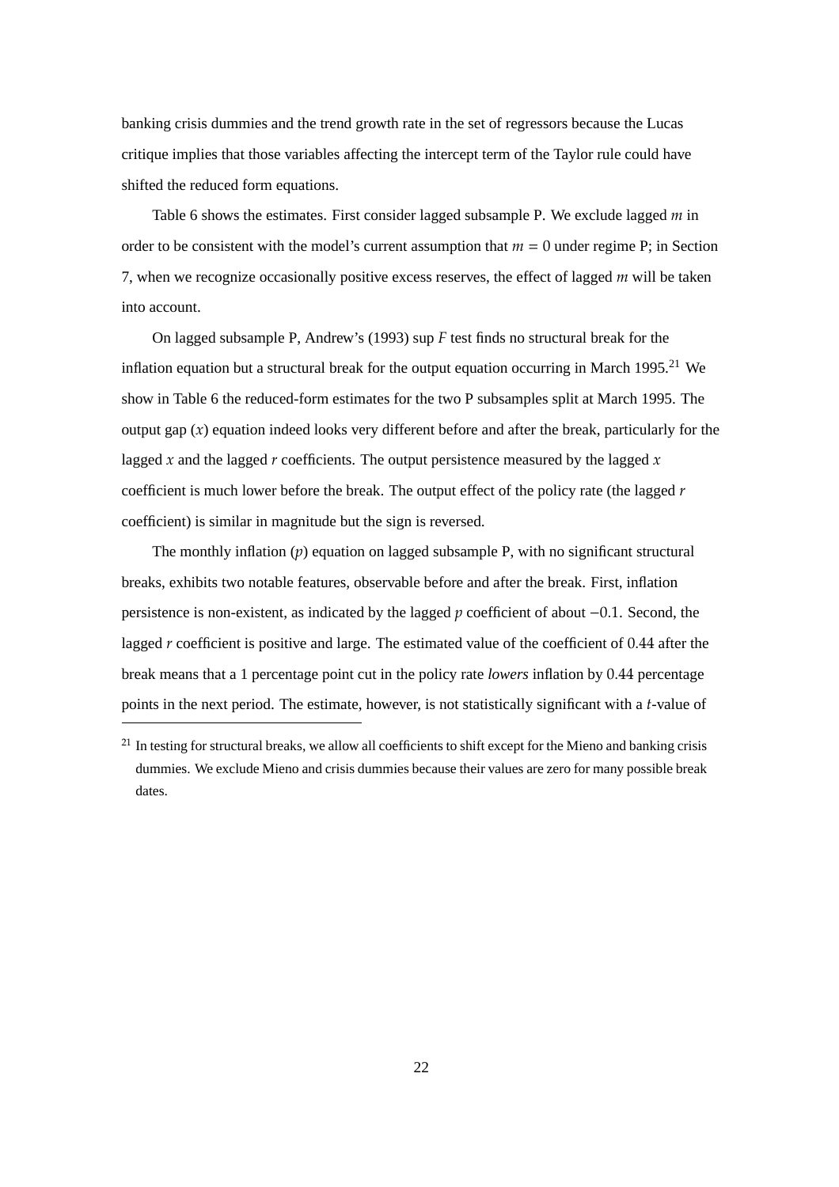banking crisis dummies and the trend growth rate in the set of regressors because the Lucas critique implies that those variables affecting the intercept term of the Taylor rule could have shifted the reduced form equations.

Table 6 shows the estimates. First consider lagged subsample P. We exclude lagged $m$ in order to be consistent with the model's current assumption that $m = 0$ under regime P; in Section 7, when we recognize occasionally positive excess reserves, the effect of lagged $m$ will be taken into account.

On lagged subsample P, Andrew's (1993) sup $F$ test finds no structural break for the inflation equation but a structural break for the output equation occurring in March 1995.[21] We show in Table 6 the reduced-form estimates for the two P subsamples split at March 1995. The output gap ($x$) equation indeed looks very different before and after the break, particularly for the lagged $x$ and the lagged $r$ coefficients. The output persistence measured by the lagged $x$ coefficient is much lower before the break. The output effect of the policy rate (the lagged $r$ coefficient) is similar in magnitude but the sign is reversed.

The monthly inflation ($p$) equation on lagged subsample P, with no significant structural breaks, exhibits two notable features, observable before and after the break. First, inflation persistence is non-existent, as indicated by the lagged $p$ coefficient of about $-0.1$. Second, the lagged $r$ coefficient is positive and large. The estimated value of the coefficient of 0.44 after the break means that a 1 percentage point cut in the policy rate *lowers* inflation by 0.44 percentage points in the next period. The estimate, however, is not statistically significant with a $t$-value of

[21] In testing for structural breaks, we allow all coefficients to shift except for the Mieno and banking crisis dummies. We exclude Mieno and crisis dummies because their values are zero for many possible break dates.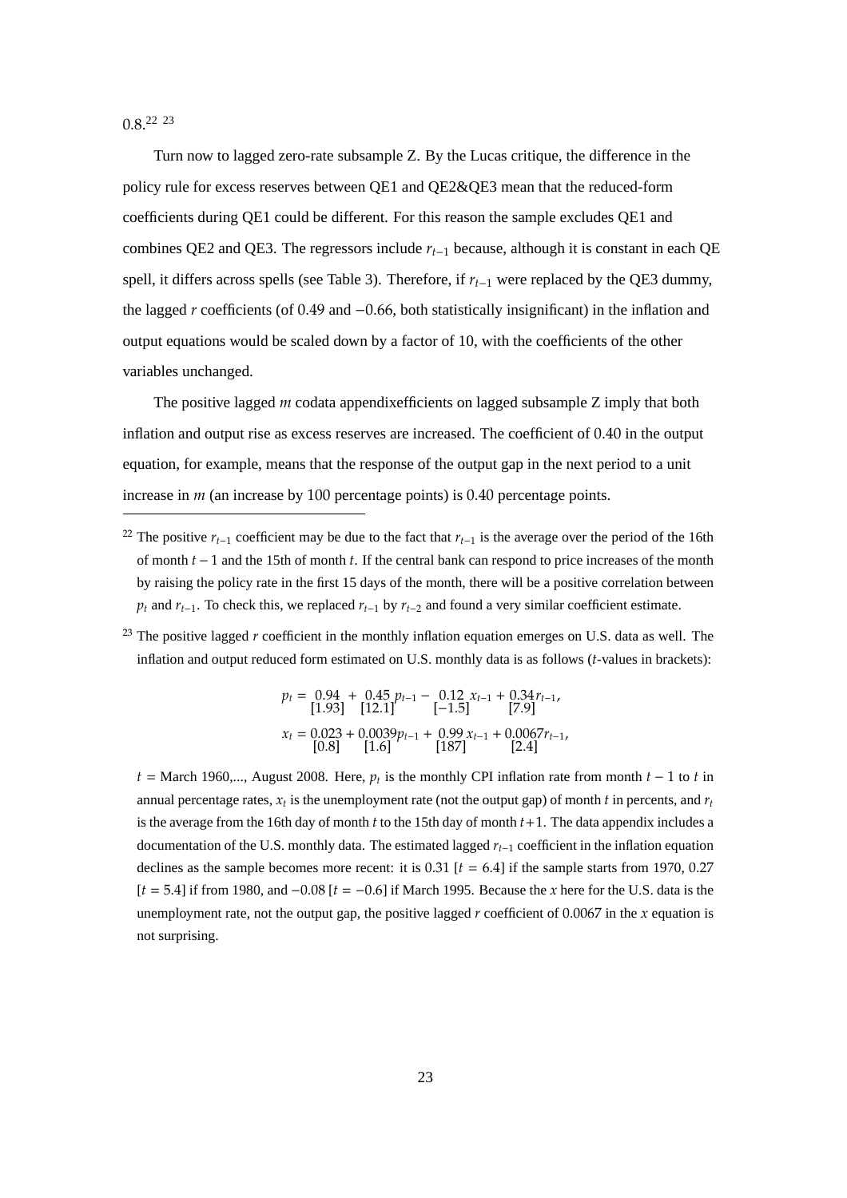0.8.[22] [23]

Turn now to lagged zero-rate subsample Z. By the Lucas critique, the difference in the policy rule for excess reserves between QE1 and QE2&QE3 mean that the reduced-form coefficients during QE1 could be different. For this reason the sample excludes QE1 and combines QE2 and QE3. The regressors include $r_{t-1}$ because, although it is constant in each QE spell, it differs across spells (see Table 3). Therefore, if $r_{t-1}$ were replaced by the QE3 dummy, the lagged $r$ coefficients (of 0.49 and −0.66, both statistically insignificant) in the inflation and output equations would be scaled down by a factor of 10, with the coefficients of the other variables unchanged.

The positive lagged $m$ codata appendixefficients on lagged subsample Z imply that both inflation and output rise as excess reserves are increased. The coefficient of 0.40 in the output equation, for example, means that the response of the output gap in the next period to a unit increase in $m$ (an increase by 100 percentage points) is 0.40 percentage points.

---

[22] The positive $r_{t-1}$ coefficient may be due to the fact that $r_{t-1}$ is the average over the period of the 16th of month $t-1$ and the 15th of month $t$. If the central bank can respond to price increases of the month by raising the policy rate in the first 15 days of the month, there will be a positive correlation between $p_t$ and $r_{t-1}$. To check this, we replaced $r_{t-1}$ by $r_{t-2}$ and found a very similar coefficient estimate.

[23] The positive lagged $r$ coefficient in the monthly inflation equation emerges on U.S. data as well. The inflation and output reduced form estimated on U.S. monthly data is as follows ($t$-values in brackets):

$$p_t = \underset{[1.93]}{0.94} + \underset{[12.1]}{0.45}\, p_{t-1} - \underset{[-1.5]}{0.12}\, x_{t-1} + \underset{[7.9]}{0.34} r_{t-1},$$

$$x_t = \underset{[0.8]}{0.023} + \underset{[1.6]}{0.0039} p_{t-1} + \underset{[187]}{0.99}\, x_{t-1} + \underset{[2.4]}{0.0067} r_{t-1},$$

$t$ = March 1960,..., August 2008. Here, $p_t$ is the monthly CPI inflation rate from month $t-1$ to $t$ in annual percentage rates, $x_t$ is the unemployment rate (not the output gap) of month $t$ in percents, and $r_t$ is the average from the 16th day of month $t$ to the 15th day of month $t+1$. The data appendix includes a documentation of the U.S. monthly data. The estimated lagged $r_{t-1}$ coefficient in the inflation equation declines as the sample becomes more recent: it is 0.31 [$t = 6.4$] if the sample starts from 1970, 0.27 [$t = 5.4$] if from 1980, and −0.08 [$t = -0.6$] if March 1995. Because the $x$ here for the U.S. data is the unemployment rate, not the output gap, the positive lagged $r$ coefficient of 0.0067 in the $x$ equation is not surprising.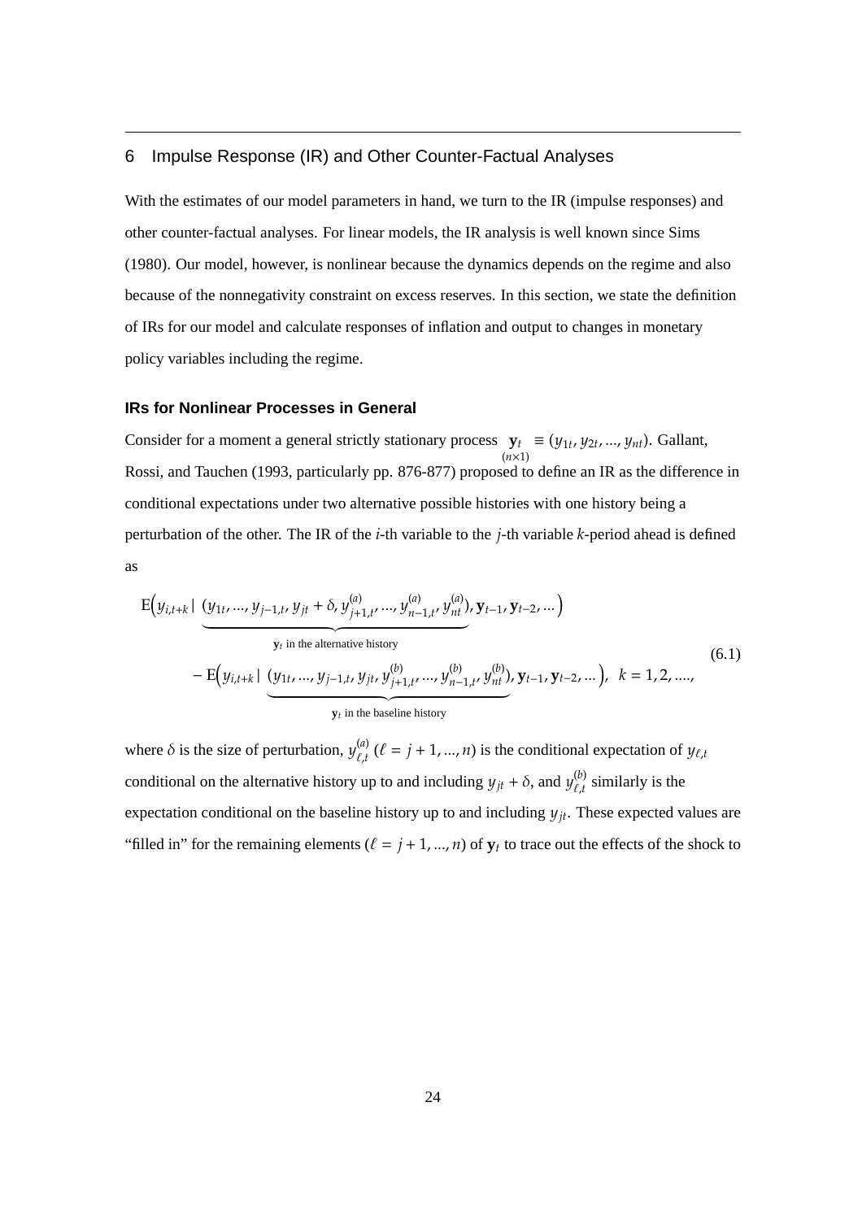## 6 Impulse Response (IR) and Other Counter-Factual Analyses

With the estimates of our model parameters in hand, we turn to the IR (impulse responses) and other counter-factual analyses. For linear models, the IR analysis is well known since Sims (1980). Our model, however, is nonlinear because the dynamics depends on the regime and also because of the nonnegativity constraint on excess reserves. In this section, we state the definition of IRs for our model and calculate responses of inflation and output to changes in monetary policy variables including the regime.

### IRs for Nonlinear Processes in General

Consider for a moment a general strictly stationary process $\underset{(n\times 1)}{\mathbf{y}_t} \equiv (y_{1t}, y_{2t}, ..., y_{nt})$. Gallant, Rossi, and Tauchen (1993, particularly pp. 876-877) proposed to define an IR as the difference in conditional expectations under two alternative possible histories with one history being a perturbation of the other. The IR of the $i$-th variable to the $j$-th variable $k$-period ahead is defined as

$$
\begin{aligned}
&\mathrm{E}\Big(y_{i,t+k} \mid \underbrace{(y_{1t}, ..., y_{j-1,t}, y_{jt}+\delta, y^{(a)}_{j+1,t}, ..., y^{(a)}_{n-1,t}, y^{(a)}_{nt})}_{\mathbf{y}_t \text{ in the alternative history}}, \mathbf{y}_{t-1}, \mathbf{y}_{t-2}, ...\Big) \\
&\quad - \mathrm{E}\Big(y_{i,t+k} \mid \underbrace{(y_{1t}, ..., y_{j-1,t}, y_{jt}, y^{(b)}_{j+1,t}, ..., y^{(b)}_{n-1,t}, y^{(b)}_{nt})}_{\mathbf{y}_t \text{ in the baseline history}}, \mathbf{y}_{t-1}, \mathbf{y}_{t-2}, ...\Big), \;\; k = 1, 2, ....,
\end{aligned}
\tag{6.1}
$$

where $\delta$ is the size of perturbation, $y^{(a)}_{\ell,t}$ $(\ell = j+1, ..., n)$ is the conditional expectation of $y_{\ell,t}$ conditional on the alternative history up to and including $y_{jt}+\delta$, and $y^{(b)}_{\ell,t}$ similarly is the expectation conditional on the baseline history up to and including $y_{jt}$. These expected values are "filled in" for the remaining elements ($\ell = j+1, ..., n$) of $\mathbf{y}_t$ to trace out the effects of the shock to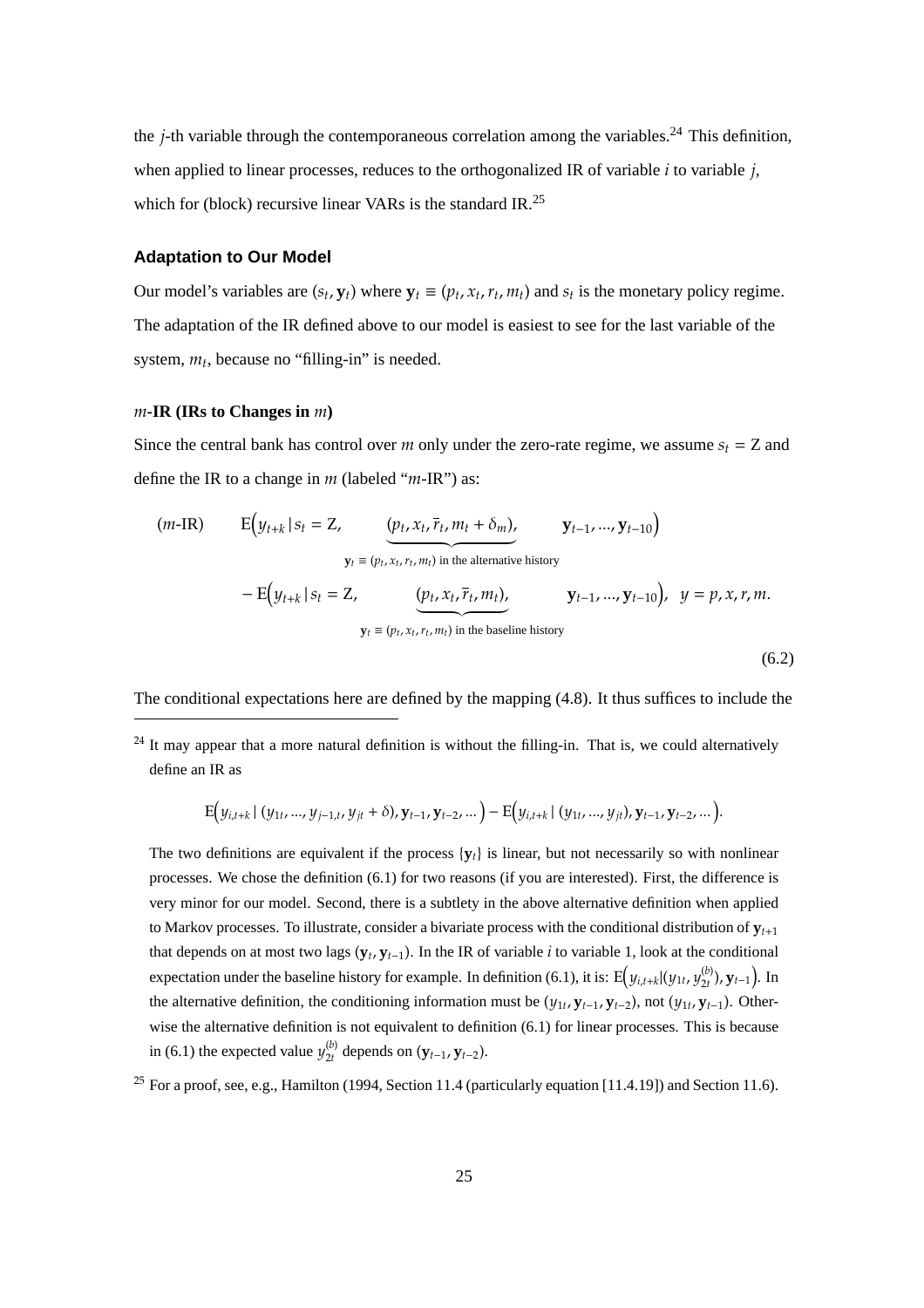the $j$-th variable through the contemporaneous correlation among the variables.[24] This definition, when applied to linear processes, reduces to the orthogonalized IR of variable $i$ to variable $j$, which for (block) recursive linear VARs is the standard IR.[25]

### Adaptation to Our Model

Our model's variables are $(s_t, \mathbf{y}_t)$ where $\mathbf{y}_t \equiv (p_t, x_t, r_t, m_t)$ and $s_t$ is the monetary policy regime. The adaptation of the IR defined above to our model is easiest to see for the last variable of the system, $m_t$, because no "filling-in" is needed.

#### $m$-IR (IRs to Changes in $m$)

Since the central bank has control over $m$ only under the zero-rate regime, we assume $s_t = \text{Z}$ and define the IR to a change in $m$ (labeled "$m$-IR") as:

$$
(m\text{-IR}) \qquad \mathrm{E}\Big(y_{t+k}\,|\, s_t = \text{Z}, \quad \underbrace{(p_t, x_t, \bar{r}_t, m_t + \delta_m),}_{\mathbf{y}_t \equiv (p_t, x_t, r_t, m_t) \text{ in the alternative history}} \quad \mathbf{y}_{t-1}, ..., \mathbf{y}_{t-10}\Big)
$$

$$
- \mathrm{E}\Big(y_{t+k}\,|\, s_t = \text{Z}, \quad \underbrace{(p_t, x_t, \bar{r}_t, m_t),}_{\mathbf{y}_t \equiv (p_t, x_t, r_t, m_t) \text{ in the baseline history}} \quad \mathbf{y}_{t-1}, ..., \mathbf{y}_{t-10}\Big), \quad y = p, x, r, m. \tag{6.2}
$$

The conditional expectations here are defined by the mapping (4.8). It thus suffices to include the

---

[24] It may appear that a more natural definition is without the filling-in. That is, we could alternatively define an IR as

$$
\mathrm{E}\Big(y_{i,t+k}\,|\,(y_{1t}, ..., y_{j-1,t}, y_{jt} + \delta), \mathbf{y}_{t-1}, \mathbf{y}_{t-2}, ...\Big) - \mathrm{E}\Big(y_{i,t+k}\,|\,(y_{1t}, ..., y_{jt}), \mathbf{y}_{t-1}, \mathbf{y}_{t-2}, ...\Big).
$$

The two definitions are equivalent if the process $\{\mathbf{y}_t\}$ is linear, but not necessarily so with nonlinear processes. We chose the definition (6.1) for two reasons (if you are interested). First, the difference is very minor for our model. Second, there is a subtlety in the above alternative definition when applied to Markov processes. To illustrate, consider a bivariate process with the conditional distribution of $\mathbf{y}_{t+1}$ that depends on at most two lags $(\mathbf{y}_t, \mathbf{y}_{t-1})$. In the IR of variable $i$ to variable 1, look at the conditional expectation under the baseline history for example. In definition (6.1), it is: $\mathrm{E}\Big(y_{i,t+k}|(y_{1t}, y_{2t}^{(b)}), \mathbf{y}_{t-1}\Big)$. In the alternative definition, the conditioning information must be $(y_{1t}, \mathbf{y}_{t-1}, \mathbf{y}_{t-2})$, not $(y_{1t}, \mathbf{y}_{t-1})$. Otherwise the alternative definition is not equivalent to definition (6.1) for linear processes. This is because in (6.1) the expected value $y_{2t}^{(b)}$ depends on $(\mathbf{y}_{t-1}, \mathbf{y}_{t-2})$.

[25] For a proof, see, e.g., Hamilton (1994, Section 11.4 (particularly equation [11.4.19]) and Section 11.6).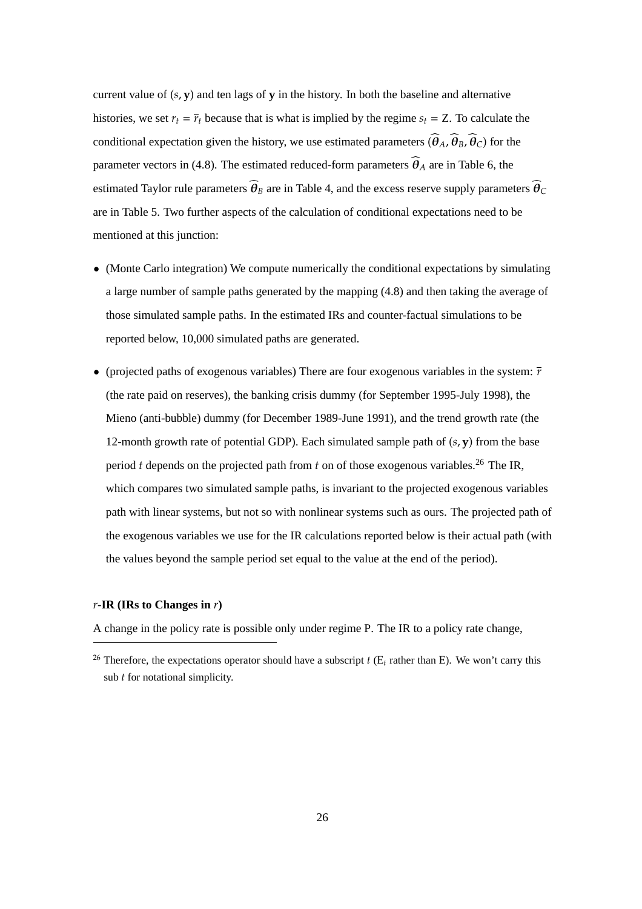current value of $(s, \mathbf{y})$ and ten lags of $\mathbf{y}$ in the history. In both the baseline and alternative histories, we set $r_t = \bar{r}_t$ because that is what is implied by the regime $s_t = \text{Z}$. To calculate the conditional expectation given the history, we use estimated parameters $(\widehat{\boldsymbol{\theta}}_A, \widehat{\boldsymbol{\theta}}_B, \widehat{\boldsymbol{\theta}}_C)$ for the parameter vectors in (4.8). The estimated reduced-form parameters $\widehat{\boldsymbol{\theta}}_A$ are in Table 6, the estimated Taylor rule parameters $\widehat{\boldsymbol{\theta}}_B$ are in Table 4, and the excess reserve supply parameters $\widehat{\boldsymbol{\theta}}_C$ are in Table 5. Two further aspects of the calculation of conditional expectations need to be mentioned at this junction:

- (Monte Carlo integration) We compute numerically the conditional expectations by simulating a large number of sample paths generated by the mapping (4.8) and then taking the average of those simulated sample paths. In the estimated IRs and counter-factual simulations to be reported below, 10,000 simulated paths are generated.
- (projected paths of exogenous variables) There are four exogenous variables in the system: $\bar{r}$ (the rate paid on reserves), the banking crisis dummy (for September 1995-July 1998), the Mieno (anti-bubble) dummy (for December 1989-June 1991), and the trend growth rate (the 12-month growth rate of potential GDP). Each simulated sample path of $(s, \mathbf{y})$ from the base period $t$ depends on the projected path from $t$ on of those exogenous variables.[26] The IR, which compares two simulated sample paths, is invariant to the projected exogenous variables path with linear systems, but not so with nonlinear systems such as ours. The projected path of the exogenous variables we use for the IR calculations reported below is their actual path (with the values beyond the sample period set equal to the value at the end of the period).

**$r$-IR (IRs to Changes in $r$)**

A change in the policy rate is possible only under regime P. The IR to a policy rate change,

[26] Therefore, the expectations operator should have a subscript $t$ ($\text{E}_t$ rather than E). We won't carry this sub $t$ for notational simplicity.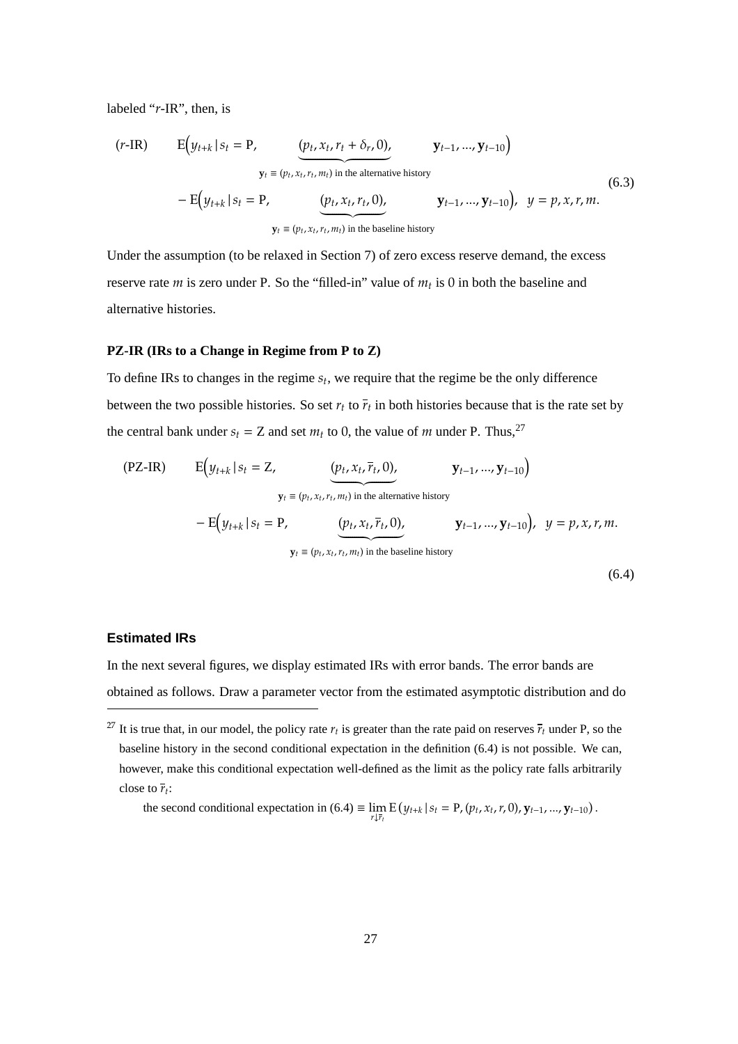labeled "$r$-IR", then, is

$$
\begin{aligned}
(r\text{-IR}) \qquad & \mathrm{E}\Big(y_{t+k} \,|\, s_t = \mathrm{P}, \quad \underbrace{(p_t, x_t, r_t + \delta_r, 0),}_{\mathbf{y}_t \equiv (p_t, x_t, r_t, m_t) \text{ in the alternative history}} \quad \mathbf{y}_{t-1}, ..., \mathbf{y}_{t-10}\Big) \\
& - \mathrm{E}\Big(y_{t+k} \,|\, s_t = \mathrm{P}, \quad \underbrace{(p_t, x_t, r_t, 0),}_{\mathbf{y}_t \equiv (p_t, x_t, r_t, m_t) \text{ in the baseline history}} \quad \mathbf{y}_{t-1}, ..., \mathbf{y}_{t-10}\Big), \;\; y = p, x, r, m.
\end{aligned} \tag{6.3}
$$

Under the assumption (to be relaxed in Section 7) of zero excess reserve demand, the excess reserve rate $m$ is zero under P. So the "filled-in" value of $m_t$ is 0 in both the baseline and alternative histories.

**PZ-IR (IRs to a Change in Regime from P to Z)**

To define IRs to changes in the regime $s_t$, we require that the regime be the only difference between the two possible histories. So set $r_t$ to $\bar{r}_t$ in both histories because that is the rate set by the central bank under $s_t = \mathrm{Z}$ and set $m_t$ to 0, the value of $m$ under P. Thus,[27]

$$
\begin{aligned}
(\text{PZ-IR}) \qquad & \mathrm{E}\Big(y_{t+k} \,|\, s_t = \mathrm{Z}, \quad \underbrace{(p_t, x_t, \bar{r}_t, 0),}_{\mathbf{y}_t \equiv (p_t, x_t, r_t, m_t) \text{ in the alternative history}} \quad \mathbf{y}_{t-1}, ..., \mathbf{y}_{t-10}\Big) \\
& - \mathrm{E}\Big(y_{t+k} \,|\, s_t = \mathrm{P}, \quad \underbrace{(p_t, x_t, \bar{r}_t, 0),}_{\mathbf{y}_t \equiv (p_t, x_t, r_t, m_t) \text{ in the baseline history}} \quad \mathbf{y}_{t-1}, ..., \mathbf{y}_{t-10}\Big), \;\; y = p, x, r, m.
\end{aligned} \tag{6.4}
$$

**Estimated IRs**

In the next several figures, we display estimated IRs with error bands. The error bands are obtained as follows. Draw a parameter vector from the estimated asymptotic distribution and do

[27] It is true that, in our model, the policy rate $r_t$ is greater than the rate paid on reserves $\bar{r}_t$ under P, so the baseline history in the second conditional expectation in the definition (6.4) is not possible. We can, however, make this conditional expectation well-defined as the limit as the policy rate falls arbitrarily close to $\bar{r}_t$:

$$\text{the second conditional expectation in (6.4)} \equiv \lim_{r \downarrow \bar{r}_t} \mathrm{E}\left(y_{t+k} \,|\, s_t = \mathrm{P}, (p_t, x_t, r, 0), \mathbf{y}_{t-1}, ..., \mathbf{y}_{t-10}\right).$$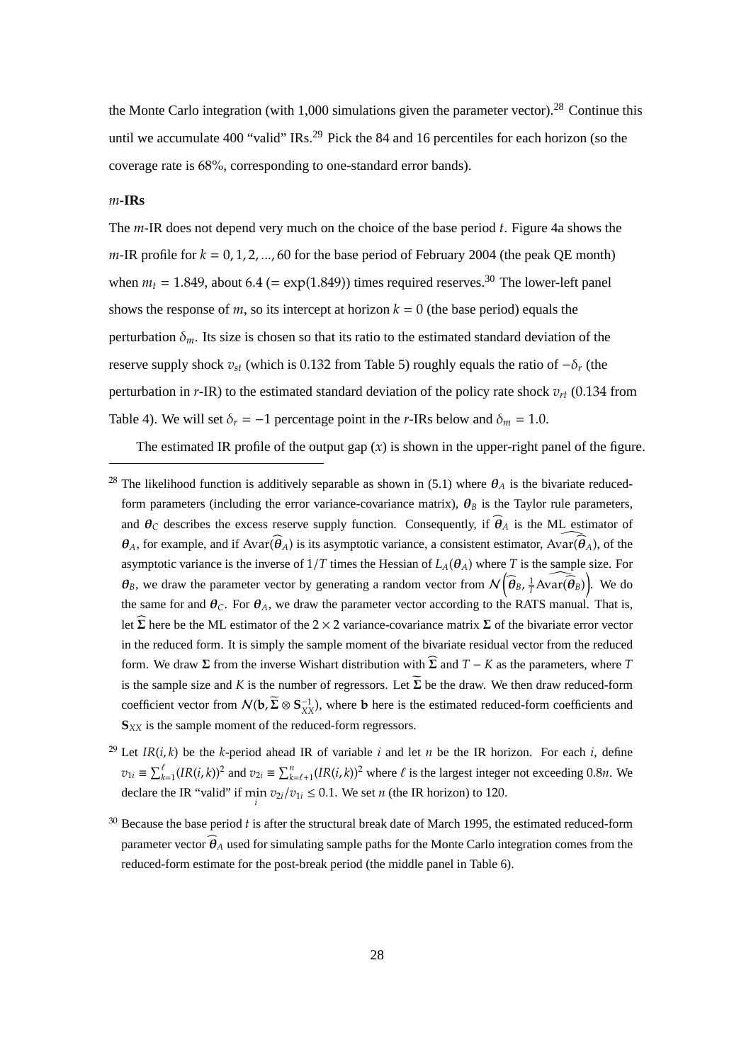the Monte Carlo integration (with 1,000 simulations given the parameter vector).[28] Continue this until we accumulate 400 "valid" IRs.[29] Pick the 84 and 16 percentiles for each horizon (so the coverage rate is 68%, corresponding to one-standard error bands).

#### $m$-IRs

The $m$-IR does not depend very much on the choice of the base period $t$. Figure 4a shows the $m$-IR profile for $k = 0, 1, 2, ..., 60$ for the base period of February 2004 (the peak QE month) when $m_t = 1.849$, about 6.4 ($= \exp(1.849)$) times required reserves.[30] The lower-left panel shows the response of $m$, so its intercept at horizon $k = 0$ (the base period) equals the perturbation $\delta_m$. Its size is chosen so that its ratio to the estimated standard deviation of the reserve supply shock $v_{st}$ (which is 0.132 from Table 5) roughly equals the ratio of $-\delta_r$ (the perturbation in $r$-IR) to the estimated standard deviation of the policy rate shock $v_{rt}$ (0.134 from Table 4). We will set $\delta_r = -1$ percentage point in the $r$-IRs below and $\delta_m = 1.0$.

The estimated IR profile of the output gap ($x$) is shown in the upper-right panel of the figure.

---

[28] The likelihood function is additively separable as shown in (5.1) where $\boldsymbol{\theta}_A$ is the bivariate reduced-form parameters (including the error variance-covariance matrix), $\boldsymbol{\theta}_B$ is the Taylor rule parameters, and $\boldsymbol{\theta}_C$ describes the excess reserve supply function. Consequently, if $\widehat{\boldsymbol{\theta}}_A$ is the ML estimator of $\boldsymbol{\theta}_A$, for example, and if $\text{Avar}(\widehat{\boldsymbol{\theta}}_A)$ is its asymptotic variance, a consistent estimator, $\widehat{\text{Avar}(\widehat{\boldsymbol{\theta}}_A)}$, of the asymptotic variance is the inverse of $1/T$ times the Hessian of $L_A(\boldsymbol{\theta}_A)$ where $T$ is the sample size. For $\boldsymbol{\theta}_B$, we draw the parameter vector by generating a random vector from $\mathcal{N}\left(\widehat{\boldsymbol{\theta}}_B, \frac{1}{T}\widehat{\text{Avar}(\widehat{\boldsymbol{\theta}}_B)}\right)$. We do the same for and $\boldsymbol{\theta}_C$. For $\boldsymbol{\theta}_A$, we draw the parameter vector according to the RATS manual. That is, let $\widehat{\boldsymbol{\Sigma}}$ here be the ML estimator of the $2 \times 2$ variance-covariance matrix $\boldsymbol{\Sigma}$ of the bivariate error vector in the reduced form. It is simply the sample moment of the bivariate residual vector from the reduced form. We draw $\boldsymbol{\Sigma}$ from the inverse Wishart distribution with $\widehat{\boldsymbol{\Sigma}}$ and $T - K$ as the parameters, where $T$ is the sample size and $K$ is the number of regressors. Let $\widetilde{\boldsymbol{\Sigma}}$ be the draw. We then draw reduced-form coefficient vector from $\mathcal{N}(\mathbf{b}, \widetilde{\boldsymbol{\Sigma}} \otimes \mathbf{S}_{XX}^{-1})$, where $\mathbf{b}$ here is the estimated reduced-form coefficients and $\mathbf{S}_{XX}$ is the sample moment of the reduced-form regressors.

[29] Let $IR(i,k)$ be the $k$-period ahead IR of variable $i$ and let $n$ be the IR horizon. For each $i$, define $v_{1i} \equiv \sum_{k=1}^{\ell}(IR(i,k))^2$ and $v_{2i} \equiv \sum_{k=\ell+1}^{n}(IR(i,k))^2$ where $\ell$ is the largest integer not exceeding $0.8n$. We declare the IR "valid" if $\min_i v_{2i}/v_{1i} \leq 0.1$. We set $n$ (the IR horizon) to 120.

[30] Because the base period $t$ is after the structural break date of March 1995, the estimated reduced-form parameter vector $\widehat{\boldsymbol{\theta}}_A$ used for simulating sample paths for the Monte Carlo integration comes from the reduced-form estimate for the post-break period (the middle panel in Table 6).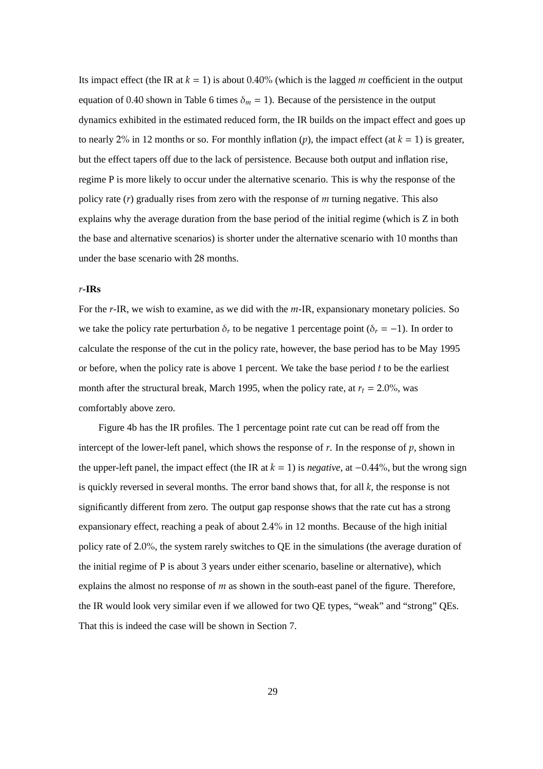Its impact effect (the IR at $k = 1$) is about 0.40% (which is the lagged $m$ coefficient in the output equation of 0.40 shown in Table 6 times $\delta_m = 1$). Because of the persistence in the output dynamics exhibited in the estimated reduced form, the IR builds on the impact effect and goes up to nearly 2% in 12 months or so. For monthly inflation ($p$), the impact effect (at $k = 1$) is greater, but the effect tapers off due to the lack of persistence. Because both output and inflation rise, regime P is more likely to occur under the alternative scenario. This is why the response of the policy rate ($r$) gradually rises from zero with the response of $m$ turning negative. This also explains why the average duration from the base period of the initial regime (which is Z in both the base and alternative scenarios) is shorter under the alternative scenario with 10 months than under the base scenario with 28 months.

### $r$-IRs

For the $r$-IR, we wish to examine, as we did with the $m$-IR, expansionary monetary policies. So we take the policy rate perturbation $\delta_r$ to be negative 1 percentage point ($\delta_r = -1$). In order to calculate the response of the cut in the policy rate, however, the base period has to be May 1995 or before, when the policy rate is above 1 percent. We take the base period $t$ to be the earliest month after the structural break, March 1995, when the policy rate, at $r_t = 2.0\%$, was comfortably above zero.

Figure 4b has the IR profiles. The 1 percentage point rate cut can be read off from the intercept of the lower-left panel, which shows the response of $r$. In the response of $p$, shown in the upper-left panel, the impact effect (the IR at $k = 1$) is *negative*, at $-0.44\%$, but the wrong sign is quickly reversed in several months. The error band shows that, for all $k$, the response is not significantly different from zero. The output gap response shows that the rate cut has a strong expansionary effect, reaching a peak of about 2.4% in 12 months. Because of the high initial policy rate of 2.0%, the system rarely switches to QE in the simulations (the average duration of the initial regime of P is about 3 years under either scenario, baseline or alternative), which explains the almost no response of $m$ as shown in the south-east panel of the figure. Therefore, the IR would look very similar even if we allowed for two QE types, "weak" and "strong" QEs. That this is indeed the case will be shown in Section 7.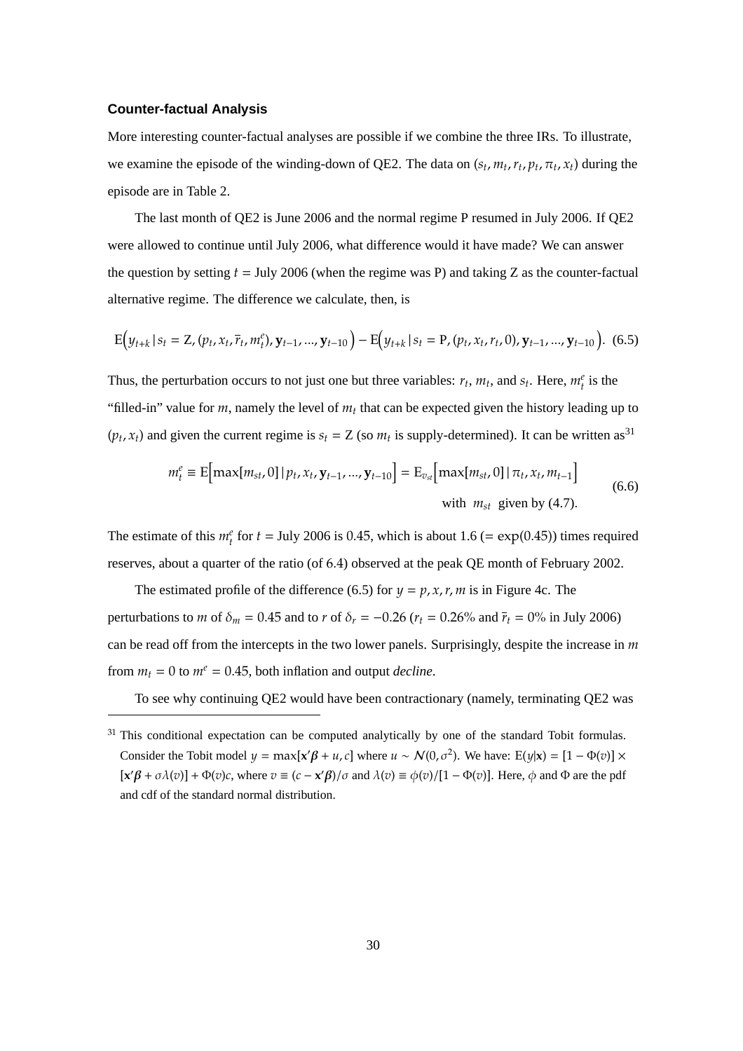### Counter-factual Analysis

More interesting counter-factual analyses are possible if we combine the three IRs. To illustrate, we examine the episode of the winding-down of QE2. The data on $(s_t, m_t, r_t, p_t, \pi_t, x_t)$ during the episode are in Table 2.

The last month of QE2 is June 2006 and the normal regime P resumed in July 2006. If QE2 were allowed to continue until July 2006, what difference would it have made? We can answer the question by setting $t =$ July 2006 (when the regime was P) and taking Z as the counter-factual alternative regime. The difference we calculate, then, is

$$\mathrm{E}\Big(y_{t+k}\,|\,s_t = \mathrm{Z}, (p_t, x_t, \bar{r}_t, m_t^e), \mathbf{y}_{t-1}, ..., \mathbf{y}_{t-10}\Big) - \mathrm{E}\Big(y_{t+k}\,|\,s_t = \mathrm{P}, (p_t, x_t, r_t, 0), \mathbf{y}_{t-1}, ..., \mathbf{y}_{t-10}\Big). \quad (6.5)$$

Thus, the perturbation occurs to not just one but three variables: $r_t$, $m_t$, and $s_t$. Here, $m_t^e$ is the "filled-in" value for $m$, namely the level of $m_t$ that can be expected given the history leading up to $(p_t, x_t)$ and given the current regime is $s_t = \mathrm{Z}$ (so $m_t$ is supply-determined). It can be written as[31]

$$m_t^e \equiv \mathrm{E}\Big[\max[m_{st}, 0]\,|\,p_t, x_t, \mathbf{y}_{t-1}, ..., \mathbf{y}_{t-10}\Big] = \mathrm{E}_{v_{st}}\Big[\max[m_{st}, 0]\,|\,\pi_t, x_t, m_{t-1}\Big] \quad \text{with } m_{st} \text{ given by (4.7).} \quad (6.6)$$

The estimate of this $m_t^e$ for $t =$ July 2006 is 0.45, which is about 1.6 ($= \exp(0.45)$) times required reserves, about a quarter of the ratio (of 6.4) observed at the peak QE month of February 2002.

The estimated profile of the difference (6.5) for $y = p, x, r, m$ is in Figure 4c. The perturbations to $m$ of $\delta_m = 0.45$ and to $r$ of $\delta_r = -0.26$ ($r_t = 0.26\%$ and $\bar{r}_t = 0\%$ in July 2006) can be read off from the intercepts in the two lower panels. Surprisingly, despite the increase in $m$ from $m_t = 0$ to $m^e = 0.45$, both inflation and output *decline*.

To see why continuing QE2 would have been contractionary (namely, terminating QE2 was

---

[31] This conditional expectation can be computed analytically by one of the standard Tobit formulas. Consider the Tobit model $y = \max[\mathbf{x}'\boldsymbol{\beta} + u, c]$ where $u \sim \mathcal{N}(0, \sigma^2)$. We have: $\mathrm{E}(y|\mathbf{x}) = [1 - \Phi(v)] \times [\mathbf{x}'\boldsymbol{\beta} + \sigma\lambda(v)] + \Phi(v)c$, where $v \equiv (c - \mathbf{x}'\boldsymbol{\beta})/\sigma$ and $\lambda(v) \equiv \phi(v)/[1 - \Phi(v)]$. Here, $\phi$ and $\Phi$ are the pdf and cdf of the standard normal distribution.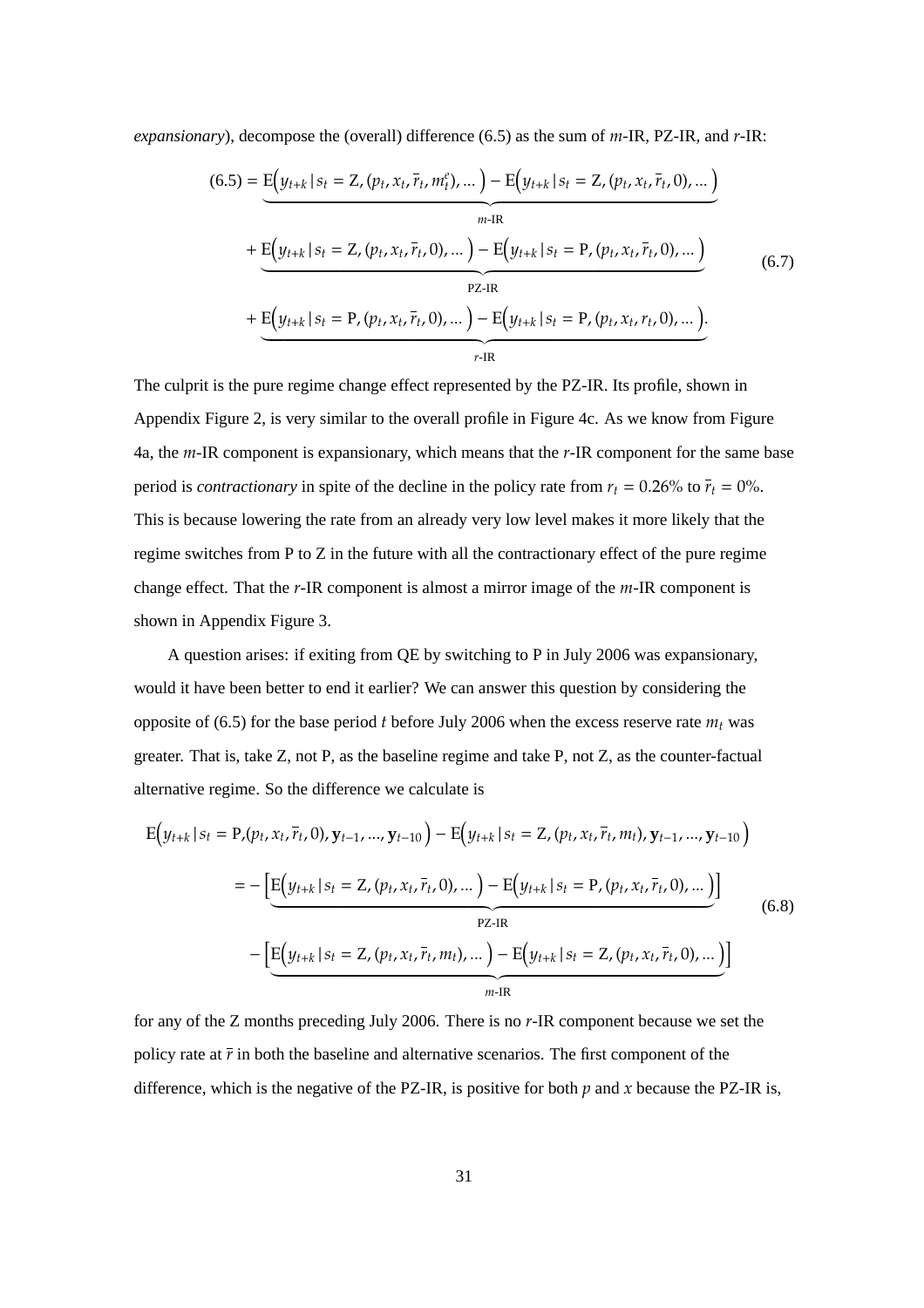*expansionary*), decompose the (overall) difference (6.5) as the sum of $m$-IR, PZ-IR, and $r$-IR:

$$
\begin{aligned}
(6.5) = & \underbrace{\mathrm{E}\Big(y_{t+k}\,|\,s_t = \mathrm{Z}, (p_t, x_t, \bar{r}_t, m_t^e), \dots\Big) - \mathrm{E}\Big(y_{t+k}\,|\,s_t = \mathrm{Z}, (p_t, x_t, \bar{r}_t, 0), \dots\Big)}_{m\text{-IR}} \\
& + \underbrace{\mathrm{E}\Big(y_{t+k}\,|\,s_t = \mathrm{Z}, (p_t, x_t, \bar{r}_t, 0), \dots\Big) - \mathrm{E}\Big(y_{t+k}\,|\,s_t = \mathrm{P}, (p_t, x_t, \bar{r}_t, 0), \dots\Big)}_{\text{PZ-IR}} \\
& + \underbrace{\mathrm{E}\Big(y_{t+k}\,|\,s_t = \mathrm{P}, (p_t, x_t, \bar{r}_t, 0), \dots\Big) - \mathrm{E}\Big(y_{t+k}\,|\,s_t = \mathrm{P}, (p_t, x_t, r_t, 0), \dots\Big)}_{r\text{-IR}}.
\end{aligned}
\tag{6.7}
$$

The culprit is the pure regime change effect represented by the PZ-IR. Its profile, shown in Appendix Figure 2, is very similar to the overall profile in Figure 4c. As we know from Figure 4a, the $m$-IR component is expansionary, which means that the $r$-IR component for the same base period is *contractionary* in spite of the decline in the policy rate from $r_t = 0.26\%$ to $\bar{r}_t = 0\%$. This is because lowering the rate from an already very low level makes it more likely that the regime switches from P to Z in the future with all the contractionary effect of the pure regime change effect. That the $r$-IR component is almost a mirror image of the $m$-IR component is shown in Appendix Figure 3.

A question arises: if exiting from QE by switching to P in July 2006 was expansionary, would it have been better to end it earlier? We can answer this question by considering the opposite of (6.5) for the base period $t$ before July 2006 when the excess reserve rate $m_t$ was greater. That is, take Z, not P, as the baseline regime and take P, not Z, as the counter-factual alternative regime. So the difference we calculate is

$$
\begin{aligned}
& \mathrm{E}\Big(y_{t+k}\,|\,s_t = \mathrm{P}, (p_t, x_t, \bar{r}_t, 0), \mathbf{y}_{t-1}, \dots, \mathbf{y}_{t-10}\Big) - \mathrm{E}\Big(y_{t+k}\,|\,s_t = \mathrm{Z}, (p_t, x_t, \bar{r}_t, m_t), \mathbf{y}_{t-1}, \dots, \mathbf{y}_{t-10}\Big) \\
& \quad = -\underbrace{\Big[\mathrm{E}\Big(y_{t+k}\,|\,s_t = \mathrm{Z}, (p_t, x_t, \bar{r}_t, 0), \dots\Big) - \mathrm{E}\Big(y_{t+k}\,|\,s_t = \mathrm{P}, (p_t, x_t, \bar{r}_t, 0), \dots\Big)\Big]}_{\text{PZ-IR}} \\
& \quad\quad - \underbrace{\Big[\mathrm{E}\Big(y_{t+k}\,|\,s_t = \mathrm{Z}, (p_t, x_t, \bar{r}_t, m_t), \dots\Big) - \mathrm{E}\Big(y_{t+k}\,|\,s_t = \mathrm{Z}, (p_t, x_t, \bar{r}_t, 0), \dots\Big)\Big]}_{m\text{-IR}}
\end{aligned}
\tag{6.8}
$$

for any of the Z months preceding July 2006. There is no $r$-IR component because we set the policy rate at $\bar{r}$ in both the baseline and alternative scenarios. The first component of the difference, which is the negative of the PZ-IR, is positive for both $p$ and $x$ because the PZ-IR is,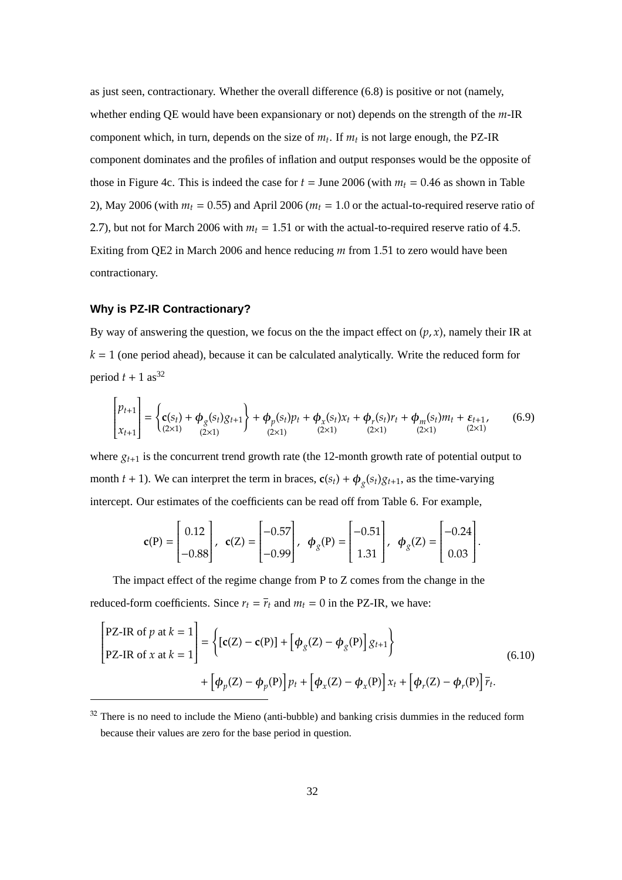as just seen, contractionary. Whether the overall difference (6.8) is positive or not (namely, whether ending QE would have been expansionary or not) depends on the strength of the $m$-IR component which, in turn, depends on the size of $m_t$. If $m_t$ is not large enough, the PZ-IR component dominates and the profiles of inflation and output responses would be the opposite of those in Figure 4c. This is indeed the case for $t$ = June 2006 (with $m_t = 0.46$ as shown in Table 2), May 2006 (with $m_t = 0.55$) and April 2006 ($m_t = 1.0$ or the actual-to-required reserve ratio of 2.7), but not for March 2006 with $m_t = 1.51$ or with the actual-to-required reserve ratio of 4.5. Exiting from QE2 in March 2006 and hence reducing $m$ from 1.51 to zero would have been contractionary.

### Why is PZ-IR Contractionary?

By way of answering the question, we focus on the the impact effect on $(p, x)$, namely their IR at $k = 1$ (one period ahead), because it can be calculated analytically. Write the reduced form for period $t + 1$ as[32]

$$\begin{bmatrix} p_{t+1} \\ x_{t+1} \end{bmatrix} = \left\{ \underset{(2\times1)}{\mathbf{c}(s_t)} + \underset{(2\times1)}{\boldsymbol{\phi}_g(s_t)} g_{t+1} \right\} + \underset{(2\times1)}{\boldsymbol{\phi}_p(s_t)} p_t + \underset{(2\times1)}{\boldsymbol{\phi}_x(s_t)} x_t + \underset{(2\times1)}{\boldsymbol{\phi}_r(s_t)} r_t + \underset{(2\times1)}{\boldsymbol{\phi}_m(s_t)} m_t + \underset{(2\times1)}{\boldsymbol{\varepsilon}_{t+1}}, \tag{6.9}$$

where $g_{t+1}$ is the concurrent trend growth rate (the 12-month growth rate of potential output to month $t + 1$). We can interpret the term in braces, $\mathbf{c}(s_t) + \boldsymbol{\phi}_g(s_t) g_{t+1}$, as the time-varying intercept. Our estimates of the coefficients can be read off from Table 6. For example,

$$\mathbf{c}(\mathrm{P}) = \begin{bmatrix} 0.12 \\ -0.88 \end{bmatrix}, \ \ \mathbf{c}(\mathrm{Z}) = \begin{bmatrix} -0.57 \\ -0.99 \end{bmatrix}, \ \ \boldsymbol{\phi}_g(\mathrm{P}) = \begin{bmatrix} -0.51 \\ 1.31 \end{bmatrix}, \ \ \boldsymbol{\phi}_g(\mathrm{Z}) = \begin{bmatrix} -0.24 \\ 0.03 \end{bmatrix}.$$

The impact effect of the regime change from P to Z comes from the change in the reduced-form coefficients. Since $r_t = \bar{r}_t$ and $m_t = 0$ in the PZ-IR, we have:

$$\begin{aligned} \begin{bmatrix} \text{PZ-IR of } p \text{ at } k = 1 \\ \text{PZ-IR of } x \text{ at } k = 1 \end{bmatrix} &= \left\{ [\mathbf{c}(\mathrm{Z}) - \mathbf{c}(\mathrm{P})] + \left[ \boldsymbol{\phi}_g(\mathrm{Z}) - \boldsymbol{\phi}_g(\mathrm{P}) \right] g_{t+1} \right\} \\ &\quad + \left[ \boldsymbol{\phi}_p(\mathrm{Z}) - \boldsymbol{\phi}_p(\mathrm{P}) \right] p_t + \left[ \boldsymbol{\phi}_x(\mathrm{Z}) - \boldsymbol{\phi}_x(\mathrm{P}) \right] x_t + \left[ \boldsymbol{\phi}_r(\mathrm{Z}) - \boldsymbol{\phi}_r(\mathrm{P}) \right] \bar{r}_t. \end{aligned} \tag{6.10}$$

[32] There is no need to include the Mieno (anti-bubble) and banking crisis dummies in the reduced form because their values are zero for the base period in question.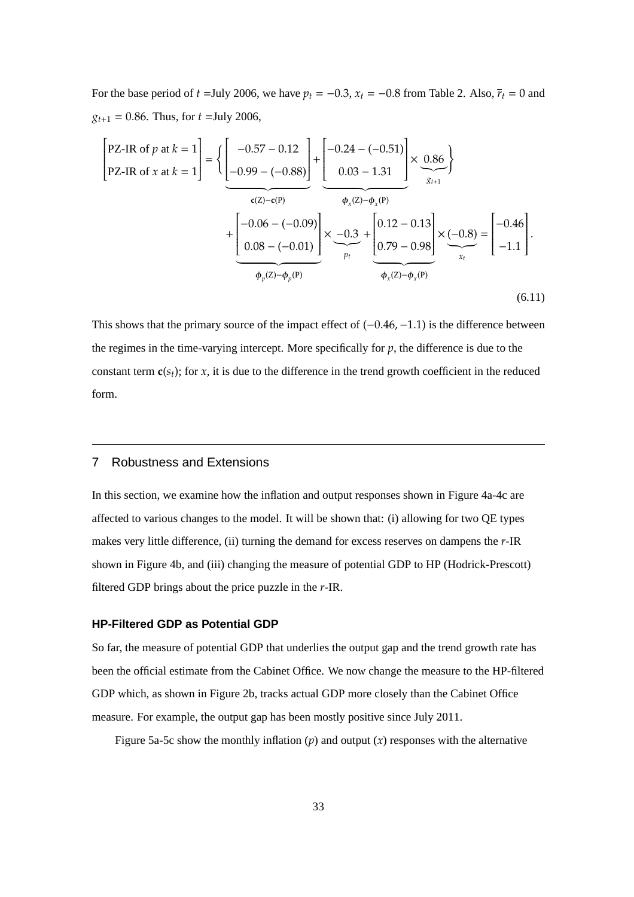For the base period of $t$ =July 2006, we have $p_t = -0.3$, $x_t = -0.8$ from Table 2. Also, $\bar{r}_t = 0$ and $g_{t+1} = 0.86$. Thus, for $t$ =July 2006,

$$
\begin{bmatrix} \text{PZ-IR of } p \text{ at } k=1 \\ \text{PZ-IR of } x \text{ at } k=1 \end{bmatrix} = \left\{ \underbrace{\begin{bmatrix} -0.57 - 0.12 \\ -0.99 - (-0.88) \end{bmatrix}}_{\mathbf{c}(\mathrm{Z})-\mathbf{c}(\mathrm{P})} + \underbrace{\begin{bmatrix} -0.24 - (-0.51) \\ 0.03 - 1.31 \end{bmatrix}}_{\boldsymbol{\phi}_x(\mathrm{Z})-\boldsymbol{\phi}_x(\mathrm{P})} \times \underbrace{0.86}_{g_{t+1}} \right\}
$$
$$
+ \underbrace{\begin{bmatrix} -0.06 - (-0.09) \\ 0.08 - (-0.01) \end{bmatrix}}_{\boldsymbol{\phi}_p(\mathrm{Z})-\boldsymbol{\phi}_p(\mathrm{P})} \times \underbrace{-0.3}_{p_t} + \underbrace{\begin{bmatrix} 0.12 - 0.13 \\ 0.79 - 0.98 \end{bmatrix}}_{\boldsymbol{\phi}_x(\mathrm{Z})-\boldsymbol{\phi}_x(\mathrm{P})} \times \underbrace{(-0.8)}_{x_t} = \begin{bmatrix} -0.46 \\ -1.1 \end{bmatrix}. \tag{6.11}
$$

This shows that the primary source of the impact effect of $(-0.46, -1.1)$ is the difference between the regimes in the time-varying intercept. More specifically for $p$, the difference is due to the constant term $\mathbf{c}(s_t)$; for $x$, it is due to the difference in the trend growth coefficient in the reduced form.

## 7 Robustness and Extensions

In this section, we examine how the inflation and output responses shown in Figure 4a-4c are affected to various changes to the model. It will be shown that: (i) allowing for two QE types makes very little difference, (ii) turning the demand for excess reserves on dampens the $r$-IR shown in Figure 4b, and (iii) changing the measure of potential GDP to HP (Hodrick-Prescott) filtered GDP brings about the price puzzle in the $r$-IR.

### HP-Filtered GDP as Potential GDP

So far, the measure of potential GDP that underlies the output gap and the trend growth rate has been the official estimate from the Cabinet Office. We now change the measure to the HP-filtered GDP which, as shown in Figure 2b, tracks actual GDP more closely than the Cabinet Office measure. For example, the output gap has been mostly positive since July 2011.

Figure 5a-5c show the monthly inflation ($p$) and output ($x$) responses with the alternative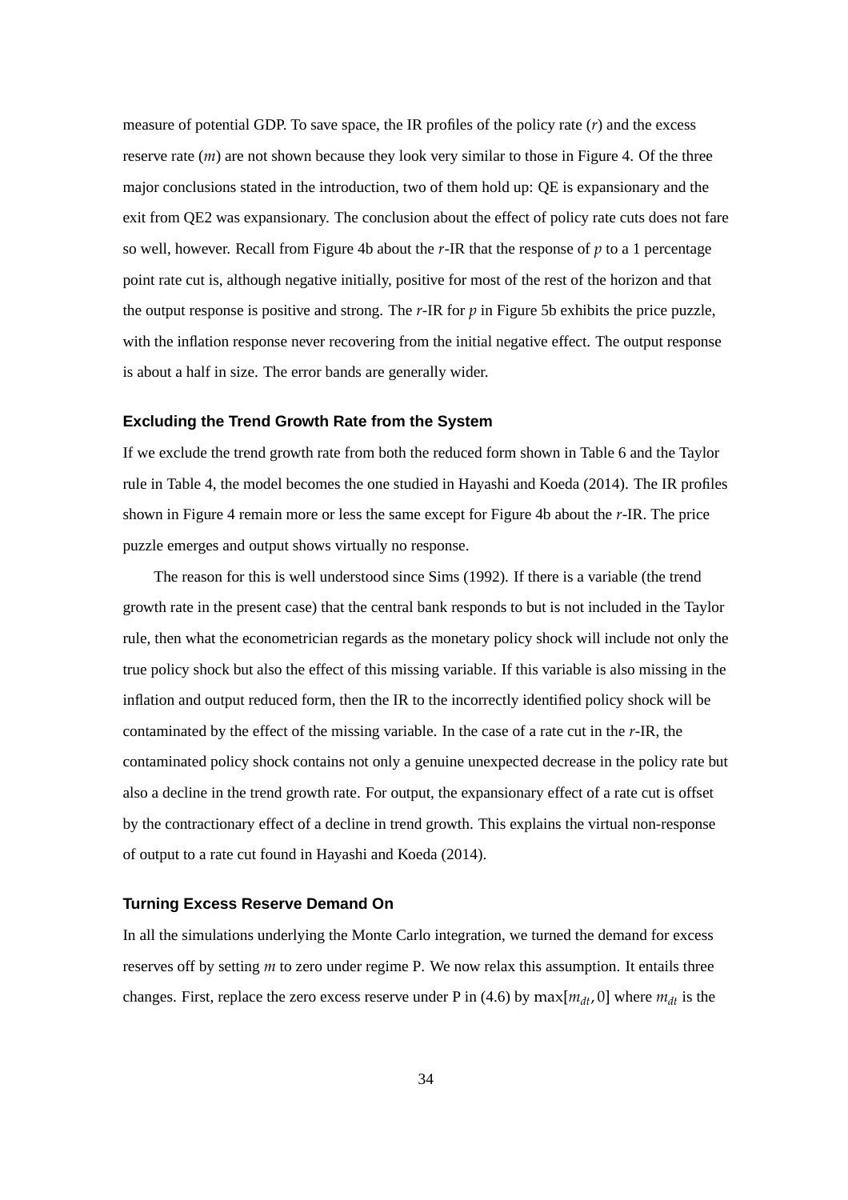measure of potential GDP. To save space, the IR profiles of the policy rate ($r$) and the excess reserve rate ($m$) are not shown because they look very similar to those in Figure 4. Of the three major conclusions stated in the introduction, two of them hold up: QE is expansionary and the exit from QE2 was expansionary. The conclusion about the effect of policy rate cuts does not fare so well, however. Recall from Figure 4b about the $r$-IR that the response of $p$ to a 1 percentage point rate cut is, although negative initially, positive for most of the rest of the horizon and that the output response is positive and strong. The $r$-IR for $p$ in Figure 5b exhibits the price puzzle, with the inflation response never recovering from the initial negative effect. The output response is about a half in size. The error bands are generally wider.

### Excluding the Trend Growth Rate from the System

If we exclude the trend growth rate from both the reduced form shown in Table 6 and the Taylor rule in Table 4, the model becomes the one studied in Hayashi and Koeda (2014). The IR profiles shown in Figure 4 remain more or less the same except for Figure 4b about the $r$-IR. The price puzzle emerges and output shows virtually no response.

The reason for this is well understood since Sims (1992). If there is a variable (the trend growth rate in the present case) that the central bank responds to but is not included in the Taylor rule, then what the econometrician regards as the monetary policy shock will include not only the true policy shock but also the effect of this missing variable. If this variable is also missing in the inflation and output reduced form, then the IR to the incorrectly identified policy shock will be contaminated by the effect of the missing variable. In the case of a rate cut in the $r$-IR, the contaminated policy shock contains not only a genuine unexpected decrease in the policy rate but also a decline in the trend growth rate. For output, the expansionary effect of a rate cut is offset by the contractionary effect of a decline in trend growth. This explains the virtual non-response of output to a rate cut found in Hayashi and Koeda (2014).

### Turning Excess Reserve Demand On

In all the simulations underlying the Monte Carlo integration, we turned the demand for excess reserves off by setting $m$ to zero under regime P. We now relax this assumption. It entails three changes. First, replace the zero excess reserve under P in (4.6) by $\max[m_{dt}, 0]$ where $m_{dt}$ is the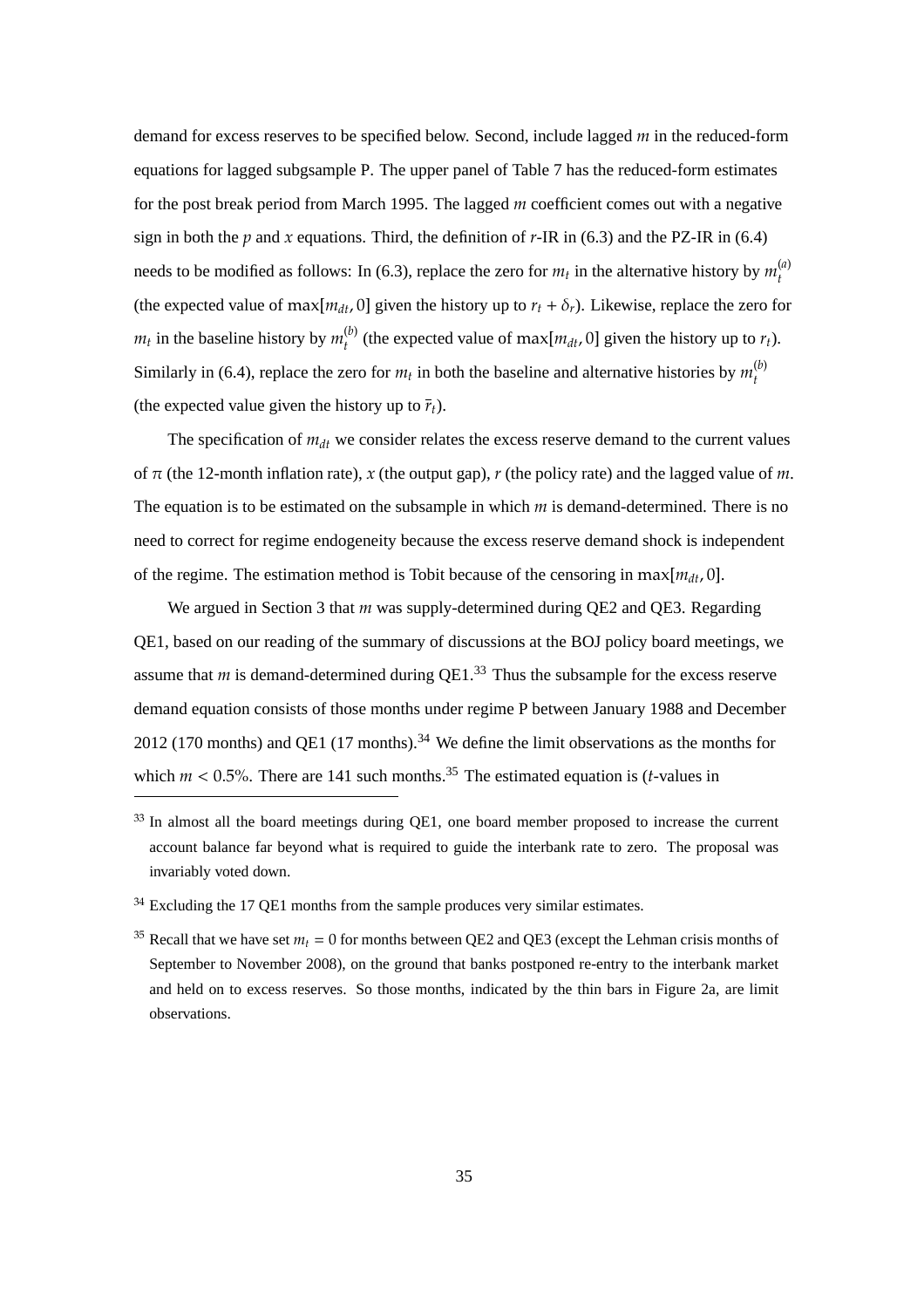demand for excess reserves to be specified below. Second, include lagged $m$ in the reduced-form equations for lagged subgsample P. The upper panel of Table 7 has the reduced-form estimates for the post break period from March 1995. The lagged $m$ coefficient comes out with a negative sign in both the $p$ and $x$ equations. Third, the definition of $r$-IR in (6.3) and the PZ-IR in (6.4) needs to be modified as follows: In (6.3), replace the zero for $m_t$ in the alternative history by $m_t^{(a)}$ (the expected value of $\max[m_{dt}, 0]$ given the history up to $r_t + \delta_r$). Likewise, replace the zero for $m_t$ in the baseline history by $m_t^{(b)}$ (the expected value of $\max[m_{dt}, 0]$ given the history up to $r_t$). Similarly in (6.4), replace the zero for $m_t$ in both the baseline and alternative histories by $m_t^{(b)}$ (the expected value given the history up to $\bar{r}_t$).

The specification of $m_{dt}$ we consider relates the excess reserve demand to the current values of $\pi$ (the 12-month inflation rate), $x$ (the output gap), $r$ (the policy rate) and the lagged value of $m$. The equation is to be estimated on the subsample in which $m$ is demand-determined. There is no need to correct for regime endogeneity because the excess reserve demand shock is independent of the regime. The estimation method is Tobit because of the censoring in $\max[m_{dt}, 0]$.

We argued in Section 3 that $m$ was supply-determined during QE2 and QE3. Regarding QE1, based on our reading of the summary of discussions at the BOJ policy board meetings, we assume that $m$ is demand-determined during QE1.[33] Thus the subsample for the excess reserve demand equation consists of those months under regime P between January 1988 and December 2012 (170 months) and QE1 (17 months).[34] We define the limit observations as the months for which $m < 0.5\%$. There are 141 such months.[35] The estimated equation is ($t$-values in

[33] In almost all the board meetings during QE1, one board member proposed to increase the current account balance far beyond what is required to guide the interbank rate to zero. The proposal was invariably voted down.

[34] Excluding the 17 QE1 months from the sample produces very similar estimates.

[35] Recall that we have set $m_t = 0$ for months between QE2 and QE3 (except the Lehman crisis months of September to November 2008), on the ground that banks postponed re-entry to the interbank market and held on to excess reserves. So those months, indicated by the thin bars in Figure 2a, are limit observations.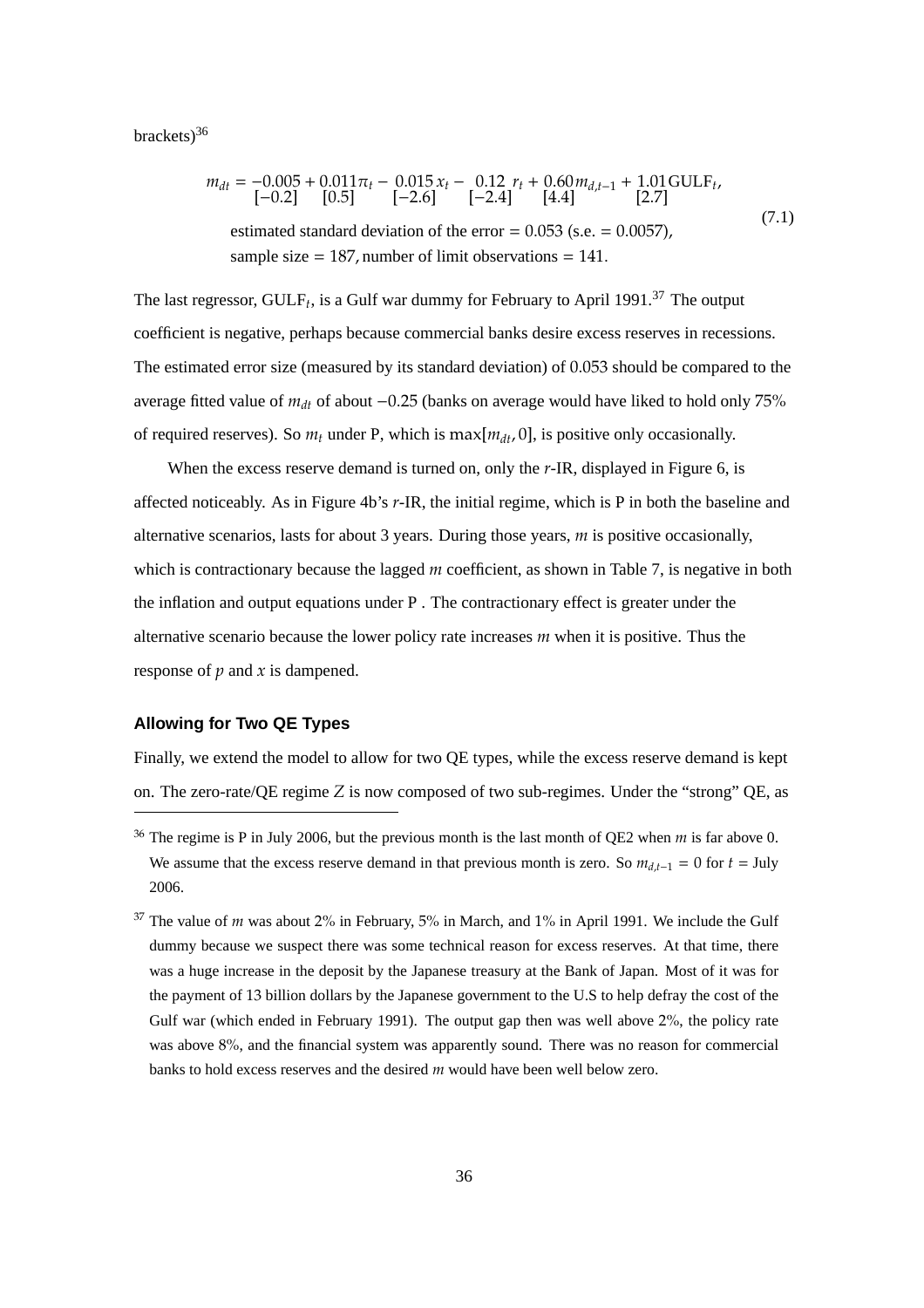brackets)[36]

$$
m_{dt} = \underset{[-0.2]}{-0.005} + \underset{[0.5]}{0.011}\pi_t - \underset{[-2.6]}{0.015}\,x_t - \underset{[-2.4]}{0.12}\,r_t + \underset{[4.4]}{0.60}\,m_{d,t-1} + \underset{[2.7]}{1.01}\,\text{GULF}_t, \tag{7.1}
$$

estimated standard deviation of the error = 0.053 (s.e. = 0.0057),
sample size = 187, number of limit observations = 141.

The last regressor, $\text{GULF}_t$, is a Gulf war dummy for February to April 1991.[37] The output coefficient is negative, perhaps because commercial banks desire excess reserves in recessions. The estimated error size (measured by its standard deviation) of 0.053 should be compared to the average fitted value of $m_{dt}$ of about −0.25 (banks on average would have liked to hold only 75% of required reserves). So $m_t$ under P, which is $\max[m_{dt}, 0]$, is positive only occasionally.

When the excess reserve demand is turned on, only the $r$-IR, displayed in Figure 6, is affected noticeably. As in Figure 4b's $r$-IR, the initial regime, which is P in both the baseline and alternative scenarios, lasts for about 3 years. During those years, $m$ is positive occasionally, which is contractionary because the lagged $m$ coefficient, as shown in Table 7, is negative in both the inflation and output equations under P . The contractionary effect is greater under the alternative scenario because the lower policy rate increases $m$ when it is positive. Thus the response of $p$ and $x$ is dampened.

### Allowing for Two QE Types

Finally, we extend the model to allow for two QE types, while the excess reserve demand is kept on. The zero-rate/QE regime $Z$ is now composed of two sub-regimes. Under the "strong" QE, as

---

[36] The regime is P in July 2006, but the previous month is the last month of QE2 when $m$ is far above 0. We assume that the excess reserve demand in that previous month is zero. So $m_{d,t-1} = 0$ for $t$ = July 2006.

[37] The value of $m$ was about 2% in February, 5% in March, and 1% in April 1991. We include the Gulf dummy because we suspect there was some technical reason for excess reserves. At that time, there was a huge increase in the deposit by the Japanese treasury at the Bank of Japan. Most of it was for the payment of 13 billion dollars by the Japanese government to the U.S to help defray the cost of the Gulf war (which ended in February 1991). The output gap then was well above 2%, the policy rate was above 8%, and the financial system was apparently sound. There was no reason for commercial banks to hold excess reserves and the desired $m$ would have been well below zero.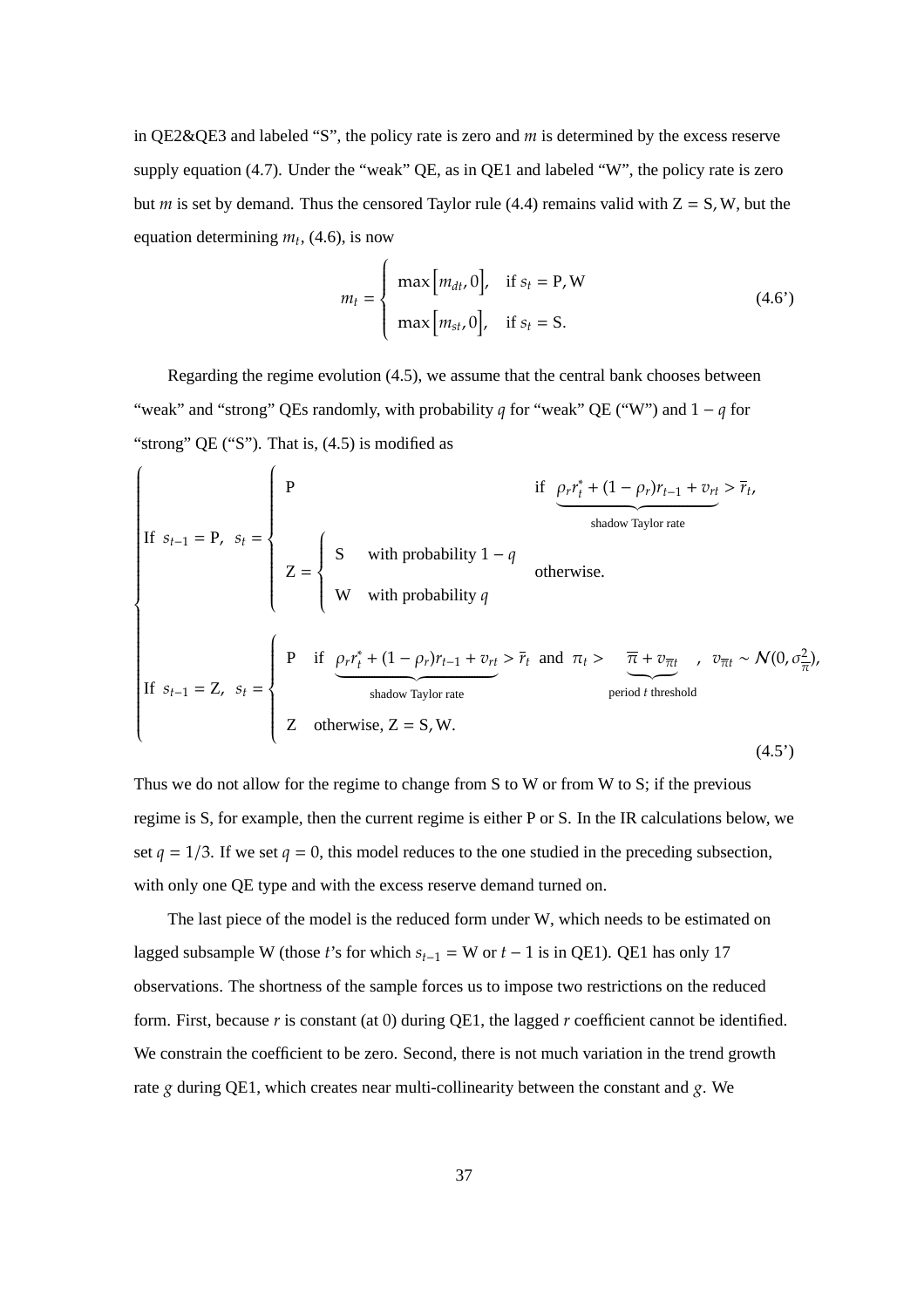in QE2&QE3 and labeled "S", the policy rate is zero and $m$ is determined by the excess reserve supply equation (4.7). Under the "weak" QE, as in QE1 and labeled "W", the policy rate is zero but $m$ is set by demand. Thus the censored Taylor rule (4.4) remains valid with $\mathrm{Z} = \mathrm{S}, \mathrm{W}$, but the equation determining $m_t$, (4.6), is now

$$m_t = \begin{cases} \max\left[m_{dt}, 0\right], & \text{if } s_t = \mathrm{P}, \mathrm{W} \\ \max\left[m_{st}, 0\right], & \text{if } s_t = \mathrm{S}. \end{cases} \tag{4.6'}$$

Regarding the regime evolution (4.5), we assume that the central bank chooses between "weak" and "strong" QEs randomly, with probability $q$ for "weak" QE ("W") and $1-q$ for "strong" QE ("S"). That is, (4.5) is modified as

$$\begin{cases} \text{If } s_{t-1} = \mathrm{P}, \;\; s_t = \begin{cases} \mathrm{P} & \text{if } \underbrace{\rho_r r_t^* + (1-\rho_r) r_{t-1} + v_{rt}}_{\text{shadow Taylor rate}} > \bar{r}_t, \\ \mathrm{Z} = \begin{cases} \mathrm{S} & \text{with probability } 1-q \\ \mathrm{W} & \text{with probability } q \end{cases} & \text{otherwise.} \end{cases} \\ \text{If } s_{t-1} = \mathrm{Z}, \;\; s_t = \begin{cases} \mathrm{P} \;\; \text{if } \underbrace{\rho_r r_t^* + (1-\rho_r) r_{t-1} + v_{rt}}_{\text{shadow Taylor rate}} > \bar{r}_t \text{ and } \pi_t > \underbrace{\overline{\pi} + v_{\overline{\pi}t}}_{\text{period } t \text{ threshold}}, \;\; v_{\overline{\pi}t} \sim \mathcal{N}(0, \sigma_{\overline{\pi}}^2), \\ \mathrm{Z} \;\; \text{otherwise, } \mathrm{Z} = \mathrm{S}, \mathrm{W}. \end{cases} \end{cases} \tag{4.5'}$$

Thus we do not allow for the regime to change from S to W or from W to S; if the previous regime is S, for example, then the current regime is either P or S. In the IR calculations below, we set $q = 1/3$. If we set $q = 0$, this model reduces to the one studied in the preceding subsection, with only one QE type and with the excess reserve demand turned on.

The last piece of the model is the reduced form under W, which needs to be estimated on lagged subsample W (those $t$'s for which $s_{t-1} = \mathrm{W}$ or $t-1$ is in QE1). QE1 has only 17 observations. The shortness of the sample forces us to impose two restrictions on the reduced form. First, because $r$ is constant (at 0) during QE1, the lagged $r$ coefficient cannot be identified. We constrain the coefficient to be zero. Second, there is not much variation in the trend growth rate $g$ during QE1, which creates near multi-collinearity between the constant and $g$. We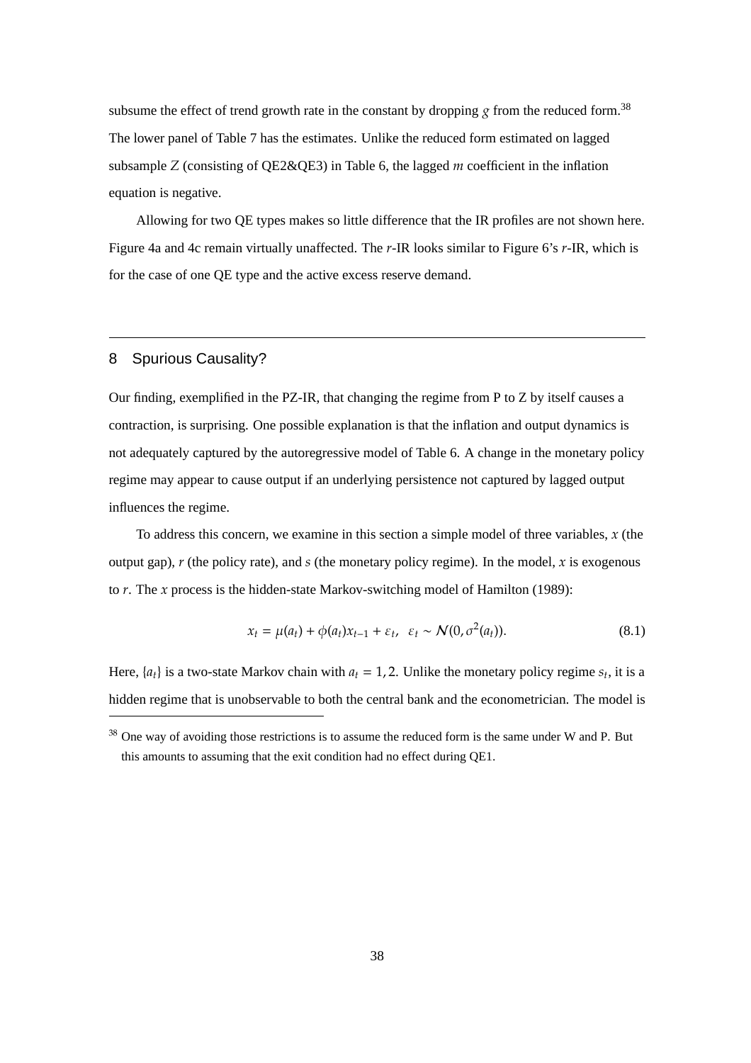subsume the effect of trend growth rate in the constant by dropping $g$ from the reduced form.[38] The lower panel of Table 7 has the estimates. Unlike the reduced form estimated on lagged subsample Z (consisting of QE2&QE3) in Table 6, the lagged $m$ coefficient in the inflation equation is negative.

Allowing for two QE types makes so little difference that the IR profiles are not shown here. Figure 4a and 4c remain virtually unaffected. The $r$-IR looks similar to Figure 6's $r$-IR, which is for the case of one QE type and the active excess reserve demand.

## 8 Spurious Causality?

Our finding, exemplified in the PZ-IR, that changing the regime from P to Z by itself causes a contraction, is surprising. One possible explanation is that the inflation and output dynamics is not adequately captured by the autoregressive model of Table 6. A change in the monetary policy regime may appear to cause output if an underlying persistence not captured by lagged output influences the regime.

To address this concern, we examine in this section a simple model of three variables, $x$ (the output gap), $r$ (the policy rate), and $s$ (the monetary policy regime). In the model, $x$ is exogenous to $r$. The $x$ process is the hidden-state Markov-switching model of Hamilton (1989):

$$x_t = \mu(a_t) + \phi(a_t)x_{t-1} + \varepsilon_t, \quad \varepsilon_t \sim \mathcal{N}(0, \sigma^2(a_t)). \tag{8.1}$$

Here, $\{a_t\}$ is a two-state Markov chain with $a_t = 1, 2$. Unlike the monetary policy regime $s_t$, it is a hidden regime that is unobservable to both the central bank and the econometrician. The model is

[38] One way of avoiding those restrictions is to assume the reduced form is the same under W and P. But this amounts to assuming that the exit condition had no effect during QE1.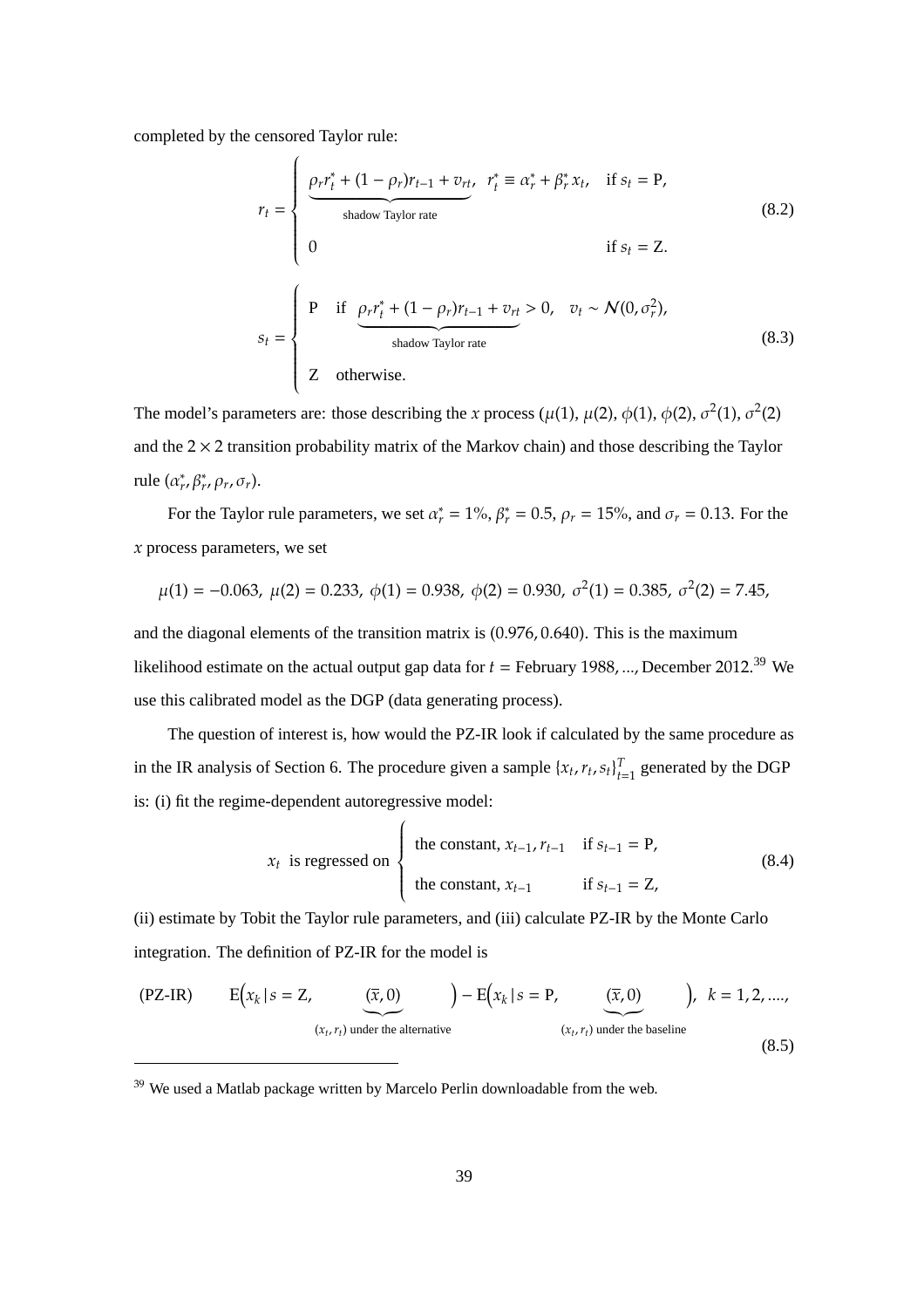completed by the censored Taylor rule:

$$
r_t = \begin{cases} \underbrace{\rho_r r_t^* + (1-\rho_r) r_{t-1} + v_{rt}}_{\text{shadow Taylor rate}}, \quad r_t^* \equiv \alpha_r^* + \beta_r^* x_t, & \text{if } s_t = \text{P}, \\ 0 & \text{if } s_t = \text{Z}. \end{cases} \tag{8.2}
$$

$$
s_t = \begin{cases} \text{P} \quad \text{if } \underbrace{\rho_r r_t^* + (1-\rho_r) r_{t-1} + v_{rt}}_{\text{shadow Taylor rate}} > 0, \quad v_t \sim \mathcal{N}(0, \sigma_r^2), \\ \text{Z} \quad \text{otherwise.} \end{cases} \tag{8.3}
$$

The model's parameters are: those describing the $x$ process ($\mu(1)$, $\mu(2)$, $\phi(1)$, $\phi(2)$, $\sigma^2(1)$, $\sigma^2(2)$ and the $2 \times 2$ transition probability matrix of the Markov chain) and those describing the Taylor rule ($\alpha_r^*, \beta_r^*, \rho_r, \sigma_r$).

For the Taylor rule parameters, we set $\alpha_r^* = 1\%$, $\beta_r^* = 0.5$, $\rho_r = 15\%$, and $\sigma_r = 0.13$. For the $x$ process parameters, we set

$$
\mu(1) = -0.063,\ \mu(2) = 0.233,\ \phi(1) = 0.938,\ \phi(2) = 0.930,\ \sigma^2(1) = 0.385,\ \sigma^2(2) = 7.45,
$$

and the diagonal elements of the transition matrix is $(0.976, 0.640)$. This is the maximum likelihood estimate on the actual output gap data for $t$ = February 1988, ..., December 2012.[39] We use this calibrated model as the DGP (data generating process).

The question of interest is, how would the PZ-IR look if calculated by the same procedure as in the IR analysis of Section 6. The procedure given a sample $\{x_t, r_t, s_t\}_{t=1}^T$ generated by the DGP is: (i) fit the regime-dependent autoregressive model:

$$
x_t \ \text{ is regressed on } \begin{cases} \text{the constant}, x_{t-1}, r_{t-1} & \text{if } s_{t-1} = \text{P}, \\ \text{the constant}, x_{t-1} & \text{if } s_{t-1} = \text{Z}, \end{cases} \tag{8.4}
$$

(ii) estimate by Tobit the Taylor rule parameters, and (iii) calculate PZ-IR by the Monte Carlo integration. The definition of PZ-IR for the model is

$$
\text{(PZ-IR)} \qquad \text{E}\Big(x_k \,|\, s = \text{Z}, \underbrace{(\overline{x}, 0)}_{(x_t, r_t) \text{ under the alternative}}\Big) - \text{E}\Big(x_k \,|\, s = \text{P}, \underbrace{(\overline{x}, 0)}_{(x_t, r_t) \text{ under the baseline}}\Big), \ \ k = 1, 2, ...., \tag{8.5}
$$

[39] We used a Matlab package written by Marcelo Perlin downloadable from the web.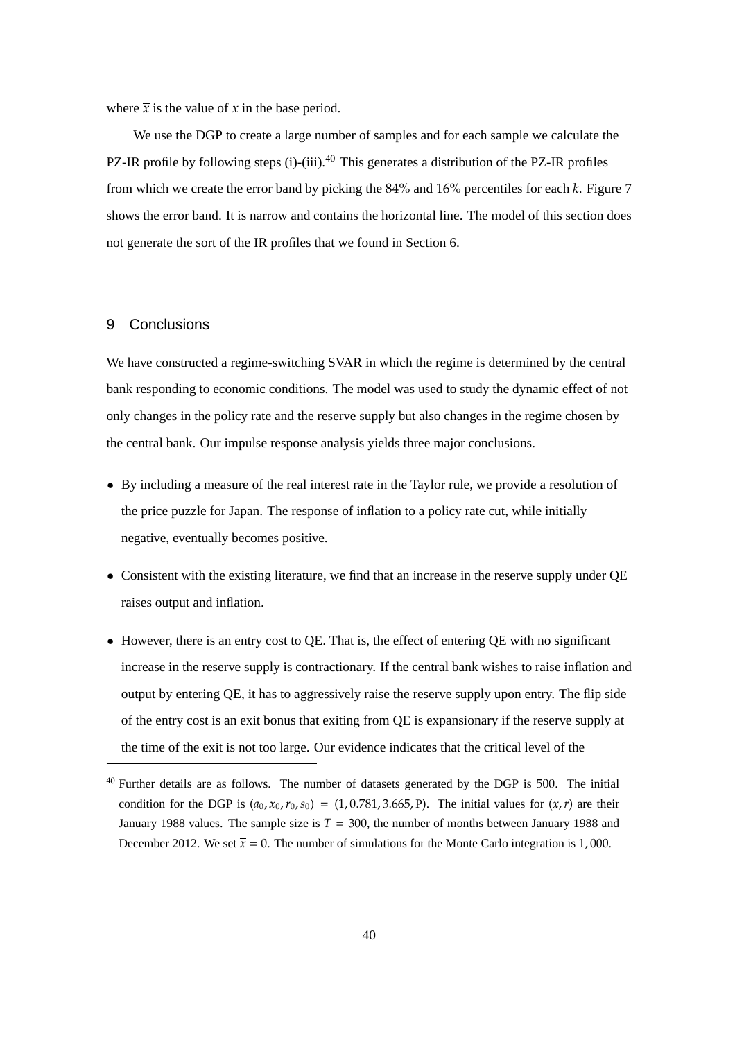where $\bar{x}$ is the value of $x$ in the base period.

We use the DGP to create a large number of samples and for each sample we calculate the PZ-IR profile by following steps (i)-(iii).[40] This generates a distribution of the PZ-IR profiles from which we create the error band by picking the 84% and 16% percentiles for each $k$. Figure 7 shows the error band. It is narrow and contains the horizontal line. The model of this section does not generate the sort of the IR profiles that we found in Section 6.

## 9 Conclusions

We have constructed a regime-switching SVAR in which the regime is determined by the central bank responding to economic conditions. The model was used to study the dynamic effect of not only changes in the policy rate and the reserve supply but also changes in the regime chosen by the central bank. Our impulse response analysis yields three major conclusions.

- By including a measure of the real interest rate in the Taylor rule, we provide a resolution of the price puzzle for Japan. The response of inflation to a policy rate cut, while initially negative, eventually becomes positive.
- Consistent with the existing literature, we find that an increase in the reserve supply under QE raises output and inflation.
- However, there is an entry cost to QE. That is, the effect of entering QE with no significant increase in the reserve supply is contractionary. If the central bank wishes to raise inflation and output by entering QE, it has to aggressively raise the reserve supply upon entry. The flip side of the entry cost is an exit bonus that exiting from QE is expansionary if the reserve supply at the time of the exit is not too large. Our evidence indicates that the critical level of the

[40] Further details are as follows. The number of datasets generated by the DGP is 500. The initial condition for the DGP is $(a_0, x_0, r_0, s_0) = (1, 0.781, 3.665, \mathrm{P})$. The initial values for $(x, r)$ are their January 1988 values. The sample size is $T = 300$, the number of months between January 1988 and December 2012. We set $\bar{x} = 0$. The number of simulations for the Monte Carlo integration is $1,000$.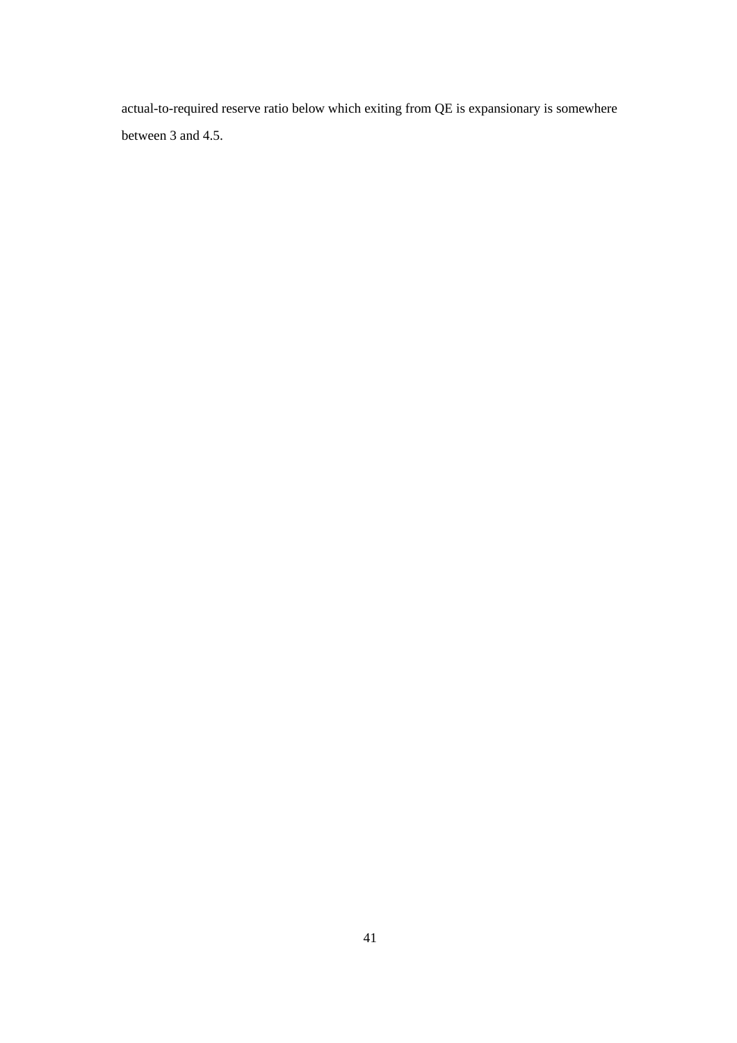actual-to-required reserve ratio below which exiting from QE is expansionary is somewhere between 3 and 4.5.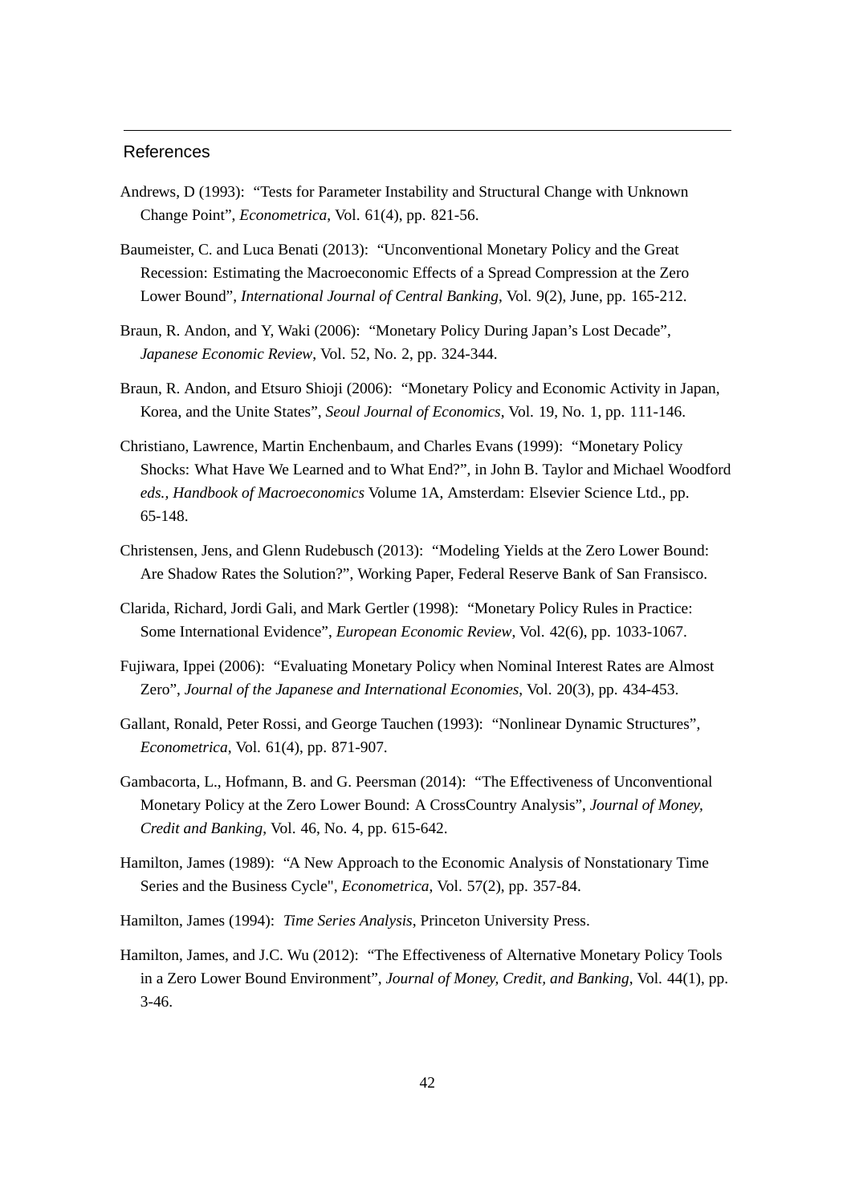## References

Andrews, D (1993): "Tests for Parameter Instability and Structural Change with Unknown Change Point", *Econometrica*, Vol. 61(4), pp. 821-56.

Baumeister, C. and Luca Benati (2013): "Unconventional Monetary Policy and the Great Recession: Estimating the Macroeconomic Effects of a Spread Compression at the Zero Lower Bound", *International Journal of Central Banking*, Vol. 9(2), June, pp. 165-212.

Braun, R. Andon, and Y, Waki (2006): "Monetary Policy During Japan's Lost Decade", *Japanese Economic Review*, Vol. 52, No. 2, pp. 324-344.

Braun, R. Andon, and Etsuro Shioji (2006): "Monetary Policy and Economic Activity in Japan, Korea, and the Unite States", *Seoul Journal of Economics*, Vol. 19, No. 1, pp. 111-146.

Christiano, Lawrence, Martin Enchenbaum, and Charles Evans (1999): "Monetary Policy Shocks: What Have We Learned and to What End?", in John B. Taylor and Michael Woodford *eds., Handbook of Macroeconomics* Volume 1A, Amsterdam: Elsevier Science Ltd., pp. 65-148.

Christensen, Jens, and Glenn Rudebusch (2013): "Modeling Yields at the Zero Lower Bound: Are Shadow Rates the Solution?", Working Paper, Federal Reserve Bank of San Fransisco.

Clarida, Richard, Jordi Gali, and Mark Gertler (1998): "Monetary Policy Rules in Practice: Some International Evidence", *European Economic Review*, Vol. 42(6), pp. 1033-1067.

Fujiwara, Ippei (2006): "Evaluating Monetary Policy when Nominal Interest Rates are Almost Zero", *Journal of the Japanese and International Economies*, Vol. 20(3), pp. 434-453.

Gallant, Ronald, Peter Rossi, and George Tauchen (1993): "Nonlinear Dynamic Structures", *Econometrica*, Vol. 61(4), pp. 871-907.

Gambacorta, L., Hofmann, B. and G. Peersman (2014): "The Effectiveness of Unconventional Monetary Policy at the Zero Lower Bound: A CrossCountry Analysis", *Journal of Money, Credit and Banking*, Vol. 46, No. 4, pp. 615-642.

Hamilton, James (1989): "A New Approach to the Economic Analysis of Nonstationary Time Series and the Business Cycle", *Econometrica*, Vol. 57(2), pp. 357-84.

Hamilton, James (1994): *Time Series Analysis*, Princeton University Press.

Hamilton, James, and J.C. Wu (2012): "The Effectiveness of Alternative Monetary Policy Tools in a Zero Lower Bound Environment", *Journal of Money, Credit, and Banking*, Vol. 44(1), pp. 3-46.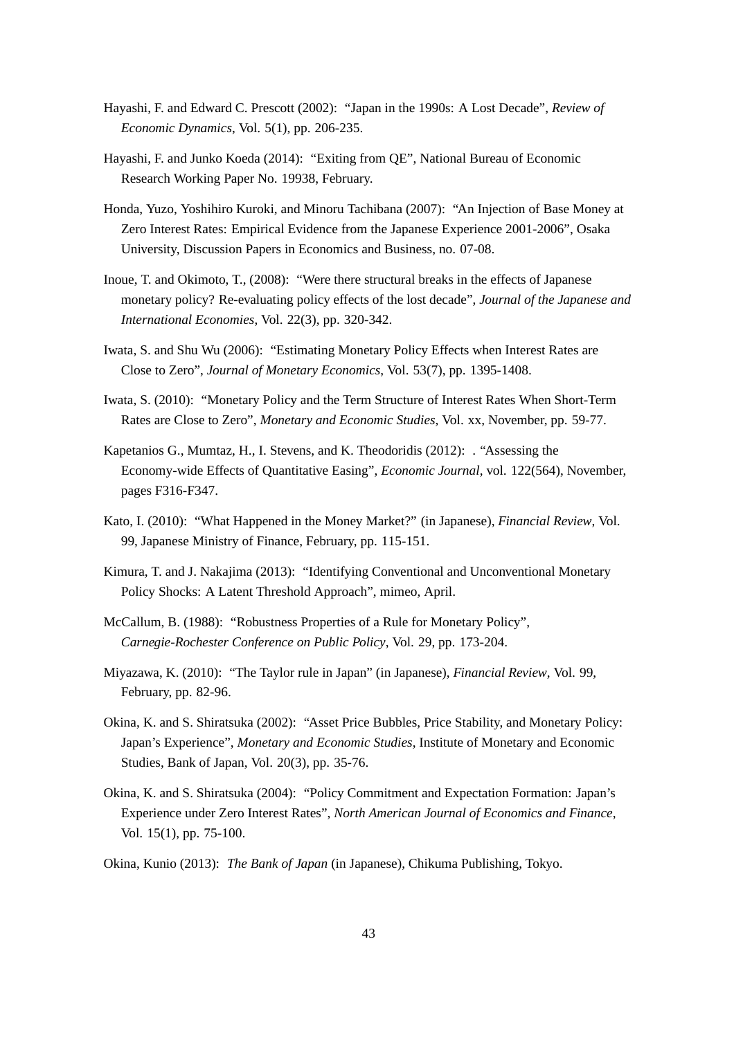Hayashi, F. and Edward C. Prescott (2002): "Japan in the 1990s: A Lost Decade", *Review of Economic Dynamics*, Vol. 5(1), pp. 206-235.

Hayashi, F. and Junko Koeda (2014): "Exiting from QE", National Bureau of Economic Research Working Paper No. 19938, February.

Honda, Yuzo, Yoshihiro Kuroki, and Minoru Tachibana (2007): "An Injection of Base Money at Zero Interest Rates: Empirical Evidence from the Japanese Experience 2001-2006", Osaka University, Discussion Papers in Economics and Business, no. 07-08.

Inoue, T. and Okimoto, T., (2008): "Were there structural breaks in the effects of Japanese monetary policy? Re-evaluating policy effects of the lost decade", *Journal of the Japanese and International Economies*, Vol. 22(3), pp. 320-342.

Iwata, S. and Shu Wu (2006): "Estimating Monetary Policy Effects when Interest Rates are Close to Zero", *Journal of Monetary Economics*, Vol. 53(7), pp. 1395-1408.

Iwata, S. (2010): "Monetary Policy and the Term Structure of Interest Rates When Short-Term Rates are Close to Zero", *Monetary and Economic Studies*, Vol. xx, November, pp. 59-77.

Kapetanios G., Mumtaz, H., I. Stevens, and K. Theodoridis (2012): . "Assessing the Economy-wide Effects of Quantitative Easing", *Economic Journal*, vol. 122(564), November, pages F316-F347.

Kato, I. (2010): "What Happened in the Money Market?" (in Japanese), *Financial Review*, Vol. 99, Japanese Ministry of Finance, February, pp. 115-151.

Kimura, T. and J. Nakajima (2013): "Identifying Conventional and Unconventional Monetary Policy Shocks: A Latent Threshold Approach", mimeo, April.

McCallum, B. (1988): "Robustness Properties of a Rule for Monetary Policy", *Carnegie-Rochester Conference on Public Policy*, Vol. 29, pp. 173-204.

Miyazawa, K. (2010): "The Taylor rule in Japan" (in Japanese), *Financial Review*, Vol. 99, February, pp. 82-96.

Okina, K. and S. Shiratsuka (2002): "Asset Price Bubbles, Price Stability, and Monetary Policy: Japan's Experience", *Monetary and Economic Studies*, Institute of Monetary and Economic Studies, Bank of Japan, Vol. 20(3), pp. 35-76.

Okina, K. and S. Shiratsuka (2004): "Policy Commitment and Expectation Formation: Japan's Experience under Zero Interest Rates", *North American Journal of Economics and Finance*, Vol. 15(1), pp. 75-100.

Okina, Kunio (2013): *The Bank of Japan* (in Japanese), Chikuma Publishing, Tokyo.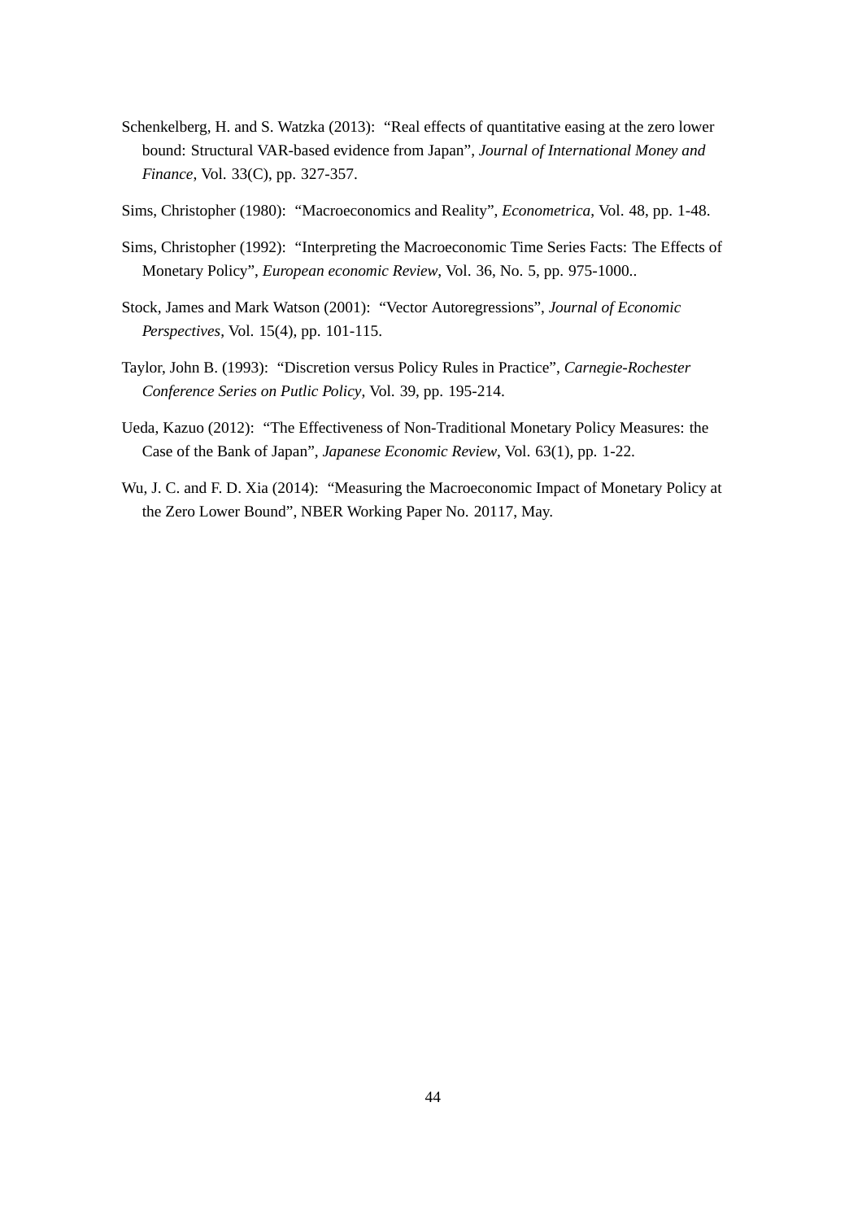Schenkelberg, H. and S. Watzka (2013): "Real effects of quantitative easing at the zero lower bound: Structural VAR-based evidence from Japan", *Journal of International Money and Finance*, Vol. 33(C), pp. 327-357.

Sims, Christopher (1980): "Macroeconomics and Reality", *Econometrica*, Vol. 48, pp. 1-48.

Sims, Christopher (1992): "Interpreting the Macroeconomic Time Series Facts: The Effects of Monetary Policy", *European economic Review*, Vol. 36, No. 5, pp. 975-1000..

Stock, James and Mark Watson (2001): "Vector Autoregressions", *Journal of Economic Perspectives*, Vol. 15(4), pp. 101-115.

Taylor, John B. (1993): "Discretion versus Policy Rules in Practice", *Carnegie-Rochester Conference Series on Putlic Policy*, Vol. 39, pp. 195-214.

Ueda, Kazuo (2012): "The Effectiveness of Non-Traditional Monetary Policy Measures: the Case of the Bank of Japan", *Japanese Economic Review*, Vol. 63(1), pp. 1-22.

Wu, J. C. and F. D. Xia (2014): "Measuring the Macroeconomic Impact of Monetary Policy at the Zero Lower Bound", NBER Working Paper No. 20117, May.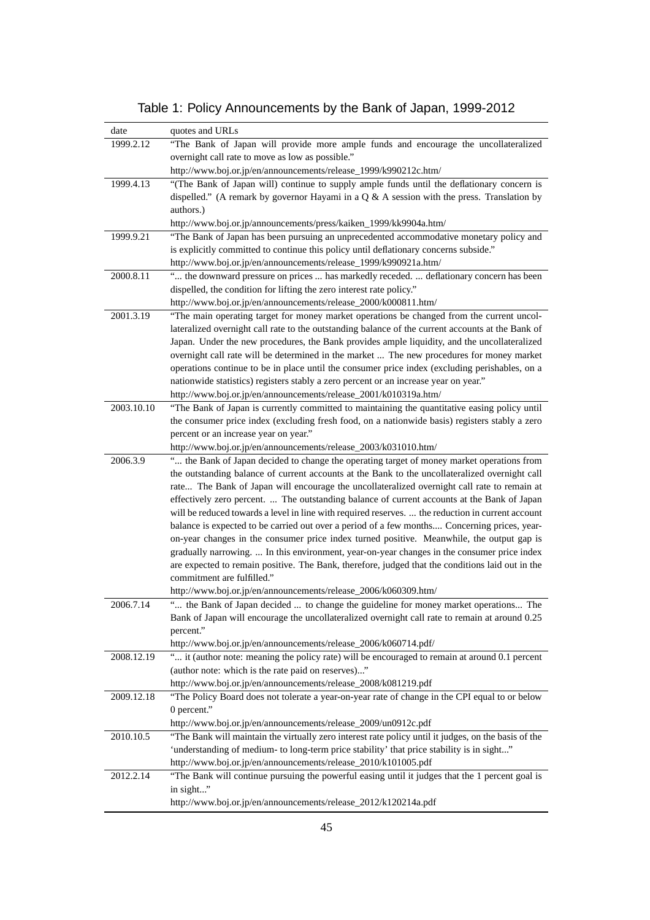Table 1: Policy Announcements by the Bank of Japan, 1999-2012

| date | quotes and URLs |
|---|---|
| 1999.2.12 | "The Bank of Japan will provide more ample funds and encourage the uncollateralized overnight call rate to move as low as possible." http://www.boj.or.jp/en/announcements/release_1999/k990212c.htm/ |
| 1999.4.13 | "(The Bank of Japan will) continue to supply ample funds until the deflationary concern is dispelled." (A remark by governor Hayami in a Q & A session with the press. Translation by authors.) http://www.boj.or.jp/announcements/press/kaiken_1999/kk9904a.htm/ |
| 1999.9.21 | "The Bank of Japan has been pursuing an unprecedented accommodative monetary policy and is explicitly committed to continue this policy until deflationary concerns subside." http://www.boj.or.jp/en/announcements/release_1999/k990921a.htm/ |
| 2000.8.11 | "... the downward pressure on prices ... has markedly receded. ... deflationary concern has been dispelled, the condition for lifting the zero interest rate policy." http://www.boj.or.jp/en/announcements/release_2000/k000811.htm/ |
| 2001.3.19 | "The main operating target for money market operations be changed from the current uncollateralized overnight call rate to the outstanding balance of the current accounts at the Bank of Japan. Under the new procedures, the Bank provides ample liquidity, and the uncollateralized overnight call rate will be determined in the market ... The new procedures for money market operations continue to be in place until the consumer price index (excluding perishables, on a nationwide statistics) registers stably a zero percent or an increase year on year." http://www.boj.or.jp/en/announcements/release_2001/k010319a.htm/ |
| 2003.10.10 | "The Bank of Japan is currently committed to maintaining the quantitative easing policy until the consumer price index (excluding fresh food, on a nationwide basis) registers stably a zero percent or an increase year on year." http://www.boj.or.jp/en/announcements/release_2003/k031010.htm/ |
| 2006.3.9 | "... the Bank of Japan decided to change the operating target of money market operations from the outstanding balance of current accounts at the Bank to the uncollateralized overnight call rate... The Bank of Japan will encourage the uncollateralized overnight call rate to remain at effectively zero percent. ... The outstanding balance of current accounts at the Bank of Japan will be reduced towards a level in line with required reserves. ... the reduction in current account balance is expected to be carried out over a period of a few months.... Concerning prices, year-on-year changes in the consumer price index turned positive. Meanwhile, the output gap is gradually narrowing. ... In this environment, year-on-year changes in the consumer price index are expected to remain positive. The Bank, therefore, judged that the conditions laid out in the commitment are fulfilled." http://www.boj.or.jp/en/announcements/release_2006/k060309.htm/ |
| 2006.7.14 | "... the Bank of Japan decided ... to change the guideline for money market operations... The Bank of Japan will encourage the uncollateralized overnight call rate to remain at around 0.25 percent." http://www.boj.or.jp/en/announcements/release_2006/k060714.pdf/ |
| 2008.12.19 | "... it (author note: meaning the policy rate) will be encouraged to remain at around 0.1 percent (author note: which is the rate paid on reserves)..." http://www.boj.or.jp/en/announcements/release_2008/k081219.pdf |
| 2009.12.18 | "The Policy Board does not tolerate a year-on-year rate of change in the CPI equal to or below 0 percent." http://www.boj.or.jp/en/announcements/release_2009/un0912c.pdf |
| 2010.10.5 | "The Bank will maintain the virtually zero interest rate policy until it judges, on the basis of the 'understanding of medium- to long-term price stability' that price stability is in sight..." http://www.boj.or.jp/en/announcements/release_2010/k101005.pdf |
| 2012.2.14 | "The Bank will continue pursuing the powerful easing until it judges that the 1 percent goal is in sight..." http://www.boj.or.jp/en/announcements/release_2012/k120214a.pdf |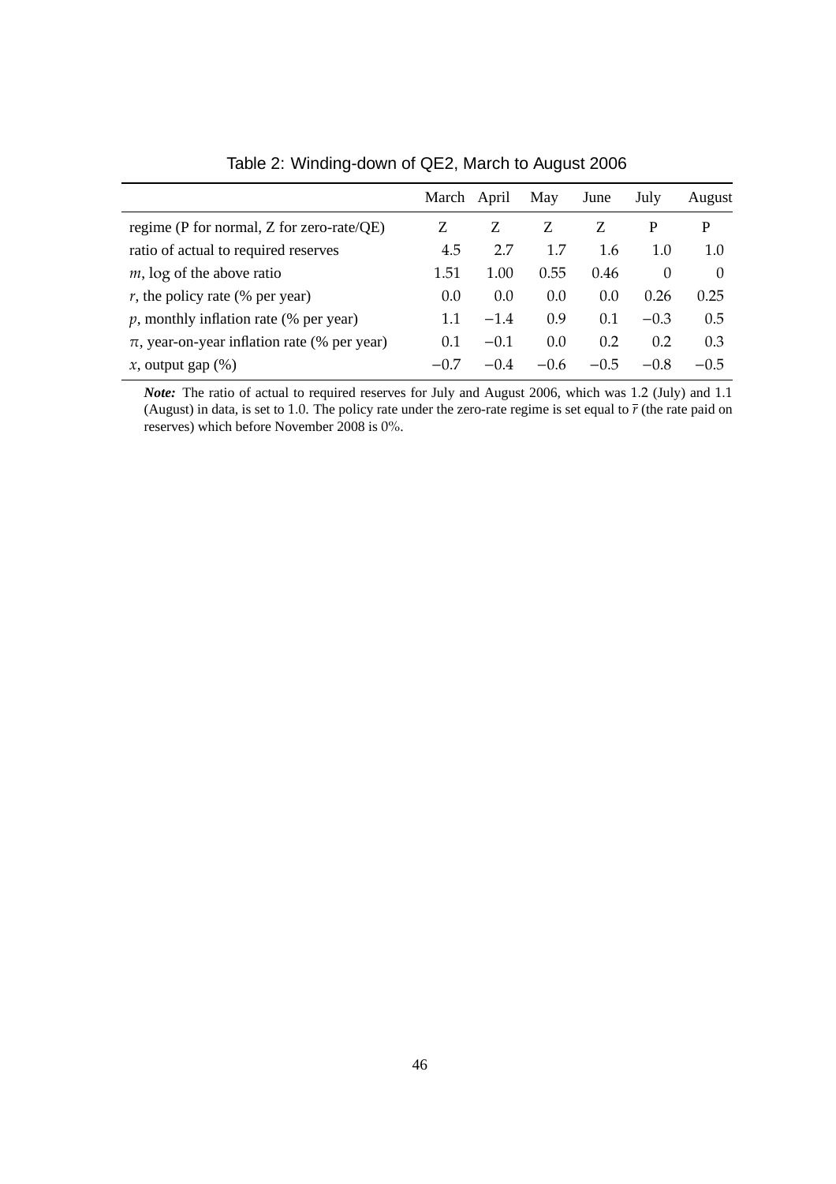Table 2: Winding-down of QE2, March to August 2006

| | March | April | May | June | July | August |
|---|---|---|---|---|---|---|
| regime (P for normal, Z for zero-rate/QE) | Z | Z | Z | Z | P | P |
| ratio of actual to required reserves | 4.5 | 2.7 | 1.7 | 1.6 | 1.0 | 1.0 |
| $m$, log of the above ratio | 1.51 | 1.00 | 0.55 | 0.46 | 0 | 0 |
| $r$, the policy rate (% per year) | 0.0 | 0.0 | 0.0 | 0.0 | 0.26 | 0.25 |
| $p$, monthly inflation rate (% per year) | 1.1 | −1.4 | 0.9 | 0.1 | −0.3 | 0.5 |
| $\pi$, year-on-year inflation rate (% per year) | 0.1 | −0.1 | 0.0 | 0.2 | 0.2 | 0.3 |
| $x$, output gap (%) | −0.7 | −0.4 | −0.6 | −0.5 | −0.8 | −0.5 |

***Note:*** The ratio of actual to required reserves for July and August 2006, which was 1.2 (July) and 1.1 (August) in data, is set to 1.0. The policy rate under the zero-rate regime is set equal to $\bar{r}$ (the rate paid on reserves) which before November 2008 is 0%.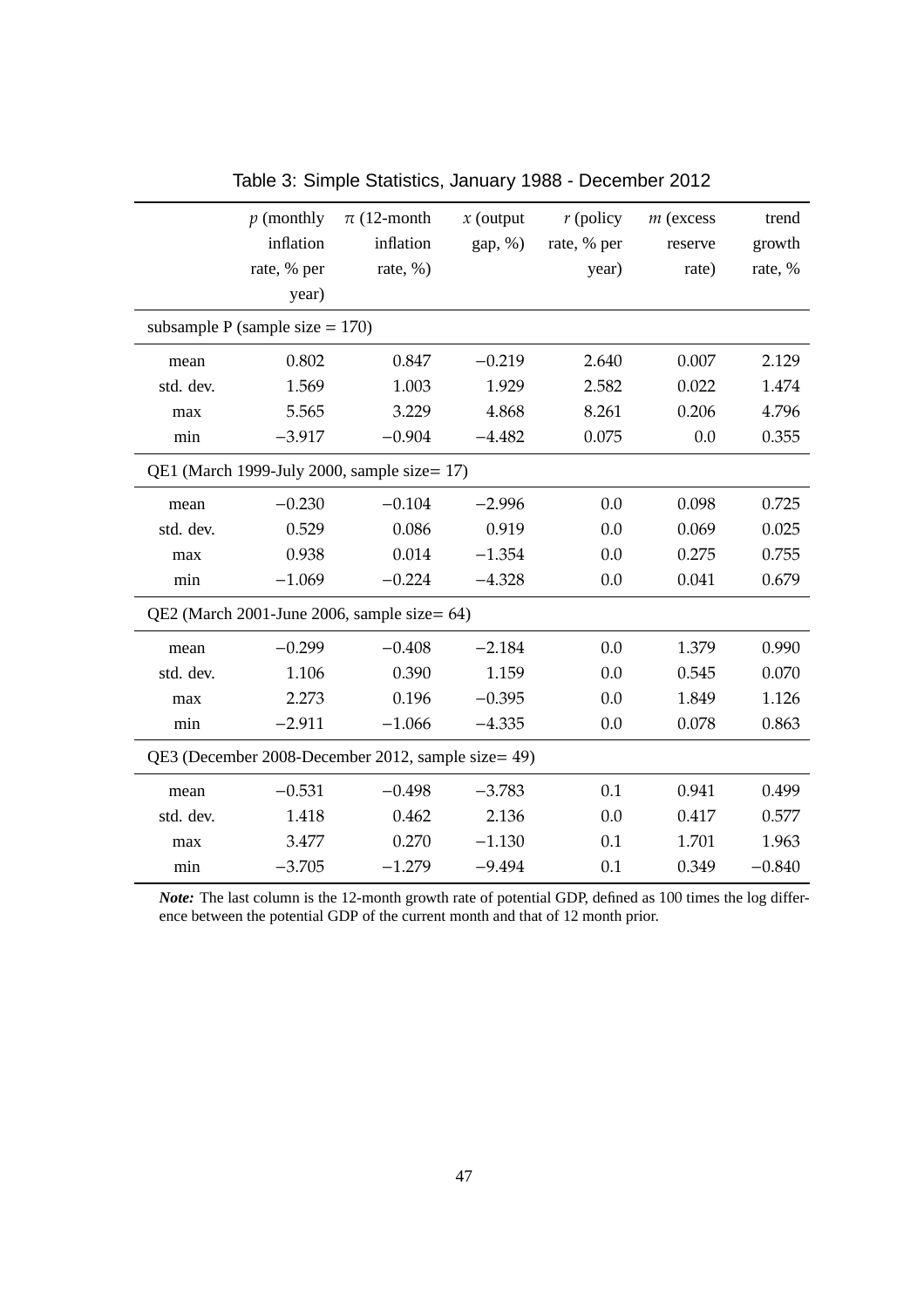Table 3: Simple Statistics, January 1988 - December 2012

| | $p$ (monthly inflation rate, % per year) | $\pi$ (12-month inflation rate, %) | $x$ (output gap, %) | $r$ (policy rate, % per year) | $m$ (excess reserve rate) | trend growth rate, % |
|---|---|---|---|---|---|---|
| subsample P (sample size = 170) | | | | | | |
| mean | 0.802 | 0.847 | −0.219 | 2.640 | 0.007 | 2.129 |
| std. dev. | 1.569 | 1.003 | 1.929 | 2.582 | 0.022 | 1.474 |
| max | 5.565 | 3.229 | 4.868 | 8.261 | 0.206 | 4.796 |
| min | −3.917 | −0.904 | −4.482 | 0.075 | 0.0 | 0.355 |
| QE1 (March 1999-July 2000, sample size= 17) | | | | | | |
| mean | −0.230 | −0.104 | −2.996 | 0.0 | 0.098 | 0.725 |
| std. dev. | 0.529 | 0.086 | 0.919 | 0.0 | 0.069 | 0.025 |
| max | 0.938 | 0.014 | −1.354 | 0.0 | 0.275 | 0.755 |
| min | −1.069 | −0.224 | −4.328 | 0.0 | 0.041 | 0.679 |
| QE2 (March 2001-June 2006, sample size= 64) | | | | | | |
| mean | −0.299 | −0.408 | −2.184 | 0.0 | 1.379 | 0.990 |
| std. dev. | 1.106 | 0.390 | 1.159 | 0.0 | 0.545 | 0.070 |
| max | 2.273 | 0.196 | −0.395 | 0.0 | 1.849 | 1.126 |
| min | −2.911 | −1.066 | −4.335 | 0.0 | 0.078 | 0.863 |
| QE3 (December 2008-December 2012, sample size= 49) | | | | | | |
| mean | −0.531 | −0.498 | −3.783 | 0.1 | 0.941 | 0.499 |
| std. dev. | 1.418 | 0.462 | 2.136 | 0.0 | 0.417 | 0.577 |
| max | 3.477 | 0.270 | −1.130 | 0.1 | 1.701 | 1.963 |
| min | −3.705 | −1.279 | −9.494 | 0.1 | 0.349 | −0.840 |

***Note:*** The last column is the 12-month growth rate of potential GDP, defined as 100 times the log difference between the potential GDP of the current month and that of 12 month prior.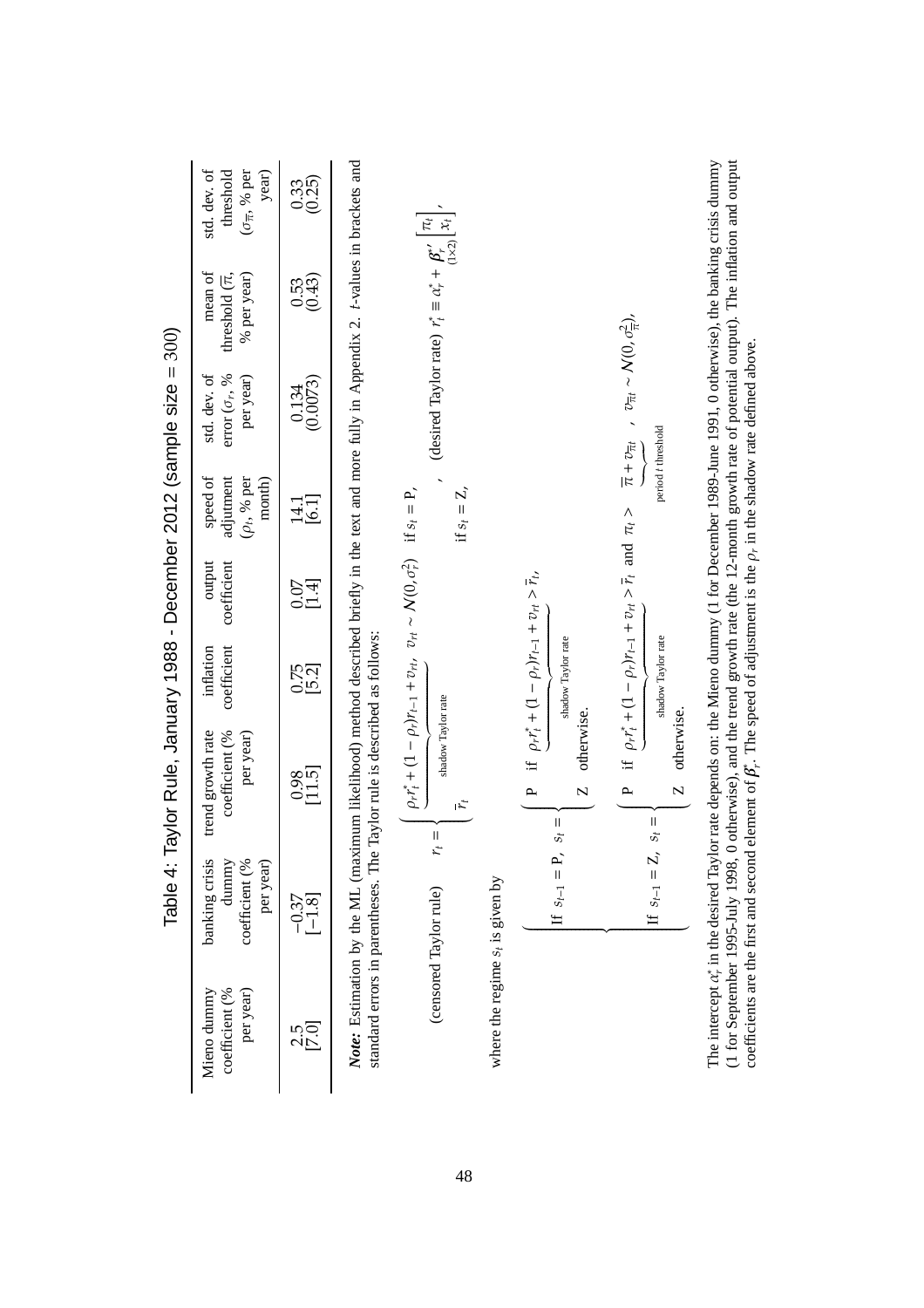# Table 4: Taylor Rule, January 1988 - December 2012 (sample size = 300)

| Mieno dummy coefficient (% per year) | banking crisis dummy coefficient (% per year) | trend growth rate coefficient (% per year) | inflation coefficient | output coefficient | speed of adjustment ($\rho_r$, % per month) | std. dev. of error ($\sigma_r$, % per year) | mean of threshold ($\overline{\pi}$, % per year) | std. dev. of threshold ($\sigma_{\overline{\pi}}$, % per year) |
|---|---|---|---|---|---|---|---|---|
| 2.5 [7.0] | −0.37 [−1.8] | 0.98 [11.5] | 0.75 [5.2] | 0.07 [1.4] | 14.1 [6.1] | 0.134 (0.0073) | 0.53 (0.43) | 0.33 (0.25) |

***Note:*** Estimation by the ML (maximum likelihood) method described briefly in the text and more fully in Appendix 2. $t$-values in brackets and standard errors in parentheses. The Taylor rule is described as follows:

(censored Taylor rule) $$r_t = \begin{cases} \underbrace{\rho_r r_t^* + (1-\rho_r) r_{t-1} + v_{rt}}_{\text{shadow Taylor rate}}, \quad v_{rt} \sim N(0, \sigma_r^2) & \text{if } s_t = \text{P}, \\ \bar{r}_t & \text{if } s_t = \text{Z}, \end{cases}, \quad \text{(desired Taylor rate) } r_t^* \equiv \alpha_r^* + \underset{(1\times 2)}{\boldsymbol{\beta}_r^{*\prime}} \begin{bmatrix} \pi_t \\ x_t \end{bmatrix},$$

where the regime $s_t$ is given by

$$\begin{cases} \text{If } s_{t-1} = \text{P}, \; s_t = \begin{cases} \text{P} & \text{if } \underbrace{\rho_r r_t^* + (1-\rho_r) r_{t-1} + v_{rt}}_{\text{shadow Taylor rate}} > \bar{r}_t, \\ \text{Z} & \text{otherwise.} \end{cases} \\ \text{If } s_{t-1} = \text{Z}, \; s_t = \begin{cases} \text{P} & \text{if } \underbrace{\rho_r r_t^* + (1-\rho_r) r_{t-1} + v_{rt}}_{\text{shadow Taylor rate}} > \bar{r}_t \text{ and } \pi_t > \underbrace{\overline{\pi} + v_{\overline{\pi}t}}_{\text{period } t \text{ threshold}}, \quad v_{\overline{\pi}t} \sim N(0, \sigma_{\overline{\pi}}^2), \\ \text{Z} & \text{otherwise.} \end{cases} \end{cases}$$

The intercept $\alpha_r^*$ in the desired Taylor rate depends on: the Mieno dummy (1 for December 1989-June 1991, 0 otherwise), the banking crisis dummy (1 for September 1995-July 1998, 0 otherwise), and the trend growth rate (the 12-month growth rate of potential output). The inflation and output coefficients are the first and second element of $\boldsymbol{\beta}_r^*$. The speed of adjustment is the $\rho_r$ in the shadow rate defined above.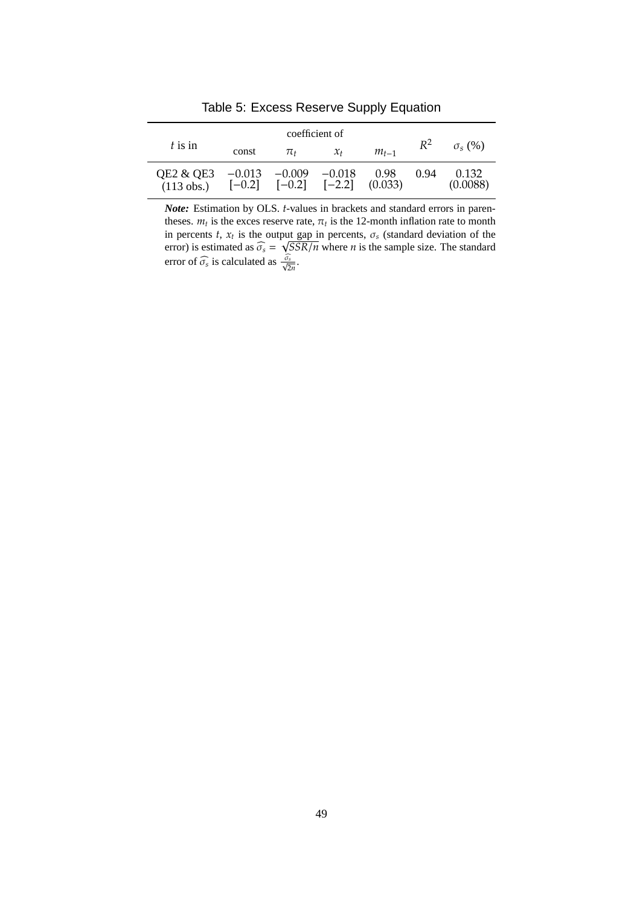Table 5: Excess Reserve Supply Equation

| $t$ is in | coefficient of | | | | $R^2$ | $\sigma_s$ (%) |
|---|---|---|---|---|---|---|
| | const | $\pi_t$ | $x_t$ | $m_{t-1}$ | | |
| QE2 & QE3 (113 obs.) | $-0.013$ [$-0.2$] | $-0.009$ [$-0.2$] | $-0.018$ [$-2.2$] | 0.98 (0.033) | 0.94 | 0.132 (0.0088) |

***Note:*** Estimation by OLS. $t$-values in brackets and standard errors in parentheses. $m_t$ is the exces reserve rate, $\pi_t$ is the 12-month inflation rate to month in percents $t$, $x_t$ is the output gap in percents, $\sigma_s$ (standard deviation of the error) is estimated as $\widehat{\sigma_s} = \sqrt{SSR/n}$ where $n$ is the sample size. The standard error of $\widehat{\sigma_s}$ is calculated as $\frac{\widehat{\sigma_s}}{\sqrt{2n}}$.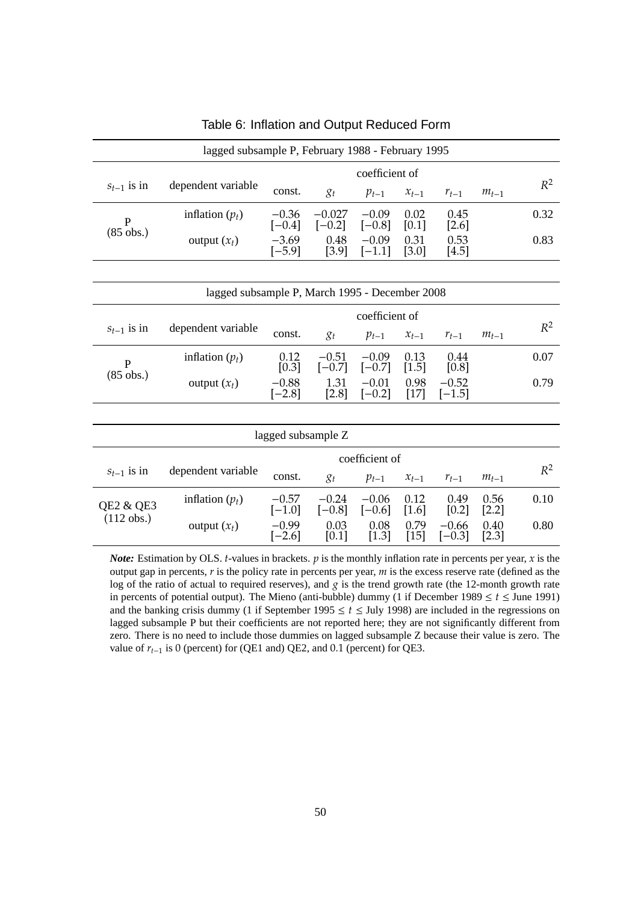# Table 6: Inflation and Output Reduced Form

| lagged subsample P, February 1988 - February 1995 | | | | | | | | |
|---|---|---|---|---|---|---|---|---|
| | | coefficient of | | | | | | |
| $s_{t-1}$ is in | dependent variable | const. | $g_t$ | $p_{t-1}$ | $x_{t-1}$ | $r_{t-1}$ | $m_{t-1}$ | $R^2$ |
| P (85 obs.) | inflation ($p_t$) | $-0.36$ [$-0.4$] | $-0.027$ [$-0.2$] | $-0.09$ [$-0.8$] | 0.02 [0.1] | 0.45 [2.6] | | 0.32 |
| | output ($x_t$) | $-3.69$ [$-5.9$] | 0.48 [3.9] | $-0.09$ [$-1.1$] | 0.31 [3.0] | 0.53 [4.5] | | 0.83 |

| lagged subsample P, March 1995 - December 2008 | | | | | | | | |
|---|---|---|---|---|---|---|---|---|
| | | coefficient of | | | | | | |
| $s_{t-1}$ is in | dependent variable | const. | $g_t$ | $p_{t-1}$ | $x_{t-1}$ | $r_{t-1}$ | $m_{t-1}$ | $R^2$ |
| P (85 obs.) | inflation ($p_t$) | 0.12 [0.3] | $-0.51$ [$-0.7$] | $-0.09$ [$-0.7$] | 0.13 [1.5] | 0.44 [0.8] | | 0.07 |
| | output ($x_t$) | $-0.88$ [$-2.8$] | 1.31 [2.8] | $-0.01$ [$-0.2$] | 0.98 [17] | $-0.52$ [$-1.5$] | | 0.79 |

| lagged subsample Z | | | | | | | | |
|---|---|---|---|---|---|---|---|---|
| | | coefficient of | | | | | | |
| $s_{t-1}$ is in | dependent variable | const. | $g_t$ | $p_{t-1}$ | $x_{t-1}$ | $r_{t-1}$ | $m_{t-1}$ | $R^2$ |
| QE2 & QE3 (112 obs.) | inflation ($p_t$) | $-0.57$ [$-1.0$] | $-0.24$ [$-0.8$] | $-0.06$ [$-0.6$] | 0.12 [1.6] | 0.49 [0.2] | 0.56 [2.2] | 0.10 |
| | output ($x_t$) | $-0.99$ [$-2.6$] | 0.03 [0.1] | 0.08 [1.3] | 0.79 [15] | $-0.66$ [$-0.3$] | 0.40 [2.3] | 0.80 |

***Note:*** Estimation by OLS. $t$-values in brackets. $p$ is the monthly inflation rate in percents per year, $x$ is the output gap in percents, $r$ is the policy rate in percents per year, $m$ is the excess reserve rate (defined as the log of the ratio of actual to required reserves), and $g$ is the trend growth rate (the 12-month growth rate in percents of potential output). The Mieno (anti-bubble) dummy (1 if December 1989 $\leq t \leq$ June 1991) and the banking crisis dummy (1 if September 1995 $\leq t \leq$ July 1998) are included in the regressions on lagged subsample P but their coefficients are not reported here; they are not significantly different from zero. There is no need to include those dummies on lagged subsample Z because their value is zero. The value of $r_{t-1}$ is 0 (percent) for (QE1 and) QE2, and 0.1 (percent) for QE3.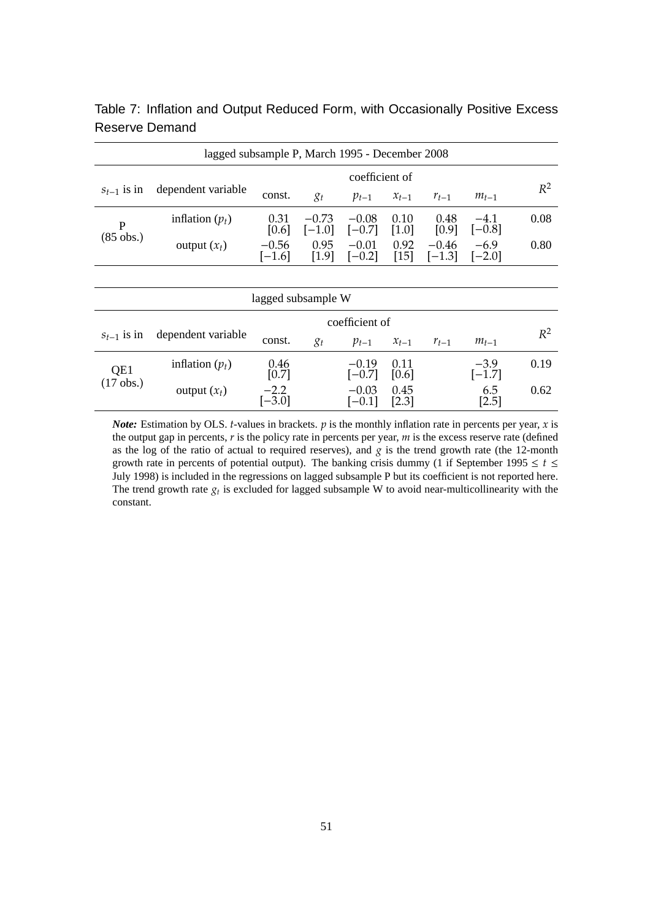Table 7: Inflation and Output Reduced Form, with Occasionally Positive Excess Reserve Demand

| lagged subsample P, March 1995 - December 2008 | | | | | | | | |
|---|---|---|---|---|---|---|---|---|
| | | coefficient of | | | | | | |
| $s_{t-1}$ is in | dependent variable | const. | $g_t$ | $p_{t-1}$ | $x_{t-1}$ | $r_{t-1}$ | $m_{t-1}$ | $R^2$ |
| P (85 obs.) | inflation ($p_t$) | 0.31 [0.6] | −0.73 [−1.0] | −0.08 [−0.7] | 0.10 [1.0] | 0.48 [0.9] | −4.1 [−0.8] | 0.08 |
| | output ($x_t$) | −0.56 [−1.6] | 0.95 [1.9] | −0.01 [−0.2] | 0.92 [15] | −0.46 [−1.3] | −6.9 [−2.0] | 0.80 |

| lagged subsample W | | | | | | | | |
|---|---|---|---|---|---|---|---|---|
| | | coefficient of | | | | | | |
| $s_{t-1}$ is in | dependent variable | const. | $g_t$ | $p_{t-1}$ | $x_{t-1}$ | $r_{t-1}$ | $m_{t-1}$ | $R^2$ |
| QE1 (17 obs.) | inflation ($p_t$) | 0.46 [0.7] | | −0.19 [−0.7] | 0.11 [0.6] | | −3.9 [−1.7] | 0.19 |
| | output ($x_t$) | −2.2 [−3.0] | | −0.03 [−0.1] | 0.45 [2.3] | | 6.5 [2.5] | 0.62 |

***Note:*** Estimation by OLS. $t$-values in brackets. $p$ is the monthly inflation rate in percents per year, $x$ is the output gap in percents, $r$ is the policy rate in percents per year, $m$ is the excess reserve rate (defined as the log of the ratio of actual to required reserves), and $g$ is the trend growth rate (the 12-month growth rate in percents of potential output). The banking crisis dummy (1 if September 1995 $\leq t \leq$ July 1998) is included in the regressions on lagged subsample P but its coefficient is not reported here. The trend growth rate $g_t$ is excluded for lagged subsample W to avoid near-multicollinearity with the constant.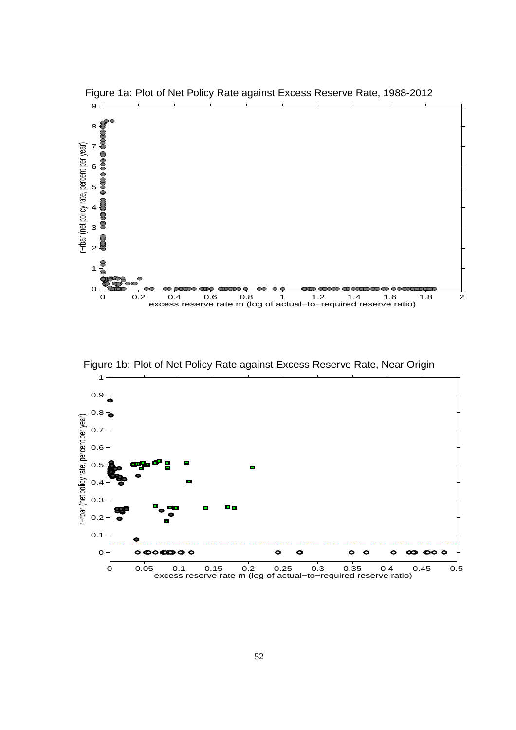Figure 1a: Plot of Net Policy Rate against Excess Reserve Rate, 1988-2012

Figure 1b: Plot of Net Policy Rate against Excess Reserve Rate, Near Origin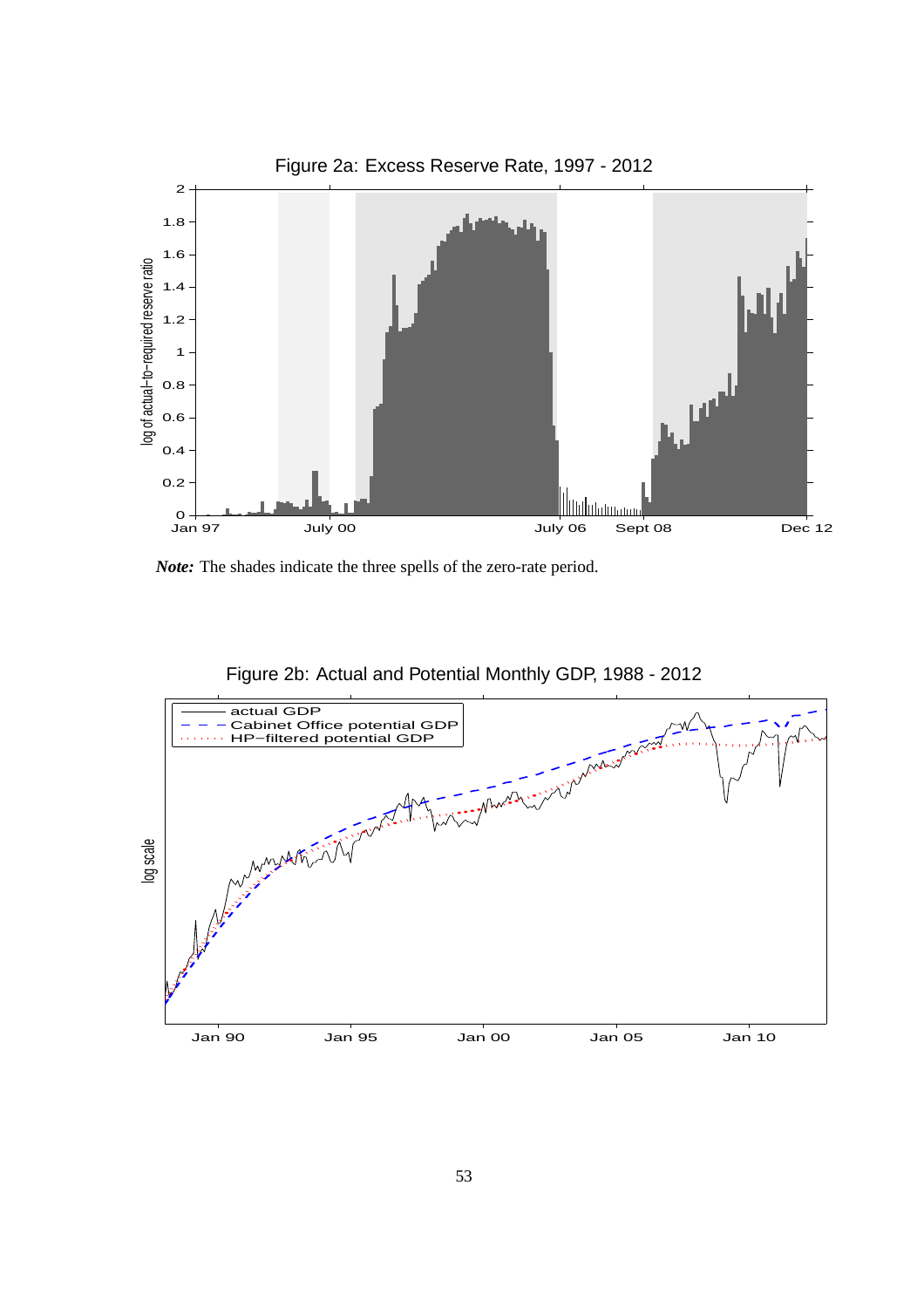Figure 2a: Excess Reserve Rate, 1997 - 2012

*Note:* The shades indicate the three spells of the zero-rate period.

Figure 2b: Actual and Potential Monthly GDP, 1988 - 2012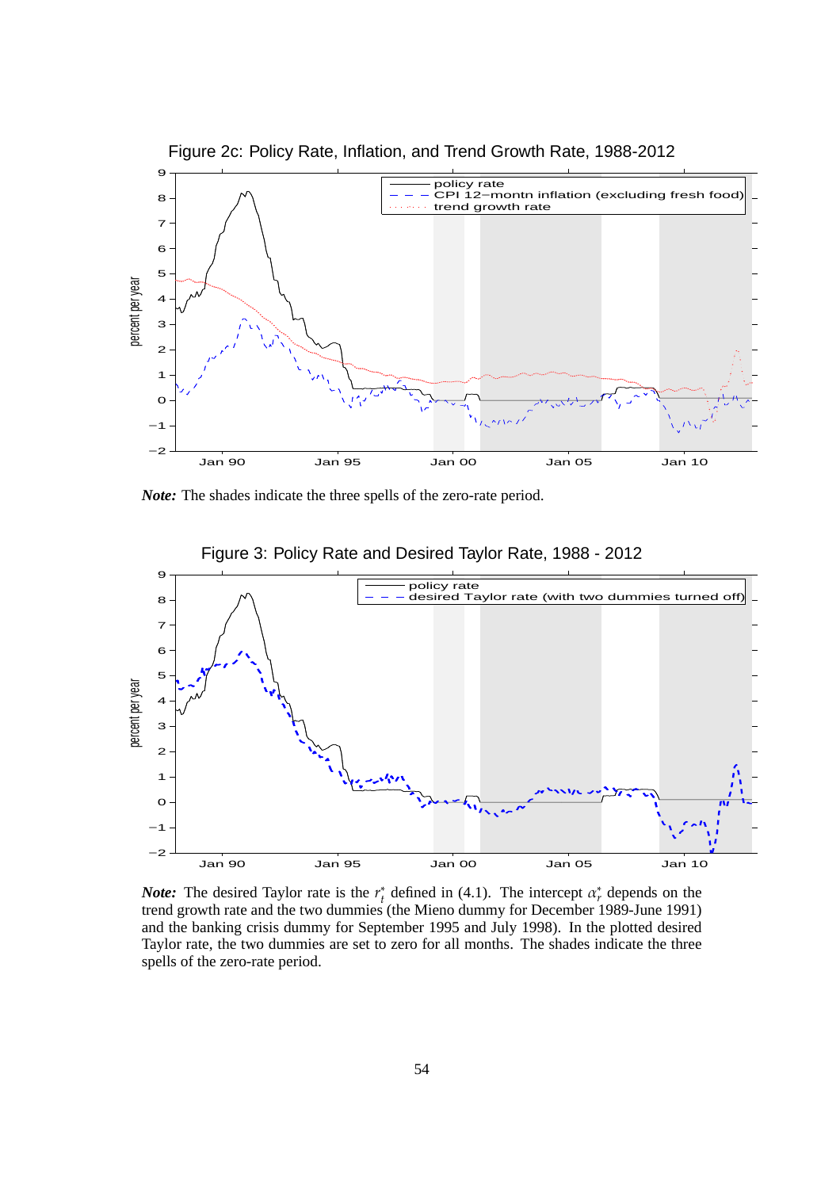Figure 2c: Policy Rate, Inflation, and Trend Growth Rate, 1988-2012

***Note:*** The shades indicate the three spells of the zero-rate period.

Figure 3: Policy Rate and Desired Taylor Rate, 1988 - 2012

***Note:*** The desired Taylor rate is the $r_t^*$ defined in (4.1). The intercept $\alpha_r^*$ depends on the trend growth rate and the two dummies (the Mieno dummy for December 1989-June 1991) and the banking crisis dummy for September 1995 and July 1998). In the plotted desired Taylor rate, the two dummies are set to zero for all months. The shades indicate the three spells of the zero-rate period.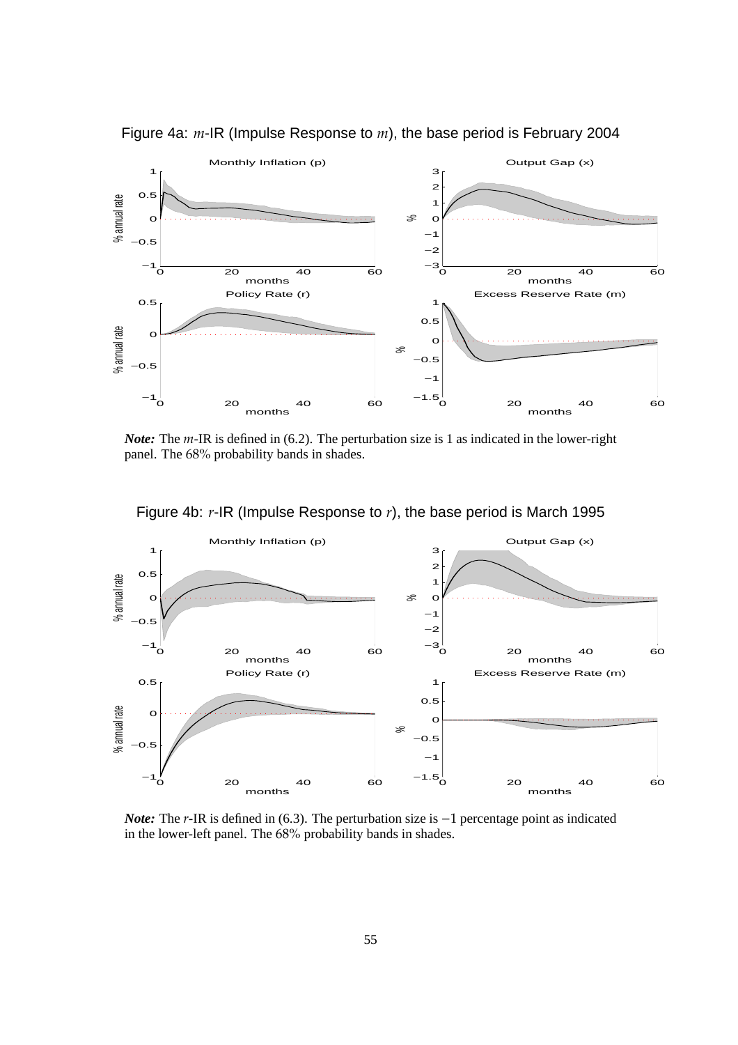Figure 4a: $m$-IR (Impulse Response to $m$), the base period is February 2004

***Note:*** The $m$-IR is defined in (6.2). The perturbation size is 1 as indicated in the lower-right panel. The 68% probability bands in shades.

Figure 4b: $r$-IR (Impulse Response to $r$), the base period is March 1995

***Note:*** The $r$-IR is defined in (6.3). The perturbation size is $-1$ percentage point as indicated in the lower-left panel. The 68% probability bands in shades.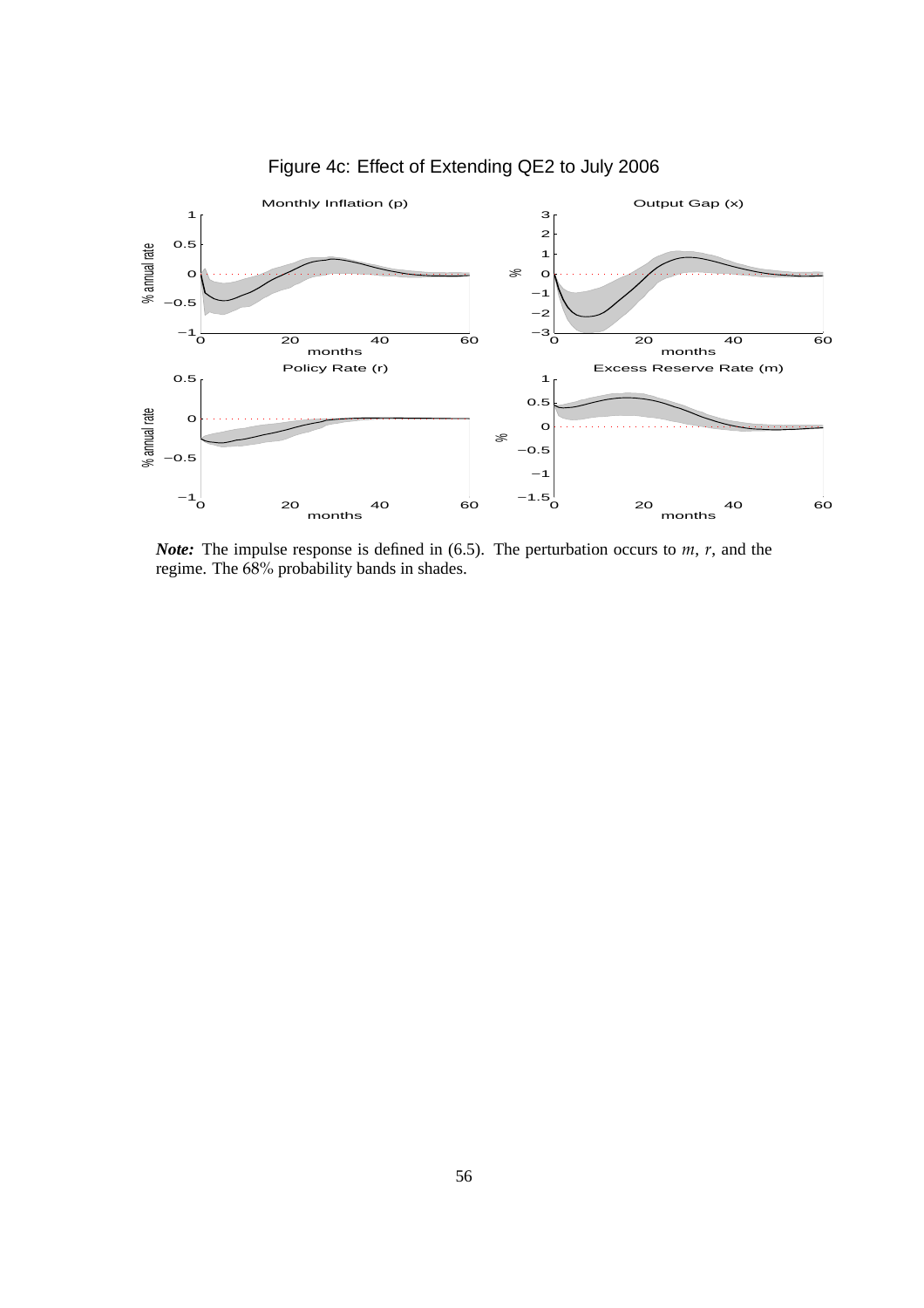Figure 4c: Effect of Extending QE2 to July 2006

***Note:*** The impulse response is defined in (6.5). The perturbation occurs to $m$, $r$, and the regime. The 68% probability bands in shades.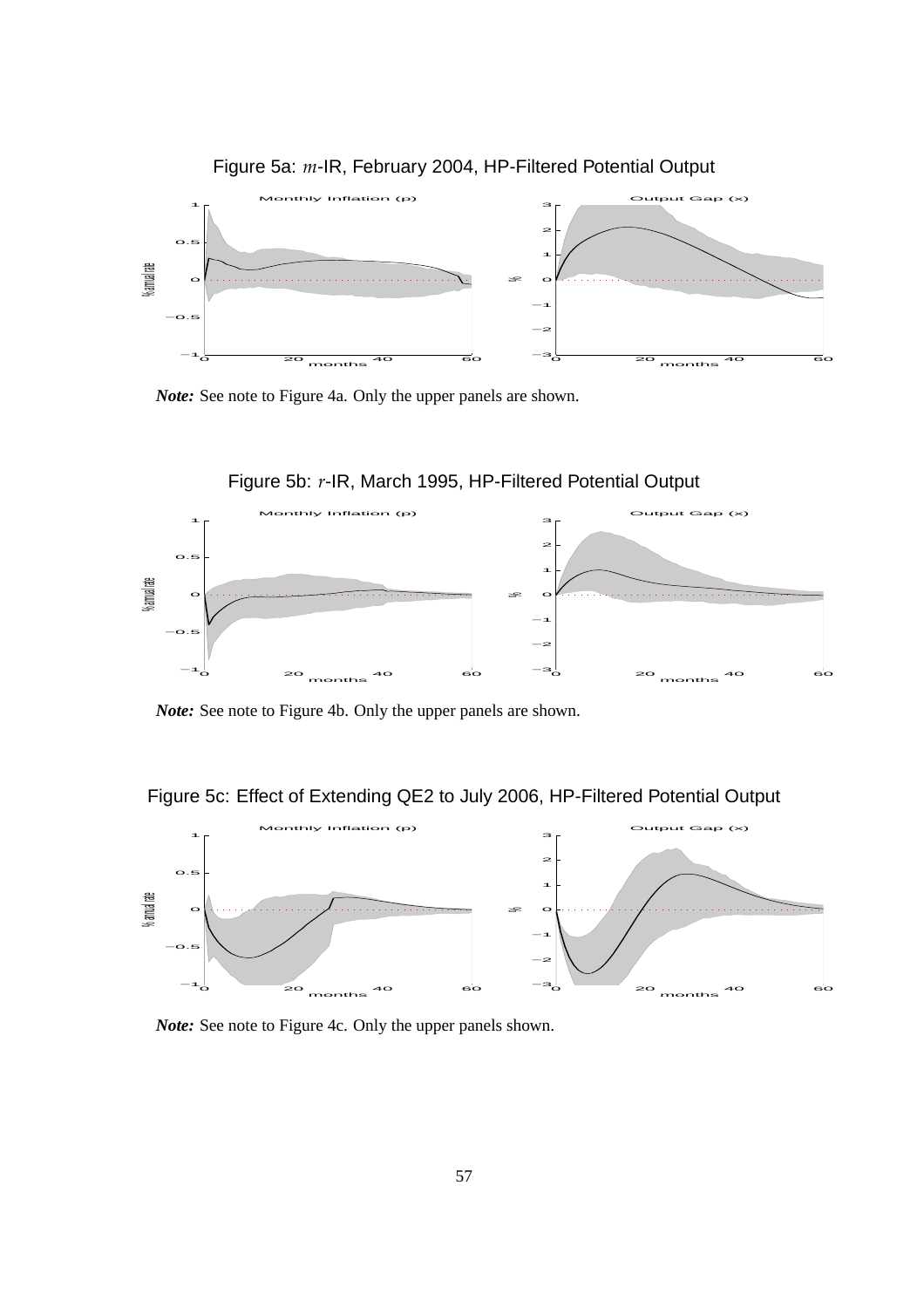Figure 5a: $m$-IR, February 2004, HP-Filtered Potential Output

*Note:* See note to Figure 4a. Only the upper panels are shown.

Figure 5b: $r$-IR, March 1995, HP-Filtered Potential Output

*Note:* See note to Figure 4b. Only the upper panels are shown.

Figure 5c: Effect of Extending QE2 to July 2006, HP-Filtered Potential Output

*Note:* See note to Figure 4c. Only the upper panels shown.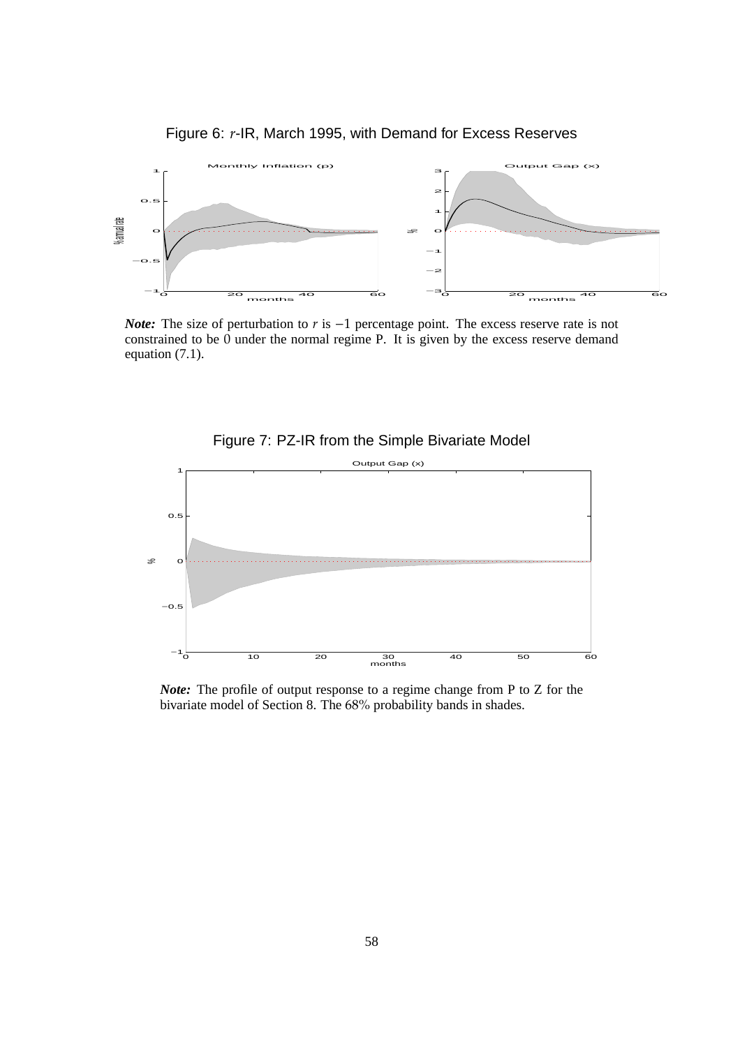Figure 6: $r$-IR, March 1995, with Demand for Excess Reserves

***Note:*** The size of perturbation to $r$ is $-1$ percentage point. The excess reserve rate is not constrained to be 0 under the normal regime P. It is given by the excess reserve demand equation (7.1).

Figure 7: PZ-IR from the Simple Bivariate Model

***Note:*** The profile of output response to a regime change from P to Z for the bivariate model of Section 8. The 68% probability bands in shades.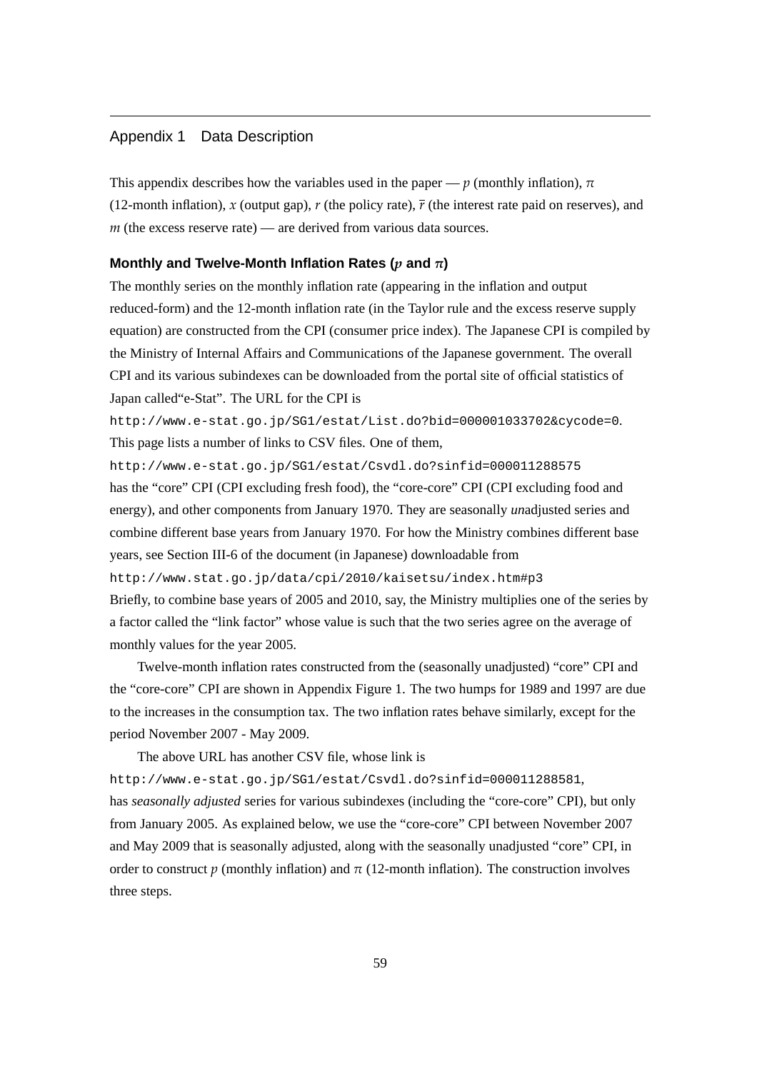## Appendix 1 Data Description

This appendix describes how the variables used in the paper — $p$ (monthly inflation), $\pi$ (12-month inflation), $x$ (output gap), $r$ (the policy rate), $\bar{r}$ (the interest rate paid on reserves), and $m$ (the excess reserve rate) — are derived from various data sources.

### Monthly and Twelve-Month Inflation Rates ($p$ and $\pi$)

The monthly series on the monthly inflation rate (appearing in the inflation and output reduced-form) and the 12-month inflation rate (in the Taylor rule and the excess reserve supply equation) are constructed from the CPI (consumer price index). The Japanese CPI is compiled by the Ministry of Internal Affairs and Communications of the Japanese government. The overall CPI and its various subindexes can be downloaded from the portal site of official statistics of Japan called"e-Stat". The URL for the CPI is

`http://www.e-stat.go.jp/SG1/estat/List.do?bid=000001033702&cycode=0`.

This page lists a number of links to CSV files. One of them,

`http://www.e-stat.go.jp/SG1/estat/Csvdl.do?sinfid=000011288575`

has the "core" CPI (CPI excluding fresh food), the "core-core" CPI (CPI excluding food and energy), and other components from January 1970. They are seasonally *un*adjusted series and combine different base years from January 1970. For how the Ministry combines different base years, see Section III-6 of the document (in Japanese) downloadable from

`http://www.stat.go.jp/data/cpi/2010/kaisetsu/index.htm#p3`

Briefly, to combine base years of 2005 and 2010, say, the Ministry multiplies one of the series by a factor called the "link factor" whose value is such that the two series agree on the average of monthly values for the year 2005.

Twelve-month inflation rates constructed from the (seasonally unadjusted) "core" CPI and the "core-core" CPI are shown in Appendix Figure 1. The two humps for 1989 and 1997 are due to the increases in the consumption tax. The two inflation rates behave similarly, except for the period November 2007 - May 2009.

The above URL has another CSV file, whose link is

`http://www.e-stat.go.jp/SG1/estat/Csvdl.do?sinfid=000011288581`,

has *seasonally adjusted* series for various subindexes (including the "core-core" CPI), but only from January 2005. As explained below, we use the "core-core" CPI between November 2007 and May 2009 that is seasonally adjusted, along with the seasonally unadjusted "core" CPI, in order to construct $p$ (monthly inflation) and $\pi$ (12-month inflation). The construction involves three steps.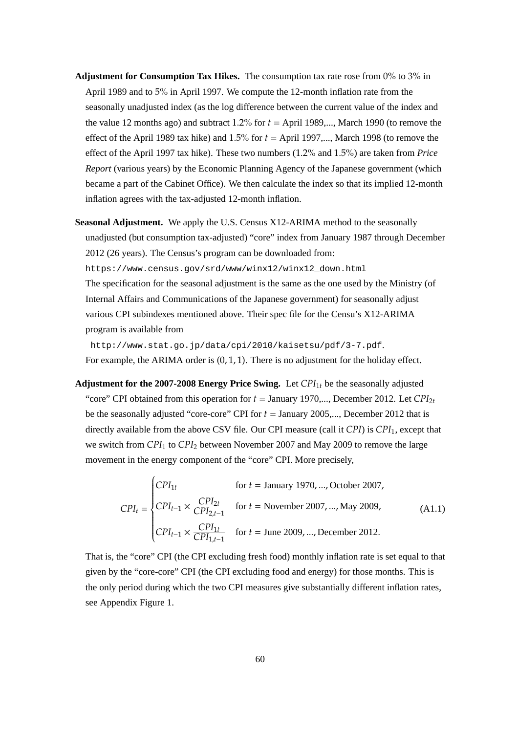**Adjustment for Consumption Tax Hikes.** The consumption tax rate rose from 0% to 3% in April 1989 and to 5% in April 1997. We compute the 12-month inflation rate from the seasonally unadjusted index (as the log difference between the current value of the index and the value 12 months ago) and subtract 1.2% for $t$ = April 1989,..., March 1990 (to remove the effect of the April 1989 tax hike) and 1.5% for $t$ = April 1997,..., March 1998 (to remove the effect of the April 1997 tax hike). These two numbers (1.2% and 1.5%) are taken from *Price Report* (various years) by the Economic Planning Agency of the Japanese government (which became a part of the Cabinet Office). We then calculate the index so that its implied 12-month inflation agrees with the tax-adjusted 12-month inflation.

**Seasonal Adjustment.** We apply the U.S. Census X12-ARIMA method to the seasonally unadjusted (but consumption tax-adjusted) "core" index from January 1987 through December 2012 (26 years). The Census's program can be downloaded from:

`https://www.census.gov/srd/www/winx12/winx12_down.html`

The specification for the seasonal adjustment is the same as the one used by the Ministry (of Internal Affairs and Communications of the Japanese government) for seasonally adjust various CPI subindexes mentioned above. Their spec file for the Censu's X12-ARIMA program is available from

`http://www.stat.go.jp/data/cpi/2010/kaisetsu/pdf/3-7.pdf`.

For example, the ARIMA order is $(0, 1, 1)$. There is no adjustment for the holiday effect.

**Adjustment for the 2007-2008 Energy Price Swing.** Let $CPI_{1t}$ be the seasonally adjusted "core" CPI obtained from this operation for $t$ = January 1970,..., December 2012. Let $CPI_{2t}$ be the seasonally adjusted "core-core" CPI for $t$ = January 2005,..., December 2012 that is directly available from the above CSV file. Our CPI measure (call it $CPI$) is $CPI_1$, except that we switch from $CPI_1$ to $CPI_2$ between November 2007 and May 2009 to remove the large movement in the energy component of the "core" CPI. More precisely,

$$CPI_t = \begin{cases} CPI_{1t} & \text{for } t = \text{January 1970}, ..., \text{October 2007}, \\ CPI_{t-1} \times \dfrac{CPI_{2t}}{CPI_{2,t-1}} & \text{for } t = \text{November 2007}, ..., \text{May 2009}, \\ CPI_{t-1} \times \dfrac{CPI_{1t}}{CPI_{1,t-1}} & \text{for } t = \text{June 2009}, ..., \text{December 2012}. \end{cases} \tag{A1.1}$$

That is, the "core" CPI (the CPI excluding fresh food) monthly inflation rate is set equal to that given by the "core-core" CPI (the CPI excluding food and energy) for those months. This is the only period during which the two CPI measures give substantially different inflation rates, see Appendix Figure 1.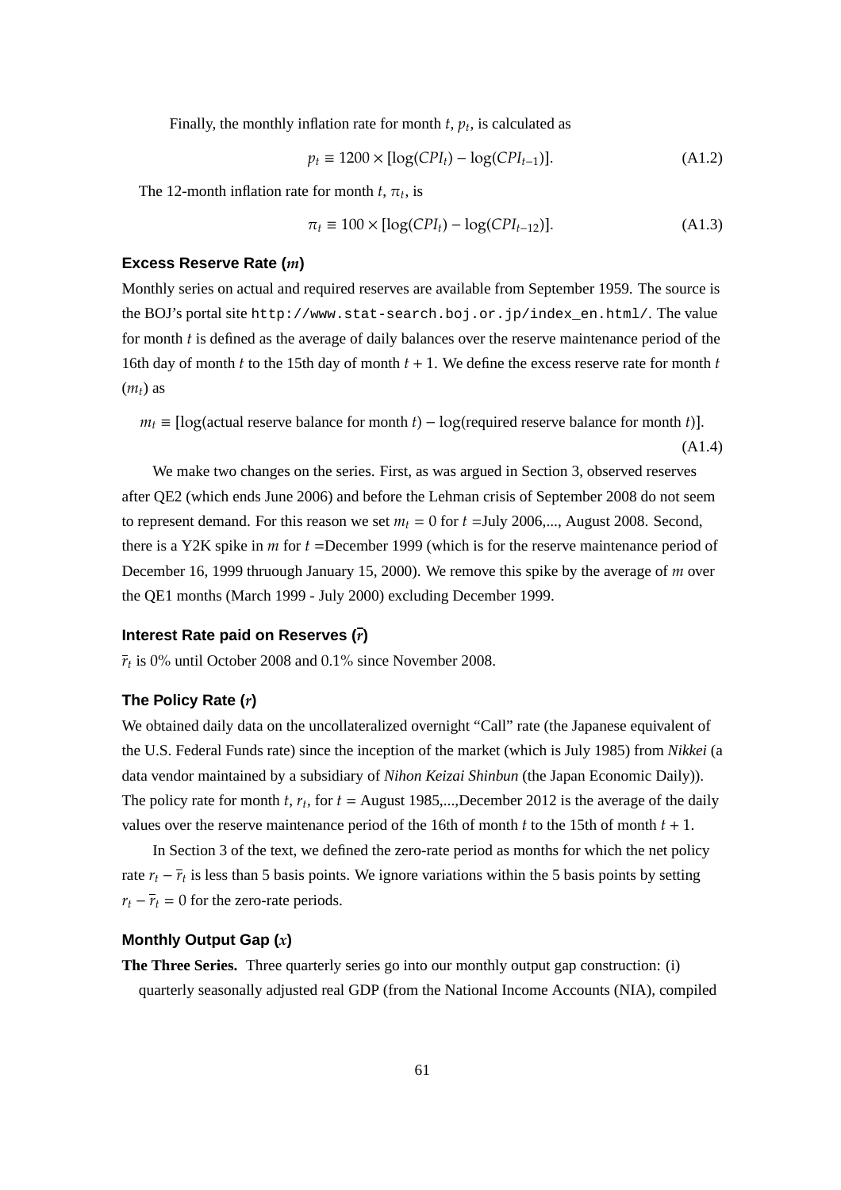Finally, the monthly inflation rate for month $t$, $p_t$, is calculated as

$$p_t \equiv 1200 \times [\log(CPI_t) - \log(CPI_{t-1})]. \tag{A1.2}$$

The 12-month inflation rate for month $t$, $\pi_t$, is

$$\pi_t \equiv 100 \times [\log(CPI_t) - \log(CPI_{t-12})]. \tag{A1.3}$$

### Excess Reserve Rate ($m$)

Monthly series on actual and required reserves are available from September 1959. The source is the BOJ's portal site `http://www.stat-search.boj.or.jp/index_en.html/`. The value for month $t$ is defined as the average of daily balances over the reserve maintenance period of the 16th day of month $t$ to the 15th day of month $t+1$. We define the excess reserve rate for month $t$ ($m_t$) as

$$m_t \equiv [\log(\text{actual reserve balance for month } t) - \log(\text{required reserve balance for month } t)]. \tag{A1.4}$$

We make two changes on the series. First, as was argued in Section 3, observed reserves after QE2 (which ends June 2006) and before the Lehman crisis of September 2008 do not seem to represent demand. For this reason we set $m_t = 0$ for $t$ =July 2006,..., August 2008. Second, there is a Y2K spike in $m$ for $t$ =December 1999 (which is for the reserve maintenance period of December 16, 1999 thruough January 15, 2000). We remove this spike by the average of $m$ over the QE1 months (March 1999 - July 2000) excluding December 1999.

### Interest Rate paid on Reserves ($\bar{r}$)

$\bar{r}_t$ is 0% until October 2008 and 0.1% since November 2008.

### The Policy Rate ($r$)

We obtained daily data on the uncollateralized overnight "Call" rate (the Japanese equivalent of the U.S. Federal Funds rate) since the inception of the market (which is July 1985) from *Nikkei* (a data vendor maintained by a subsidiary of *Nihon Keizai Shinbun* (the Japan Economic Daily)). The policy rate for month $t$, $r_t$, for $t$ = August 1985,...,December 2012 is the average of the daily values over the reserve maintenance period of the 16th of month $t$ to the 15th of month $t+1$.

In Section 3 of the text, we defined the zero-rate period as months for which the net policy rate $r_t - \bar{r}_t$ is less than 5 basis points. We ignore variations within the 5 basis points by setting $r_t - \bar{r}_t = 0$ for the zero-rate periods.

### Monthly Output Gap ($x$)

**The Three Series.** Three quarterly series go into our monthly output gap construction: (i) quarterly seasonally adjusted real GDP (from the National Income Accounts (NIA), compiled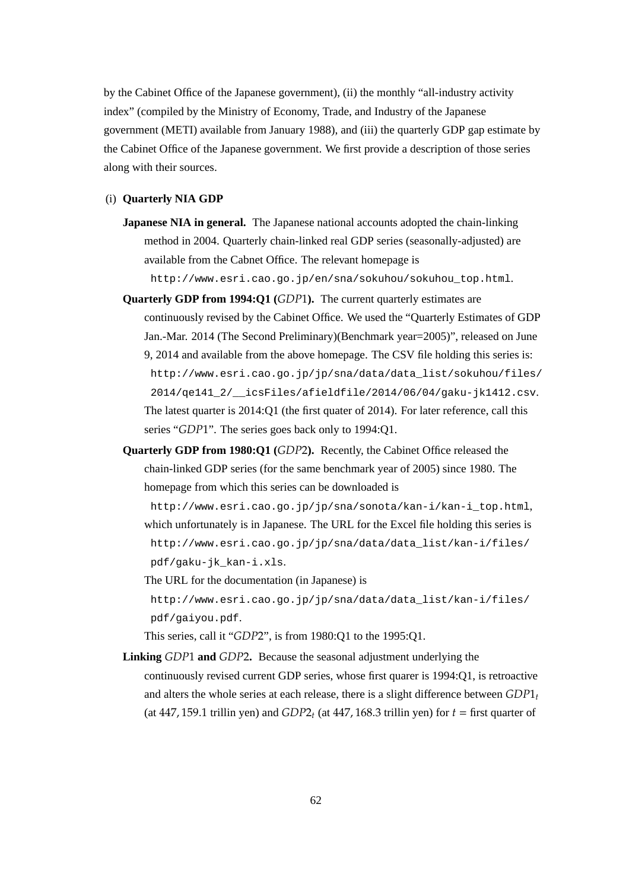by the Cabinet Office of the Japanese government), (ii) the monthly "all-industry activity index" (compiled by the Ministry of Economy, Trade, and Industry of the Japanese government (METI) available from January 1988), and (iii) the quarterly GDP gap estimate by the Cabinet Office of the Japanese government. We first provide a description of those series along with their sources.

(i) **Quarterly NIA GDP**

**Japanese NIA in general.** The Japanese national accounts adopted the chain-linking method in 2004. Quarterly chain-linked real GDP series (seasonally-adjusted) are available from the Cabnet Office. The relevant homepage is
`http://www.esri.cao.go.jp/en/sna/sokuhou/sokuhou_top.html`.

**Quarterly GDP from 1994:Q1 (*GDP*1).** The current quarterly estimates are continuously revised by the Cabinet Office. We used the "Quarterly Estimates of GDP Jan.-Mar. 2014 (The Second Preliminary)(Benchmark year=2005)", released on June 9, 2014 and available from the above homepage. The CSV file holding this series is:
`http://www.esri.cao.go.jp/jp/sna/data/data_list/sokuhou/files/2014/qe141_2/__icsFiles/afieldfile/2014/06/04/gaku-jk1412.csv`.
The latest quarter is 2014:Q1 (the first quater of 2014). For later reference, call this series "*GDP*1". The series goes back only to 1994:Q1.

**Quarterly GDP from 1980:Q1 (*GDP*2).** Recently, the Cabinet Office released the chain-linked GDP series (for the same benchmark year of 2005) since 1980. The homepage from which this series can be downloaded is
`http://www.esri.cao.go.jp/jp/sna/sonota/kan-i/kan-i_top.html`,
which unfortunately is in Japanese. The URL for the Excel file holding this series is
`http://www.esri.cao.go.jp/jp/sna/data/data_list/kan-i/files/pdf/gaku-jk_kan-i.xls`.
The URL for the documentation (in Japanese) is
`http://www.esri.cao.go.jp/jp/sna/data/data_list/kan-i/files/pdf/gaiyou.pdf`.
This series, call it "*GDP*2", is from 1980:Q1 to the 1995:Q1.

**Linking *GDP*1 and *GDP*2.** Because the seasonal adjustment underlying the continuously revised current GDP series, whose first quarer is 1994:Q1, is retroactive and alters the whole series at each release, there is a slight difference between $GDP1_t$ (at $447,159.1$ trillin yen) and $GDP2_t$ (at $447,168.3$ trillin yen) for $t$ = first quarter of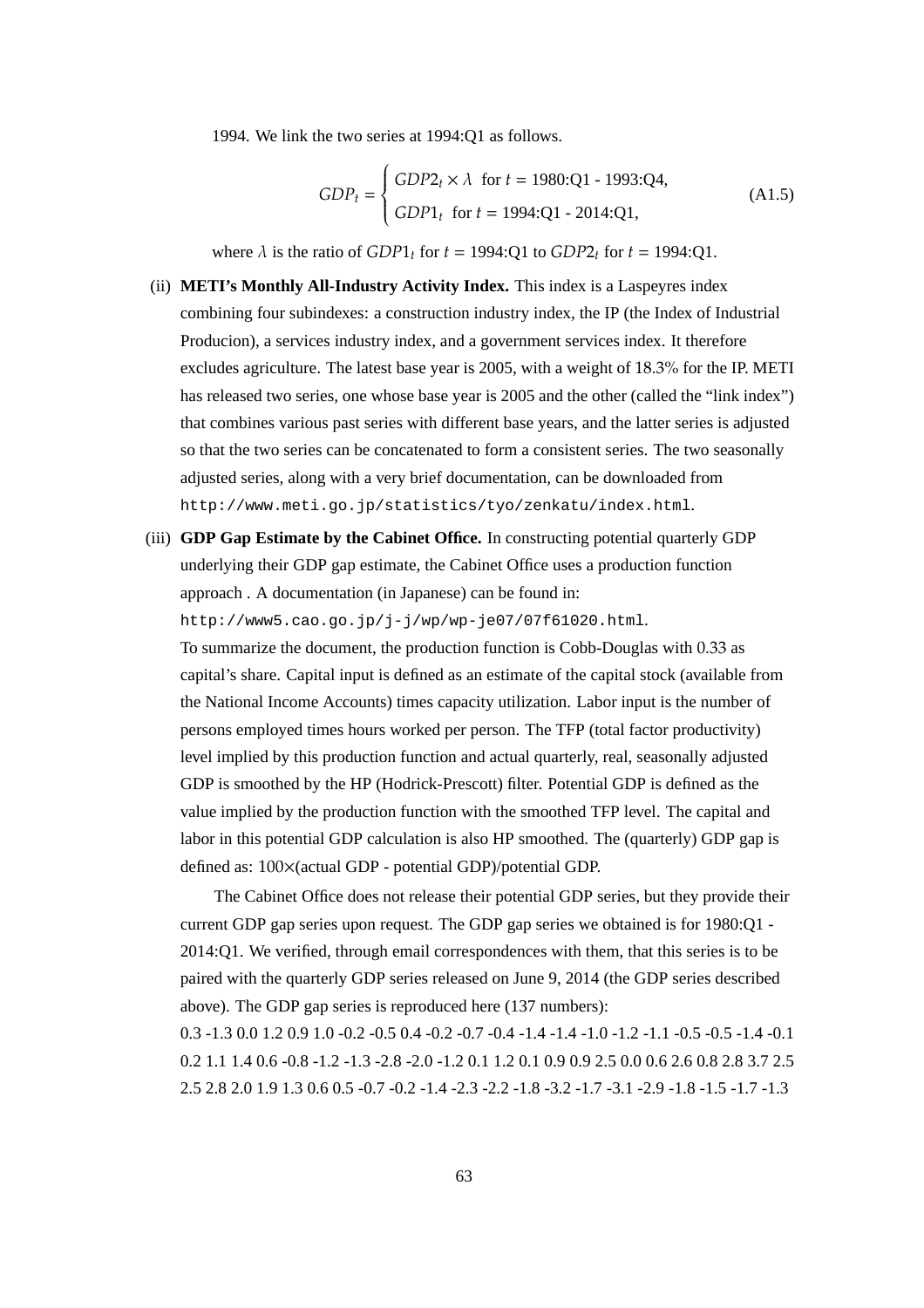1994. We link the two series at 1994:Q1 as follows.

$$
GDP_t = \begin{cases} GDP2_t \times \lambda & \text{for } t = \text{1980:Q1 - 1993:Q4,} \\ GDP1_t & \text{for } t = \text{1994:Q1 - 2014:Q1,} \end{cases} \tag{A1.5}
$$

where $\lambda$ is the ratio of $GDP1_t$ for $t$ = 1994:Q1 to $GDP2_t$ for $t$ = 1994:Q1.

(ii) **METI's Monthly All-Industry Activity Index.** This index is a Laspeyres index combining four subindexes: a construction industry index, the IP (the Index of Industrial Producion), a services industry index, and a government services index. It therefore excludes agriculture. The latest base year is 2005, with a weight of 18.3% for the IP. METI has released two series, one whose base year is 2005 and the other (called the "link index") that combines various past series with different base years, and the latter series is adjusted so that the two series can be concatenated to form a consistent series. The two seasonally adjusted series, along with a very brief documentation, can be downloaded from `http://www.meti.go.jp/statistics/tyo/zenkatu/index.html`.

(iii) **GDP Gap Estimate by the Cabinet Office.** In constructing potential quarterly GDP underlying their GDP gap estimate, the Cabinet Office uses a production function approach . A documentation (in Japanese) can be found in:
`http://www5.cao.go.jp/j-j/wp/wp-je07/07f61020.html`.
To summarize the document, the production function is Cobb-Douglas with 0.33 as capital's share. Capital input is defined as an estimate of the capital stock (available from the National Income Accounts) times capacity utilization. Labor input is the number of persons employed times hours worked per person. The TFP (total factor productivity) level implied by this production function and actual quarterly, real, seasonally adjusted GDP is smoothed by the HP (Hodrick-Prescott) filter. Potential GDP is defined as the value implied by the production function with the smoothed TFP level. The capital and labor in this potential GDP calculation is also HP smoothed. The (quarterly) GDP gap is defined as: 100×(actual GDP - potential GDP)/potential GDP.

The Cabinet Office does not release their potential GDP series, but they provide their current GDP gap series upon request. The GDP gap series we obtained is for 1980:Q1 - 2014:Q1. We verified, through email correspondences with them, that this series is to be paired with the quarterly GDP series released on June 9, 2014 (the GDP series described above). The GDP gap series is reproduced here (137 numbers):
0.3 -1.3 0.0 1.2 0.9 1.0 -0.2 -0.5 0.4 -0.2 -0.7 -0.4 -1.4 -1.4 -1.0 -1.2 -1.1 -0.5 -0.5 -1.4 -0.1 0.2 1.1 1.4 0.6 -0.8 -1.2 -1.3 -2.8 -2.0 -1.2 0.1 1.2 0.1 0.9 0.9 2.5 0.0 0.6 2.6 0.8 2.8 3.7 2.5 2.5 2.8 2.0 1.9 1.3 0.6 0.5 -0.7 -0.2 -1.4 -2.3 -2.2 -1.8 -3.2 -1.7 -3.1 -2.9 -1.8 -1.5 -1.7 -1.3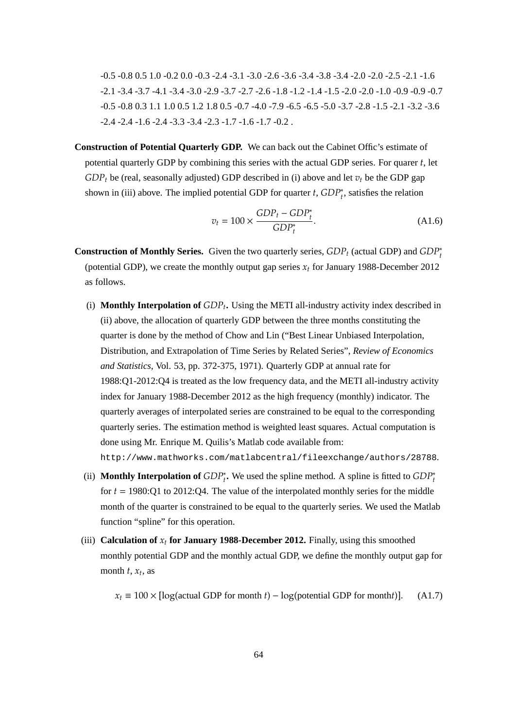-0.5 -0.8 0.5 1.0 -0.2 0.0 -0.3 -2.4 -3.1 -3.0 -2.6 -3.6 -3.4 -3.8 -3.4 -2.0 -2.0 -2.5 -2.1 -1.6
-2.1 -3.4 -3.7 -4.1 -3.4 -3.0 -2.9 -3.7 -2.7 -2.6 -1.8 -1.2 -1.4 -1.5 -2.0 -2.0 -1.0 -0.9 -0.9 -0.7
-0.5 -0.8 0.3 1.1 1.0 0.5 1.2 1.8 0.5 -0.7 -4.0 -7.9 -6.5 -6.5 -5.0 -3.7 -2.8 -1.5 -2.1 -3.2 -3.6
-2.4 -2.4 -1.6 -2.4 -3.3 -3.4 -2.3 -1.7 -1.6 -1.7 -0.2 .

**Construction of Potential Quarterly GDP.** We can back out the Cabinet Offic's estimate of potential quarterly GDP by combining this series with the actual GDP series. For quarer $t$, let $GDP_t$ be (real, seasonally adjusted) GDP described in (i) above and let $v_t$ be the GDP gap shown in (iii) above. The implied potential GDP for quarter $t$, $GDP_t^*$, satisfies the relation

$$v_t = 100 \times \frac{GDP_t - GDP_t^*}{GDP_t^*}. \tag{A1.6}$$

**Construction of Monthly Series.** Given the two quarterly series, $GDP_t$ (actual GDP) and $GDP_t^*$ (potential GDP), we create the monthly output gap series $x_t$ for January 1988-December 2012 as follows.

(i) **Monthly Interpolation of $GDP_t$.** Using the METI all-industry activity index described in (ii) above, the allocation of quarterly GDP between the three months constituting the quarter is done by the method of Chow and Lin ("Best Linear Unbiased Interpolation, Distribution, and Extrapolation of Time Series by Related Series", *Review of Economics and Statistics*, Vol. 53, pp. 372-375, 1971). Quarterly GDP at annual rate for 1988:Q1-2012:Q4 is treated as the low frequency data, and the METI all-industry activity index for January 1988-December 2012 as the high frequency (monthly) indicator. The quarterly averages of interpolated series are constrained to be equal to the corresponding quarterly series. The estimation method is weighted least squares. Actual computation is done using Mr. Enrique M. Quilis's Matlab code available from: `http://www.mathworks.com/matlabcentral/fileexchange/authors/28788`.

(ii) **Monthly Interpolation of $GDP_t^*$.** We used the spline method. A spline is fitted to $GDP_t^*$ for $t = $ 1980:Q1 to 2012:Q4. The value of the interpolated monthly series for the middle month of the quarter is constrained to be equal to the quarterly series. We used the Matlab function "spline" for this operation.

(iii) **Calculation of $x_t$ for January 1988-December 2012.** Finally, using this smoothed monthly potential GDP and the monthly actual GDP, we define the monthly output gap for month $t$, $x_t$, as

$$x_t \equiv 100 \times [\log(\text{actual GDP for month } t) - \log(\text{potential GDP for month} t)]. \tag{A1.7}$$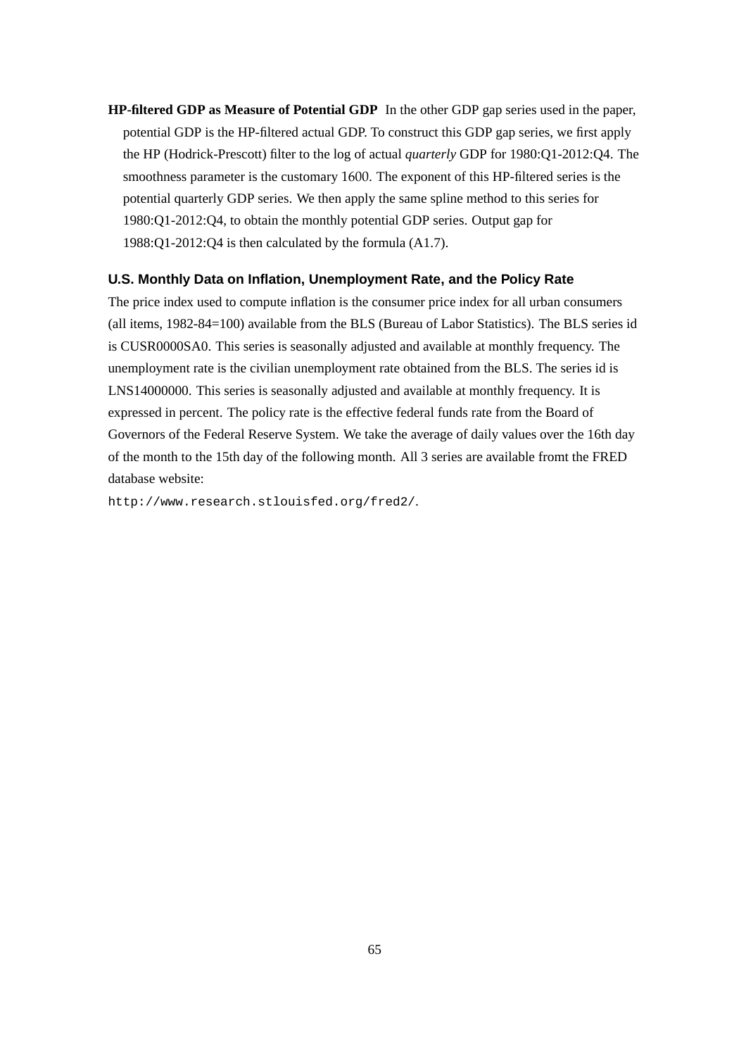**HP-filtered GDP as Measure of Potential GDP** In the other GDP gap series used in the paper, potential GDP is the HP-filtered actual GDP. To construct this GDP gap series, we first apply the HP (Hodrick-Prescott) filter to the log of actual *quarterly* GDP for 1980:Q1-2012:Q4. The smoothness parameter is the customary 1600. The exponent of this HP-filtered series is the potential quarterly GDP series. We then apply the same spline method to this series for 1980:Q1-2012:Q4, to obtain the monthly potential GDP series. Output gap for 1988:Q1-2012:Q4 is then calculated by the formula (A1.7).

### U.S. Monthly Data on Inflation, Unemployment Rate, and the Policy Rate

The price index used to compute inflation is the consumer price index for all urban consumers (all items, 1982-84=100) available from the BLS (Bureau of Labor Statistics). The BLS series id is CUSR0000SA0. This series is seasonally adjusted and available at monthly frequency. The unemployment rate is the civilian unemployment rate obtained from the BLS. The series id is LNS14000000. This series is seasonally adjusted and available at monthly frequency. It is expressed in percent. The policy rate is the effective federal funds rate from the Board of Governors of the Federal Reserve System. We take the average of daily values over the 16th day of the month to the 15th day of the following month. All 3 series are available fromt the FRED database website:

`http://www.research.stlouisfed.org/fred2/`.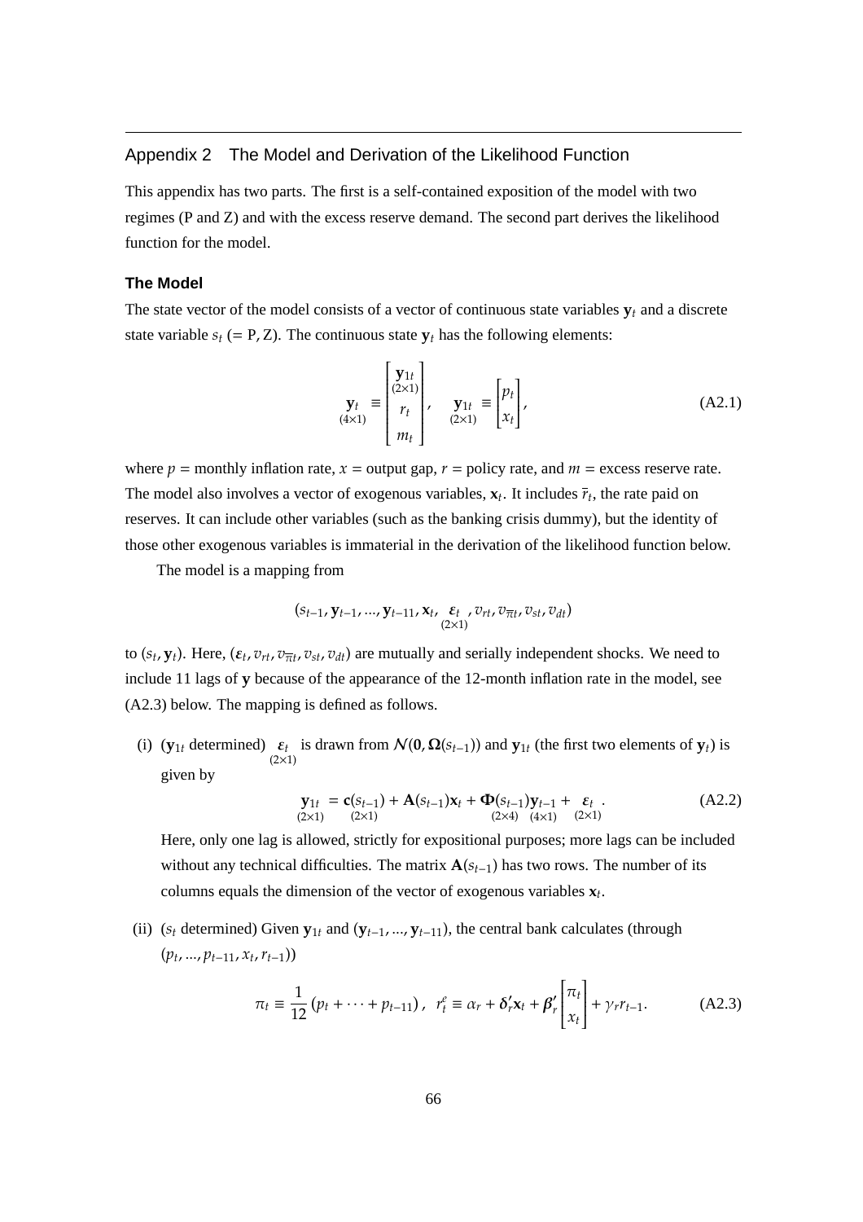## Appendix 2 The Model and Derivation of the Likelihood Function

This appendix has two parts. The first is a self-contained exposition of the model with two regimes (P and Z) and with the excess reserve demand. The second part derives the likelihood function for the model.

### The Model

The state vector of the model consists of a vector of continuous state variables $\mathbf{y}_t$ and a discrete state variable $s_t$ (= P, Z). The continuous state $\mathbf{y}_t$ has the following elements:

$$\underset{(4\times 1)}{\mathbf{y}_t} \equiv \begin{bmatrix} \underset{(2\times 1)}{\mathbf{y}_{1t}} \\ r_t \\ m_t \end{bmatrix}, \quad \underset{(2\times 1)}{\mathbf{y}_{1t}} \equiv \begin{bmatrix} p_t \\ x_t \end{bmatrix}, \tag{A2.1}$$

where $p$ = monthly inflation rate, $x$ = output gap, $r$ = policy rate, and $m$ = excess reserve rate. The model also involves a vector of exogenous variables, $\mathbf{x}_t$. It includes $\overline{r}_t$, the rate paid on reserves. It can include other variables (such as the banking crisis dummy), but the identity of those other exogenous variables is immaterial in the derivation of the likelihood function below.

The model is a mapping from

$$(s_{t-1}, \mathbf{y}_{t-1}, ..., \mathbf{y}_{t-11}, \mathbf{x}_t, \underset{(2\times 1)}{\boldsymbol{\varepsilon}_t}, v_{rt}, v_{\overline{\pi}t}, v_{st}, v_{dt})$$

to $(s_t, \mathbf{y}_t)$. Here, $(\boldsymbol{\varepsilon}_t, v_{rt}, v_{\overline{\pi}t}, v_{st}, v_{dt})$ are mutually and serially independent shocks. We need to include 11 lags of $\mathbf{y}$ because of the appearance of the 12-month inflation rate in the model, see (A2.3) below. The mapping is defined as follows.

(i) ($\mathbf{y}_{1t}$ determined) $\underset{(2\times 1)}{\boldsymbol{\varepsilon}_t}$ is drawn from $\mathcal{N}(\mathbf{0}, \boldsymbol{\Omega}(s_{t-1}))$ and $\mathbf{y}_{1t}$ (the first two elements of $\mathbf{y}_t$) is given by

$$\underset{(2\times 1)}{\mathbf{y}_{1t}} = \underset{(2\times 1)}{\mathbf{c}(s_{t-1})} + \mathbf{A}(s_{t-1})\mathbf{x}_t + \underset{(2\times 4)}{\boldsymbol{\Phi}(s_{t-1})}\underset{(4\times 1)}{\mathbf{y}_{t-1}} + \underset{(2\times 1)}{\boldsymbol{\varepsilon}_t}. \tag{A2.2}$$

Here, only one lag is allowed, strictly for expositional purposes; more lags can be included without any technical difficulties. The matrix $\mathbf{A}(s_{t-1})$ has two rows. The number of its columns equals the dimension of the vector of exogenous variables $\mathbf{x}_t$.

(ii) ($s_t$ determined) Given $\mathbf{y}_{1t}$ and $(\mathbf{y}_{t-1}, ..., \mathbf{y}_{t-11})$, the central bank calculates (through $(p_t, ..., p_{t-11}, x_t, r_{t-1})$)

$$\pi_t \equiv \frac{1}{12}\left(p_t + \cdots + p_{t-11}\right), \quad r_t^e \equiv \alpha_r + \boldsymbol{\delta}_r'\mathbf{x}_t + \boldsymbol{\beta}_r'\begin{bmatrix} \pi_t \\ x_t \end{bmatrix} + \gamma_r r_{t-1}. \tag{A2.3}$$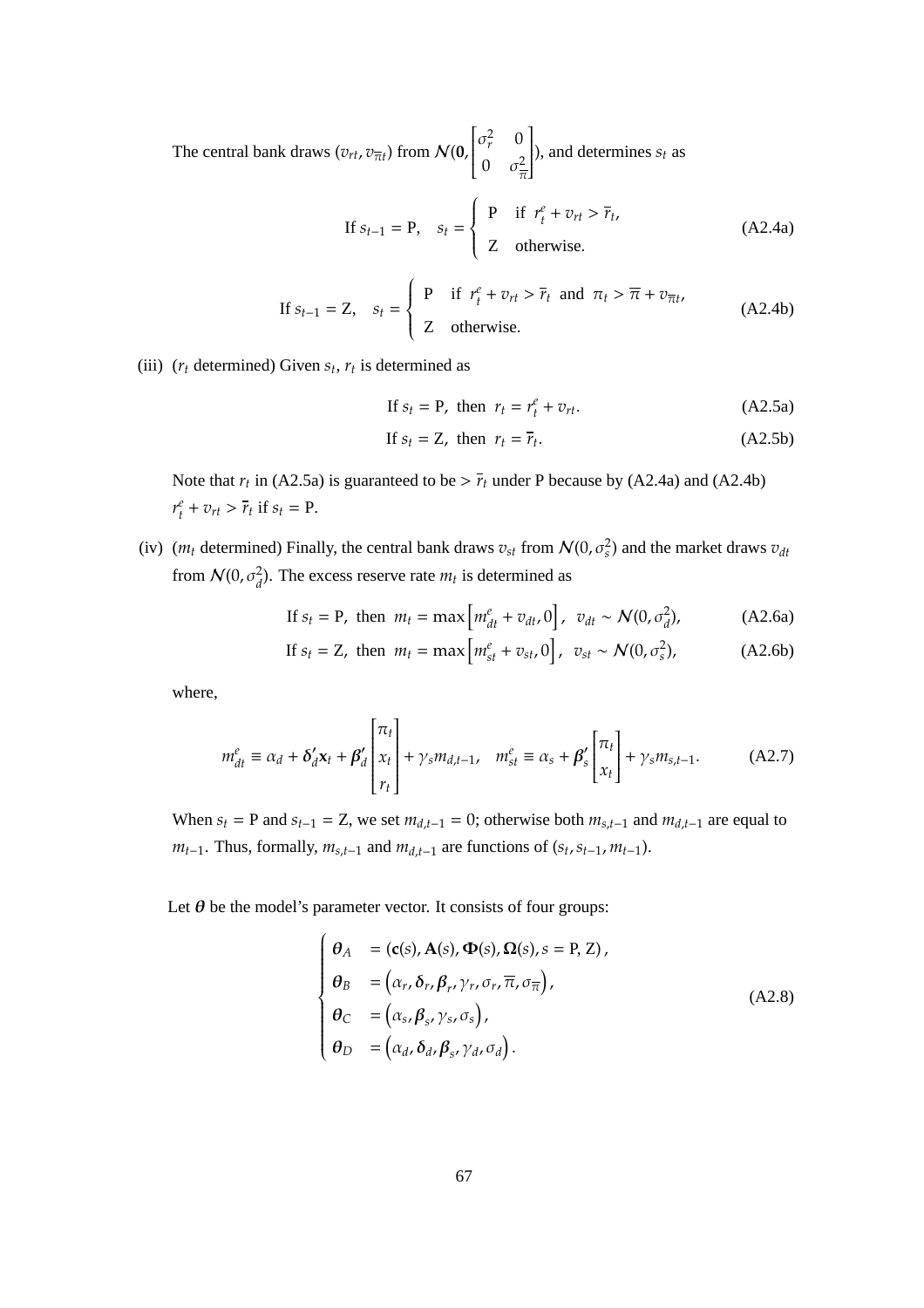The central bank draws $(v_{rt}, v_{\overline{\pi}t})$ from $\mathcal{N}(\mathbf{0}, \begin{bmatrix} \sigma_r^2 & 0 \\ 0 & \sigma_{\overline{\pi}}^2 \end{bmatrix})$, and determines $s_t$ as

$$\text{If } s_{t-1} = \text{P}, \quad s_t = \begin{cases} \text{P} & \text{if } r_t^e + v_{rt} > \overline{r}_t, \\ \text{Z} & \text{otherwise.} \end{cases} \tag{A2.4a}$$

$$\text{If } s_{t-1} = \text{Z}, \quad s_t = \begin{cases} \text{P} & \text{if } r_t^e + v_{rt} > \overline{r}_t \text{ and } \pi_t > \overline{\pi} + v_{\overline{\pi}t}, \\ \text{Z} & \text{otherwise.} \end{cases} \tag{A2.4b}$$

(iii) ($r_t$ determined) Given $s_t$, $r_t$ is determined as

$$\text{If } s_t = \text{P}, \text{ then } r_t = r_t^e + v_{rt}. \tag{A2.5a}$$

$$\text{If } s_t = \text{Z}, \text{ then } r_t = \overline{r}_t. \tag{A2.5b}$$

Note that $r_t$ in (A2.5a) is guaranteed to be $> \overline{r}_t$ under P because by (A2.4a) and (A2.4b) $r_t^e + v_{rt} > \overline{r}_t$ if $s_t = \text{P}$.

(iv) ($m_t$ determined) Finally, the central bank draws $v_{st}$ from $\mathcal{N}(0, \sigma_s^2)$ and the market draws $v_{dt}$ from $\mathcal{N}(0, \sigma_d^2)$. The excess reserve rate $m_t$ is determined as

$$\text{If } s_t = \text{P}, \text{ then } m_t = \max\left[m_{dt}^e + v_{dt}, 0\right], \ \ v_{dt} \sim \mathcal{N}(0, \sigma_d^2), \tag{A2.6a}$$

$$\text{If } s_t = \text{Z}, \text{ then } m_t = \max\left[m_{st}^e + v_{st}, 0\right], \ \ v_{st} \sim \mathcal{N}(0, \sigma_s^2), \tag{A2.6b}$$

where,

$$m_{dt}^e \equiv \alpha_d + \boldsymbol{\delta}_d' \mathbf{x}_t + \boldsymbol{\beta}_d' \begin{bmatrix} \pi_t \\ x_t \\ r_t \end{bmatrix} + \gamma_s m_{d,t-1}, \quad m_{st}^e \equiv \alpha_s + \boldsymbol{\beta}_s' \begin{bmatrix} \pi_t \\ x_t \end{bmatrix} + \gamma_s m_{s,t-1}. \tag{A2.7}$$

When $s_t = \text{P}$ and $s_{t-1} = \text{Z}$, we set $m_{d,t-1} = 0$; otherwise both $m_{s,t-1}$ and $m_{d,t-1}$ are equal to $m_{t-1}$. Thus, formally, $m_{s,t-1}$ and $m_{d,t-1}$ are functions of $(s_t, s_{t-1}, m_{t-1})$.

Let $\boldsymbol{\theta}$ be the model's parameter vector. It consists of four groups:

$$\begin{cases} \boldsymbol{\theta}_A & = (\mathbf{c}(s), \mathbf{A}(s), \boldsymbol{\Phi}(s), \boldsymbol{\Omega}(s), s = \text{P}, \text{Z}), \\ \boldsymbol{\theta}_B & = \left(\alpha_r, \boldsymbol{\delta}_r, \boldsymbol{\beta}_r, \gamma_r, \sigma_r, \overline{\pi}, \sigma_{\overline{\pi}}\right), \\ \boldsymbol{\theta}_C & = \left(\alpha_s, \boldsymbol{\beta}_s, \gamma_s, \sigma_s\right), \\ \boldsymbol{\theta}_D & = \left(\alpha_d, \boldsymbol{\delta}_d, \boldsymbol{\beta}_s, \gamma_d, \sigma_d\right). \end{cases} \tag{A2.8}$$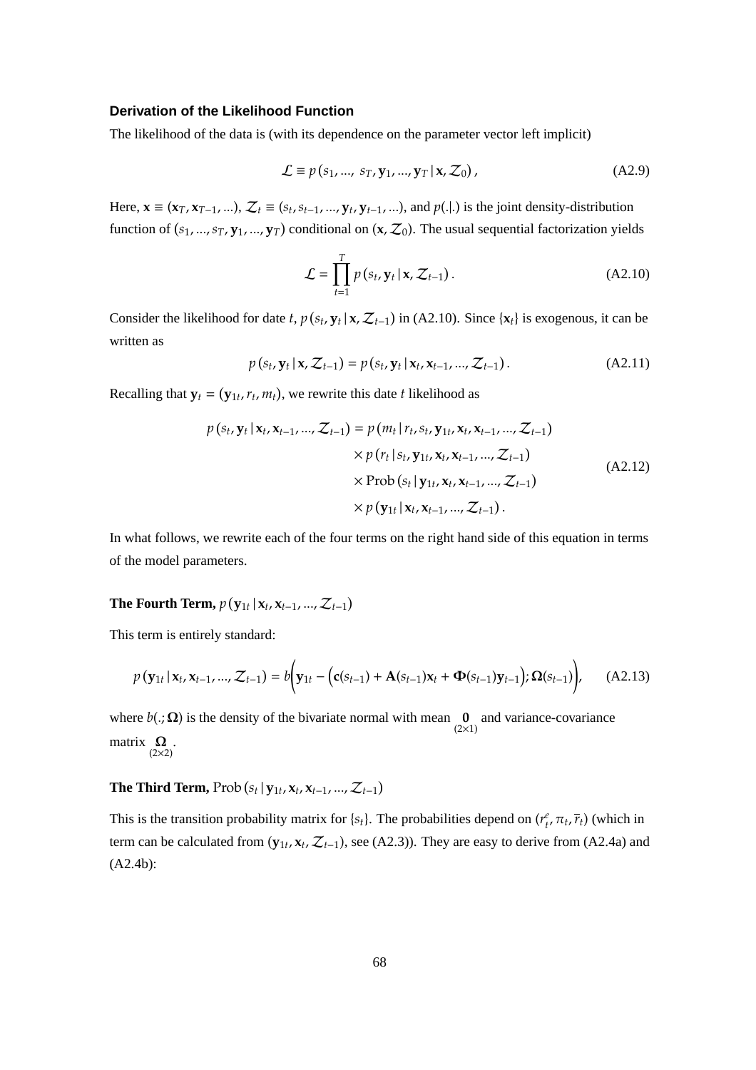### Derivation of the Likelihood Function

The likelihood of the data is (with its dependence on the parameter vector left implicit)

$$\mathcal{L} \equiv p\left(s_1, ..., s_T, \mathbf{y}_1, ..., \mathbf{y}_T \,|\, \mathbf{x}, \mathcal{Z}_0\right), \tag{A2.9}$$

Here, $\mathbf{x} \equiv (\mathbf{x}_T, \mathbf{x}_{T-1}, ...)$, $\mathcal{Z}_t \equiv (s_t, s_{t-1}, ..., \mathbf{y}_t, \mathbf{y}_{t-1}, ...)$, and $p(.|.)$ is the joint density-distribution function of $(s_1, ..., s_T, \mathbf{y}_1, ..., \mathbf{y}_T)$ conditional on $(\mathbf{x}, \mathcal{Z}_0)$. The usual sequential factorization yields

$$\mathcal{L} = \prod_{t=1}^{T} p\left(s_t, \mathbf{y}_t \,|\, \mathbf{x}, \mathcal{Z}_{t-1}\right). \tag{A2.10}$$

Consider the likelihood for date $t$, $p\left(s_t, \mathbf{y}_t \,|\, \mathbf{x}, \mathcal{Z}_{t-1}\right)$ in (A2.10). Since $\{\mathbf{x}_t\}$ is exogenous, it can be written as

$$p\left(s_t, \mathbf{y}_t \,|\, \mathbf{x}, \mathcal{Z}_{t-1}\right) = p\left(s_t, \mathbf{y}_t \,|\, \mathbf{x}_t, \mathbf{x}_{t-1}, ..., \mathcal{Z}_{t-1}\right). \tag{A2.11}$$

Recalling that $\mathbf{y}_t = (\mathbf{y}_{1t}, r_t, m_t)$, we rewrite this date $t$ likelihood as

$$\begin{aligned} p\left(s_t, \mathbf{y}_t \,|\, \mathbf{x}_t, \mathbf{x}_{t-1}, ..., \mathcal{Z}_{t-1}\right) &= p\left(m_t \,|\, r_t, s_t, \mathbf{y}_{1t}, \mathbf{x}_t, \mathbf{x}_{t-1}, ..., \mathcal{Z}_{t-1}\right) \\ &\quad \times p\left(r_t \,|\, s_t, \mathbf{y}_{1t}, \mathbf{x}_t, \mathbf{x}_{t-1}, ..., \mathcal{Z}_{t-1}\right) \\ &\quad \times \text{Prob}\left(s_t \,|\, \mathbf{y}_{1t}, \mathbf{x}_t, \mathbf{x}_{t-1}, ..., \mathcal{Z}_{t-1}\right) \\ &\quad \times p\left(\mathbf{y}_{1t} \,|\, \mathbf{x}_t, \mathbf{x}_{t-1}, ..., \mathcal{Z}_{t-1}\right). \end{aligned} \tag{A2.12}$$

In what follows, we rewrite each of the four terms on the right hand side of this equation in terms of the model parameters.

**The Fourth Term,** $p\left(\mathbf{y}_{1t} \,|\, \mathbf{x}_t, \mathbf{x}_{t-1}, ..., \mathcal{Z}_{t-1}\right)$

This term is entirely standard:

$$p\left(\mathbf{y}_{1t} \,|\, \mathbf{x}_t, \mathbf{x}_{t-1}, ..., \mathcal{Z}_{t-1}\right) = b\left(\mathbf{y}_{1t} - \left(\mathbf{c}(s_{t-1}) + \mathbf{A}(s_{t-1})\mathbf{x}_t + \mathbf{\Phi}(s_{t-1})\mathbf{y}_{t-1}\right); \mathbf{\Omega}(s_{t-1})\right), \tag{A2.13}$$

where $b(.; \mathbf{\Omega})$ is the density of the bivariate normal with mean $\underset{(2\times 1)}{\mathbf{0}}$ and variance-covariance matrix $\underset{(2\times 2)}{\mathbf{\Omega}}$.

**The Third Term,** $\text{Prob}\left(s_t \,|\, \mathbf{y}_{1t}, \mathbf{x}_t, \mathbf{x}_{t-1}, ..., \mathcal{Z}_{t-1}\right)$

This is the transition probability matrix for $\{s_t\}$. The probabilities depend on $(r_t^e, \pi_t, \overline{r}_t)$ (which in term can be calculated from $(\mathbf{y}_{1t}, \mathbf{x}_t, \mathcal{Z}_{t-1})$, see (A2.3)). They are easy to derive from (A2.4a) and (A2.4b):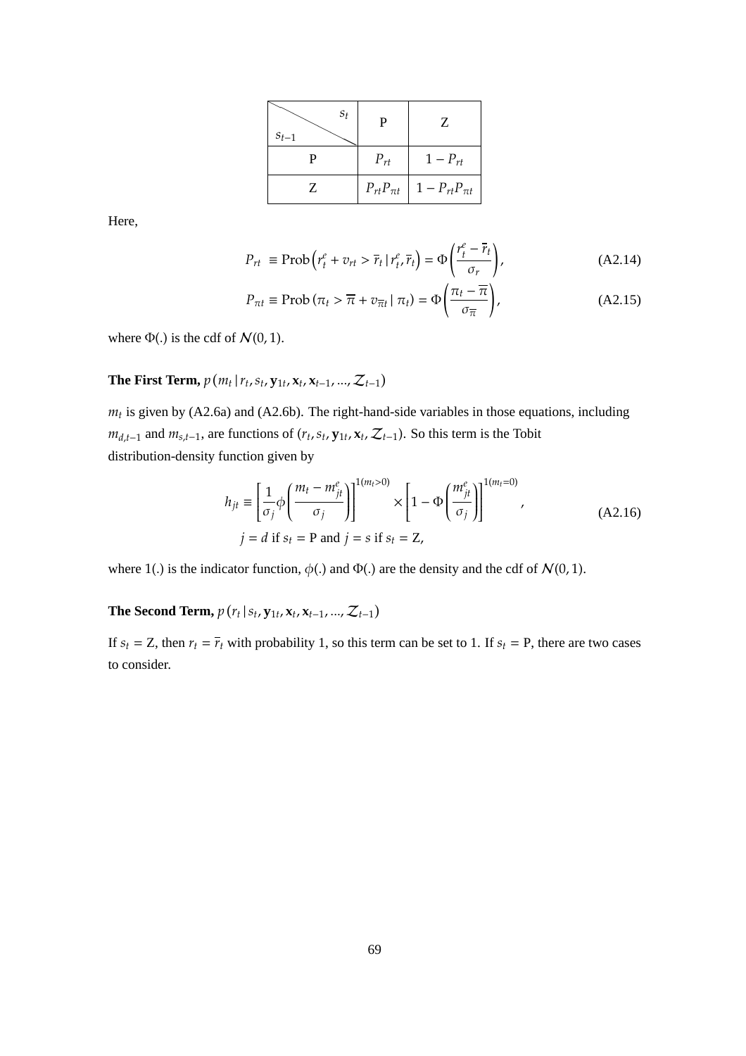| $s_{t-1}$ \ $s_t$ | P | Z |
| --- | --- | --- |
| P | $P_{rt}$ | $1 - P_{rt}$ |
| Z | $P_{rt}P_{\pi t}$ | $1 - P_{rt}P_{\pi t}$ |

Here,

$$P_{rt} \equiv \text{Prob}\left(r_t^e + v_{rt} > \overline{r}_t \,|\, r_t^e, \overline{r}_t\right) = \Phi\left(\frac{r_t^e - \overline{r}_t}{\sigma_r}\right), \tag{A2.14}$$

$$P_{\pi t} \equiv \text{Prob}\left(\pi_t > \overline{\pi} + v_{\overline{\pi} t} \,|\, \pi_t\right) = \Phi\left(\frac{\pi_t - \overline{\pi}}{\sigma_{\overline{\pi}}}\right), \tag{A2.15}$$

where $\Phi(.)$ is the cdf of $\mathcal{N}(0, 1)$.

**The First Term,** $p\left(m_t \,|\, r_t, s_t, \mathbf{y}_{1t}, \mathbf{x}_t, \mathbf{x}_{t-1}, ..., \mathcal{Z}_{t-1}\right)$

$m_t$ is given by (A2.6a) and (A2.6b). The right-hand-side variables in those equations, including $m_{d,t-1}$ and $m_{s,t-1}$, are functions of $(r_t, s_t, \mathbf{y}_{1t}, \mathbf{x}_t, \mathcal{Z}_{t-1})$. So this term is the Tobit distribution-density function given by

$$h_{jt} \equiv \left[\frac{1}{\sigma_j}\phi\left(\frac{m_t - m_{jt}^e}{\sigma_j}\right)\right]^{1(m_t > 0)} \times \left[1 - \Phi\left(\frac{m_{jt}^e}{\sigma_j}\right)\right]^{1(m_t = 0)}, \tag{A2.16}$$

$$j = d \text{ if } s_t = \text{P and } j = s \text{ if } s_t = \text{Z},$$

where $1(.)$ is the indicator function, $\phi(.)$ and $\Phi(.)$ are the density and the cdf of $\mathcal{N}(0, 1)$.

**The Second Term,** $p\left(r_t \,|\, s_t, \mathbf{y}_{1t}, \mathbf{x}_t, \mathbf{x}_{t-1}, ..., \mathcal{Z}_{t-1}\right)$

If $s_t = \text{Z}$, then $r_t = \overline{r}_t$ with probability 1, so this term can be set to 1. If $s_t = \text{P}$, there are two cases to consider.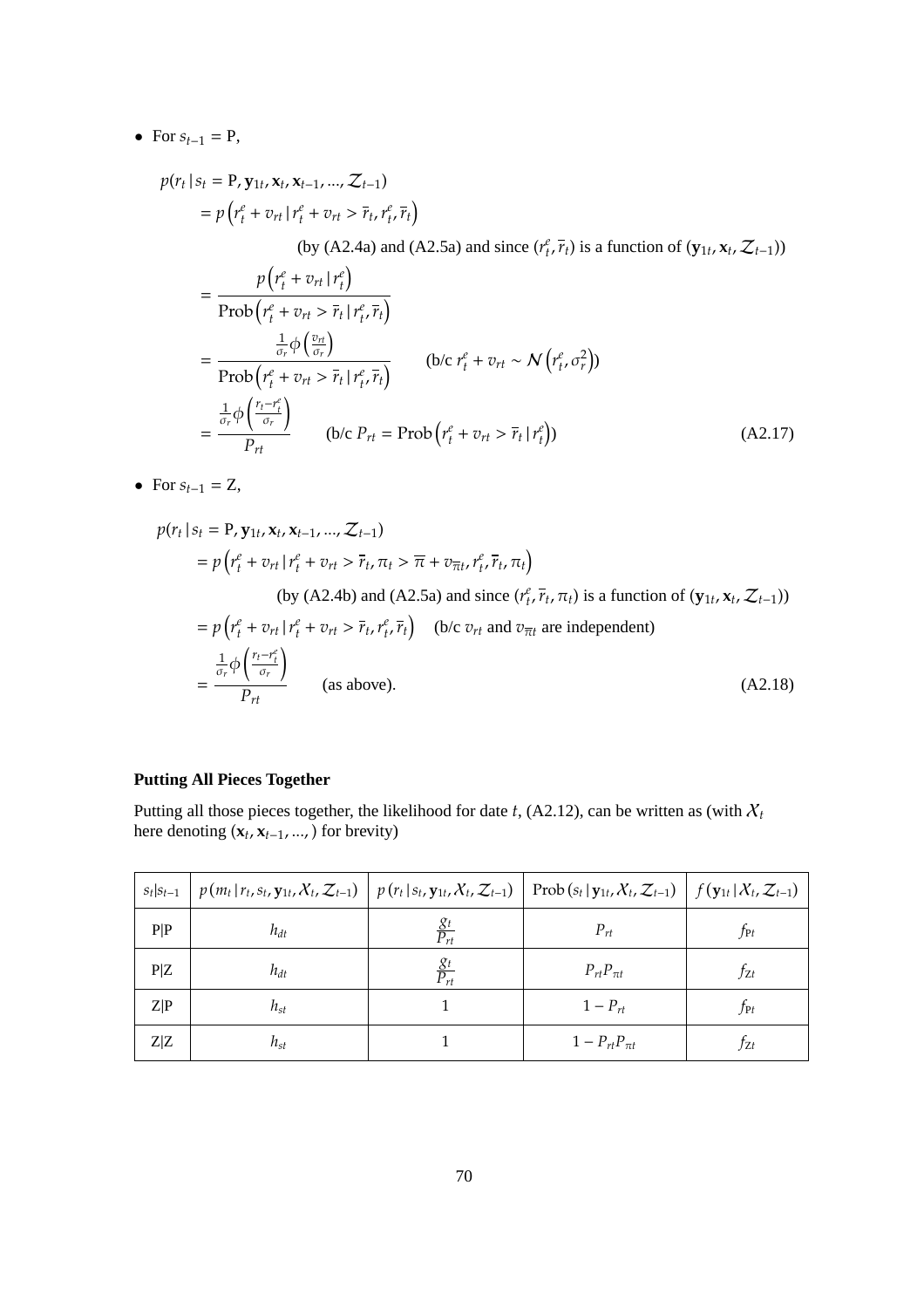- For $s_{t-1} = \text{P}$,

$$
\begin{aligned}
& p(r_t \,|\, s_t = \text{P}, \mathbf{y}_{1t}, \mathbf{x}_t, \mathbf{x}_{t-1}, ..., \mathcal{Z}_{t-1}) \\
&= p\left(r_t^e + v_{rt} \,|\, r_t^e + v_{rt} > \bar{r}_t, r_t^e, \bar{r}_t\right) \\
&\qquad \text{(by (A2.4a) and (A2.5a) and since } (r_t^e, \bar{r}_t) \text{ is a function of } (\mathbf{y}_{1t}, \mathbf{x}_t, \mathcal{Z}_{t-1})) \\
&= \frac{p\left(r_t^e + v_{rt} \,|\, r_t^e\right)}{\text{Prob}\left(r_t^e + v_{rt} > \bar{r}_t \,|\, r_t^e, \bar{r}_t\right)} \\
&= \frac{\frac{1}{\sigma_r}\phi\left(\frac{v_{rt}}{\sigma_r}\right)}{\text{Prob}\left(r_t^e + v_{rt} > \bar{r}_t \,|\, r_t^e, \bar{r}_t\right)} \qquad (\text{b/c } r_t^e + v_{rt} \sim \mathcal{N}\left(r_t^e, \sigma_r^2\right)) \\
&= \frac{\frac{1}{\sigma_r}\phi\left(\frac{r_t - r_t^e}{\sigma_r}\right)}{P_{rt}} \qquad (\text{b/c } P_{rt} = \text{Prob}\left(r_t^e + v_{rt} > \bar{r}_t \,|\, r_t^e\right))
\end{aligned}
\tag{A2.17}
$$

- For $s_{t-1} = \text{Z}$,

$$
\begin{aligned}
& p(r_t \,|\, s_t = \text{P}, \mathbf{y}_{1t}, \mathbf{x}_t, \mathbf{x}_{t-1}, ..., \mathcal{Z}_{t-1}) \\
&= p\left(r_t^e + v_{rt} \,|\, r_t^e + v_{rt} > \bar{r}_t, \pi_t > \bar{\pi} + v_{\bar{\pi}t}, r_t^e, \bar{r}_t, \pi_t\right) \\
&\qquad \text{(by (A2.4b) and (A2.5a) and since } (r_t^e, \bar{r}_t, \pi_t) \text{ is a function of } (\mathbf{y}_{1t}, \mathbf{x}_t, \mathcal{Z}_{t-1})) \\
&= p\left(r_t^e + v_{rt} \,|\, r_t^e + v_{rt} > \bar{r}_t, r_t^e, \bar{r}_t\right) \quad (\text{b/c } v_{rt} \text{ and } v_{\bar{\pi}t} \text{ are independent}) \\
&= \frac{\frac{1}{\sigma_r}\phi\left(\frac{r_t - r_t^e}{\sigma_r}\right)}{P_{rt}} \qquad \text{(as above).}
\end{aligned}
\tag{A2.18}
$$

**Putting All Pieces Together**

Putting all those pieces together, the likelihood for date $t$, (A2.12), can be written as (with $\mathcal{X}_t$ here denoting $(\mathbf{x}_t, \mathbf{x}_{t-1}, ...,)$ for brevity)

| $s_t\|s_{t-1}$ | $p\left(m_t \,\|\, r_t, s_t, \mathbf{y}_{1t}, \mathcal{X}_t, \mathcal{Z}_{t-1}\right)$ | $p\left(r_t \,\|\, s_t, \mathbf{y}_{1t}, \mathcal{X}_t, \mathcal{Z}_{t-1}\right)$ | $\text{Prob}\left(s_t \,\|\, \mathbf{y}_{1t}, \mathcal{X}_t, \mathcal{Z}_{t-1}\right)$ | $f\left(\mathbf{y}_{1t} \,\|\, \mathcal{X}_t, \mathcal{Z}_{t-1}\right)$ |
|---|---|---|---|---|
| P\|P | $h_{dt}$ | $\frac{g_t}{P_{rt}}$ | $P_{rt}$ | $f_{\text{P}t}$ |
| P\|Z | $h_{dt}$ | $\frac{g_t}{P_{rt}}$ | $P_{rt}P_{\pi t}$ | $f_{\text{Z}t}$ |
| Z\|P | $h_{st}$ | 1 | $1 - P_{rt}$ | $f_{\text{P}t}$ |
| Z\|Z | $h_{st}$ | 1 | $1 - P_{rt}P_{\pi t}$ | $f_{\text{Z}t}$ |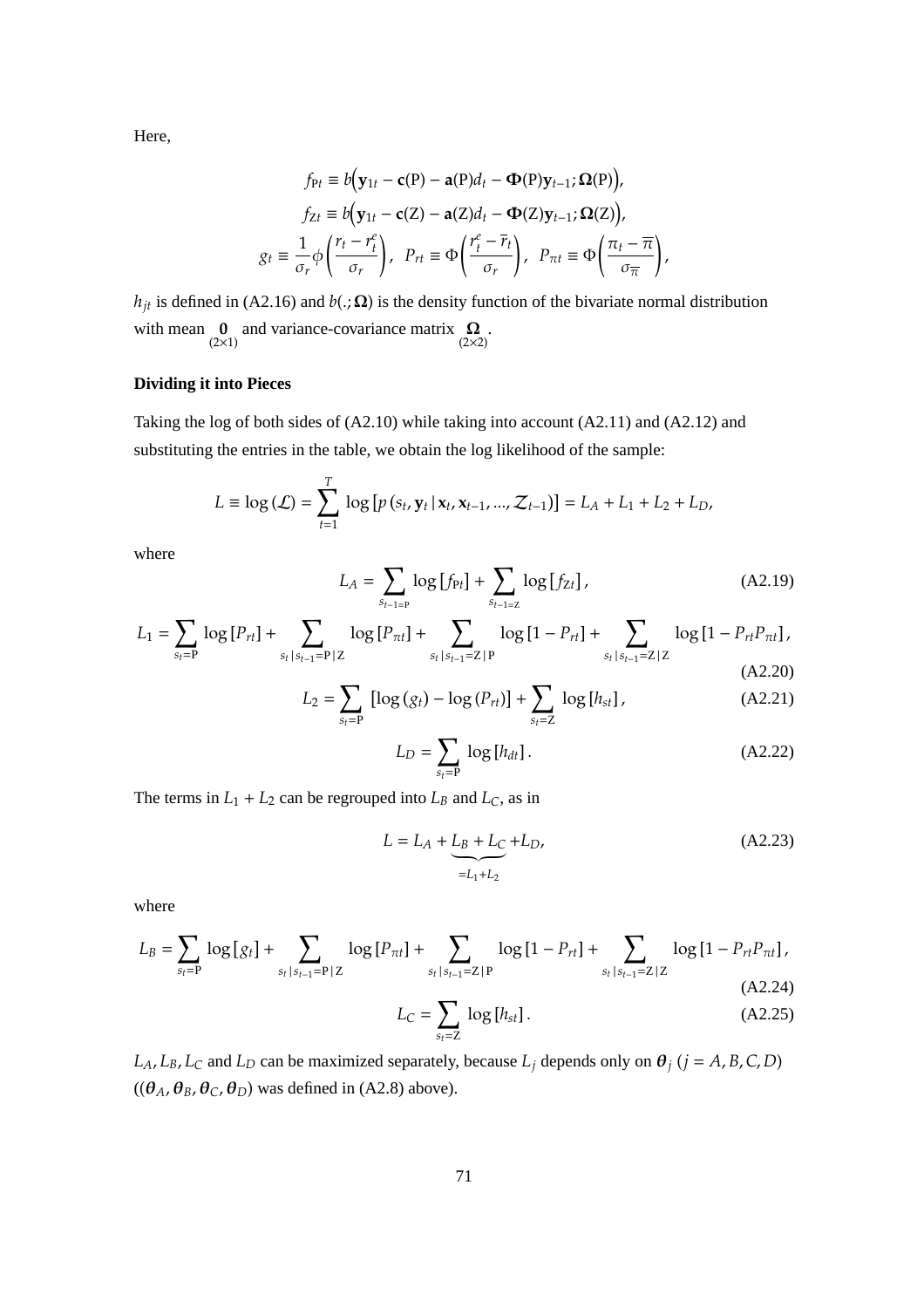Here,

$$f_{\mathrm{P}t} \equiv b\Big(\mathbf{y}_{1t} - \mathbf{c}(\mathrm{P}) - \mathbf{a}(\mathrm{P})d_t - \mathbf{\Phi}(\mathrm{P})\mathbf{y}_{t-1}; \mathbf{\Omega}(\mathrm{P})\Big),$$

$$f_{\mathrm{Z}t} \equiv b\Big(\mathbf{y}_{1t} - \mathbf{c}(\mathrm{Z}) - \mathbf{a}(\mathrm{Z})d_t - \mathbf{\Phi}(\mathrm{Z})\mathbf{y}_{t-1}; \mathbf{\Omega}(\mathrm{Z})\Big),$$

$$g_t \equiv \frac{1}{\sigma_r}\phi\left(\frac{r_t - r_t^e}{\sigma_r}\right), \;\; P_{rt} \equiv \Phi\left(\frac{r_t^e - \overline{r}_t}{\sigma_r}\right), \;\; P_{\pi t} \equiv \Phi\left(\frac{\pi_t - \overline{\pi}}{\sigma_{\overline{\pi}}}\right),$$

$h_{jt}$ is defined in (A2.16) and $b(.; \mathbf{\Omega})$ is the density function of the bivariate normal distribution with mean $\underset{(2\times1)}{\mathbf{0}}$ and variance-covariance matrix $\underset{(2\times2)}{\mathbf{\Omega}}$.

**Dividing it into Pieces**

Taking the log of both sides of (A2.10) while taking into account (A2.11) and (A2.12) and substituting the entries in the table, we obtain the log likelihood of the sample:

$$L \equiv \log(\mathcal{L}) = \sum_{t=1}^{T} \log\left[p\left(s_t, \mathbf{y}_t \,|\, \mathbf{x}_t, \mathbf{x}_{t-1}, ..., \mathcal{Z}_{t-1}\right)\right] = L_A + L_1 + L_2 + L_D,$$

where

$$L_A = \sum_{s_{t-1}=\mathrm{P}} \log\left[f_{\mathrm{P}t}\right] + \sum_{s_{t-1}=\mathrm{Z}} \log\left[f_{\mathrm{Z}t}\right], \tag{A2.19}$$

$$L_1 = \sum_{s_t=\mathrm{P}} \log\left[P_{rt}\right] + \sum_{s_t\,|\,s_{t-1}=\mathrm{P}\,|\,\mathrm{Z}} \log\left[P_{\pi t}\right] + \sum_{s_t\,|\,s_{t-1}=\mathrm{Z}\,|\,\mathrm{P}} \log\left[1 - P_{rt}\right] + \sum_{s_t\,|\,s_{t-1}=\mathrm{Z}\,|\,\mathrm{Z}} \log\left[1 - P_{rt}P_{\pi t}\right], \tag{A2.20}$$

$$L_2 = \sum_{s_t=\mathrm{P}} \left[\log\left(g_t\right) - \log\left(P_{rt}\right)\right] + \sum_{s_t=\mathrm{Z}} \log\left[h_{st}\right], \tag{A2.21}$$

$$L_D = \sum_{s_t=\mathrm{P}} \log\left[h_{dt}\right]. \tag{A2.22}$$

The terms in $L_1 + L_2$ can be regrouped into $L_B$ and $L_C$, as in

$$L = L_A + \underbrace{L_B + L_C}_{=L_1+L_2} + L_D, \tag{A2.23}$$

where

$$L_B = \sum_{s_t=\mathrm{P}} \log\left[g_t\right] + \sum_{s_t\,|\,s_{t-1}=\mathrm{P}\,|\,\mathrm{Z}} \log\left[P_{\pi t}\right] + \sum_{s_t\,|\,s_{t-1}=\mathrm{Z}\,|\,\mathrm{P}} \log\left[1 - P_{rt}\right] + \sum_{s_t\,|\,s_{t-1}=\mathrm{Z}\,|\,\mathrm{Z}} \log\left[1 - P_{rt}P_{\pi t}\right], \tag{A2.24}$$

$$L_C = \sum_{s_t=\mathrm{Z}} \log\left[h_{st}\right]. \tag{A2.25}$$

$L_A, L_B, L_C$ and $L_D$ can be maximized separately, because $L_j$ depends only on $\boldsymbol{\theta}_j$ ($j = A, B, C, D$) (($\boldsymbol{\theta}_A, \boldsymbol{\theta}_B, \boldsymbol{\theta}_C, \boldsymbol{\theta}_D$) was defined in (A2.8) above).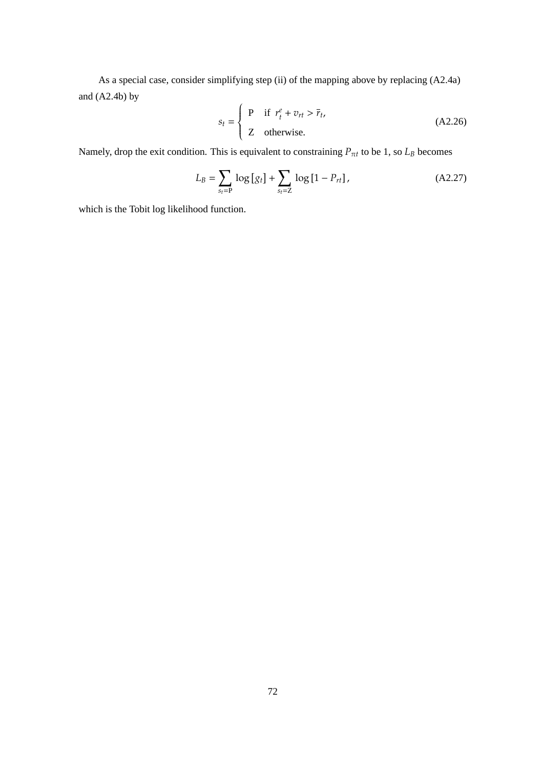As a special case, consider simplifying step (ii) of the mapping above by replacing (A2.4a) and (A2.4b) by

$$s_t = \begin{cases} \text{P} & \text{if } r_t^e + v_{rt} > \bar{r}_t, \\ \text{Z} & \text{otherwise.} \end{cases} \tag{A2.26}$$

Namely, drop the exit condition. This is equivalent to constraining $P_{\pi t}$ to be 1, so $L_B$ becomes

$$L_B = \sum_{s_t = \text{P}} \log [g_t] + \sum_{s_t = \text{Z}} \log [1 - P_{rt}], \tag{A2.27}$$

which is the Tobit log likelihood function.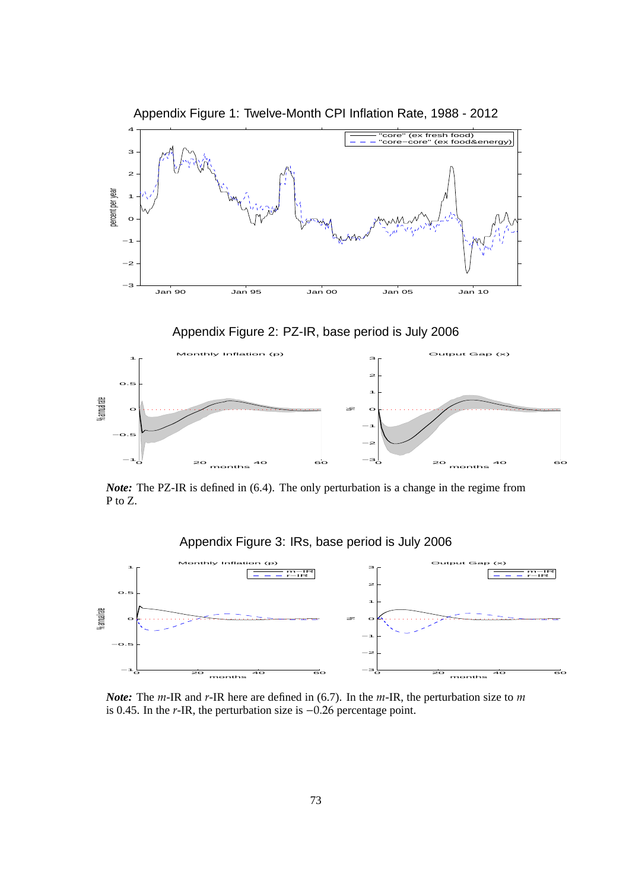Appendix Figure 1: Twelve-Month CPI Inflation Rate, 1988 - 2012

"core" (ex fresh food)
"core−core" (ex food&energy)

percent per year

4
3
2
1
0
−1
−2
−3

Jan 90 Jan 95 Jan 00 Jan 05 Jan 10

Appendix Figure 2: PZ-IR, base period is July 2006

Monthly Inflation (p)

% annual rate

1
0.5
0
−0.5
−1

0 20 40 60
months

Output Gap (x)

%

3
2
1
0
−1
−2
−3

0 20 40 60
months

***Note:*** The PZ-IR is defined in (6.4). The only perturbation is a change in the regime from P to Z.

Appendix Figure 3: IRs, base period is July 2006

Monthly Inflation (p)

m−IR
r−IR

% annual rate

1
0.5
0
−0.5
−1

0 20 40 60
months

Output Gap (x)

m−IR
r−IR

%

3
2
1
0
−1
−2
−3

0 20 40 60
months

***Note:*** The $m$-IR and $r$-IR here are defined in (6.7). In the $m$-IR, the perturbation size to $m$ is 0.45. In the $r$-IR, the perturbation size is $-0.26$ percentage point.